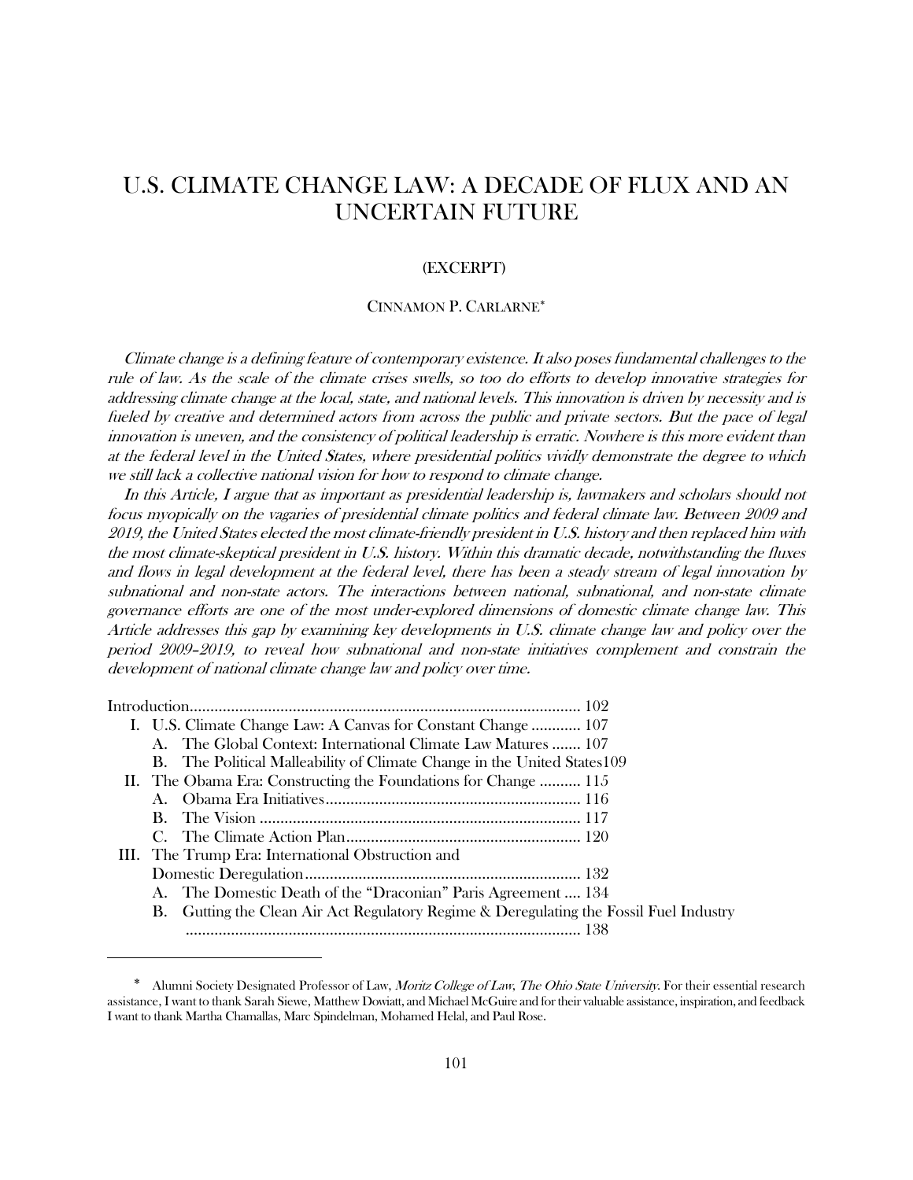# U.S. CLIMATE CHANGE LAW: A DECADE OF FLUX AND AN UNCERTAIN FUTURE

(EXCERPT)

CINNAMON P. CARLARNE[*]

*Climate change is a defining feature of contemporary existence. It also poses fundamental challenges to the rule of law. As the scale of the climate crises swells, so too do efforts to develop innovative strategies for addressing climate change at the local, state, and national levels. This innovation is driven by necessity and is fueled by creative and determined actors from across the public and private sectors. But the pace of legal innovation is uneven, and the consistency of political leadership is erratic. Nowhere is this more evident than at the federal level in the United States, where presidential politics vividly demonstrate the degree to which we still lack a collective national vision for how to respond to climate change.*

*In this Article, I argue that as important as presidential leadership is, lawmakers and scholars should not focus myopically on the vagaries of presidential climate politics and federal climate law. Between 2009 and 2019, the United States elected the most climate-friendly president in U.S. history and then replaced him with the most climate-skeptical president in U.S. history. Within this dramatic decade, notwithstanding the fluxes and flows in legal development at the federal level, there has been a steady stream of legal innovation by subnational and non-state actors. The interactions between national, subnational, and non-state climate governance efforts are one of the most under-explored dimensions of domestic climate change law. This Article addresses this gap by examining key developments in U.S. climate change law and policy over the period 2009–2019, to reveal how subnational and non-state initiatives complement and constrain the development of national climate change law and policy over time.*

Introduction .............................................................................................. 102

- I. U.S. Climate Change Law: A Canvas for Constant Change ............ 107
  - A. The Global Context: International Climate Law Matures ....... 107
  - B. The Political Malleability of Climate Change in the United States 109
- II. The Obama Era: Constructing the Foundations for Change .......... 115
  - A. Obama Era Initiatives ............................................................. 116
  - B. The Vision .............................................................................. 117
  - C. The Climate Action Plan ......................................................... 120
- III. The Trump Era: International Obstruction and Domestic Deregulation ................................................................... 132
  - A. The Domestic Death of the "Draconian" Paris Agreement .... 134
  - B. Gutting the Clean Air Act Regulatory Regime & Deregulating the Fossil Fuel Industry ................................................................................ 138

[*] Alumni Society Designated Professor of Law, *Moritz College of Law, The Ohio State University*. For their essential research assistance, I want to thank Sarah Siewe, Matthew Dowiatt, and Michael McGuire and for their valuable assistance, inspiration, and feedback I want to thank Martha Chamallas, Marc Spindelman, Mohamed Helal, and Paul Rose.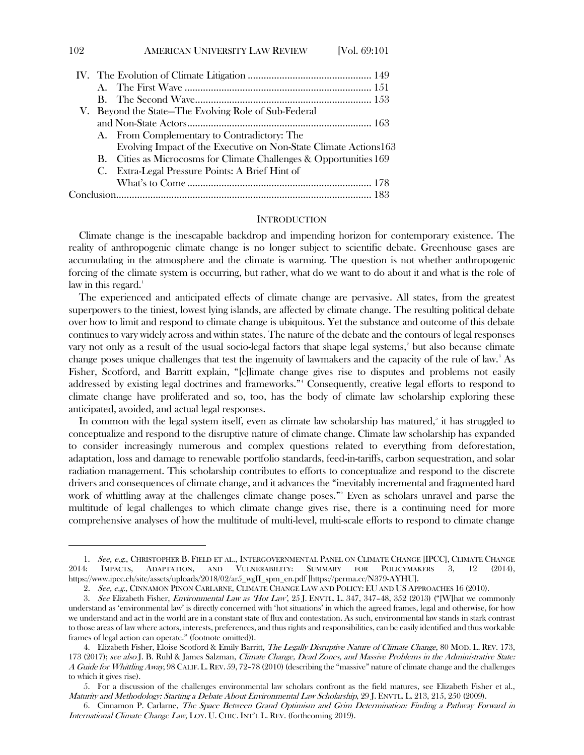IV. The Evolution of Climate Litigation ............................................... 149
  A. The First Wave ....................................................................... 151
  B. The Second Wave.................................................................... 153
V. Beyond the State—The Evolving Role of Sub-Federal and Non-State Actors....................................................................... 163
  A. From Complementary to Contradictory: The Evolving Impact of the Executive on Non-State Climate Actions 163
  B. Cities as Microcosms for Climate Challenges & Opportunities 169
  C. Extra-Legal Pressure Points: A Brief Hint of What's to Come ...................................................................... 178
Conclusion.................................................................................................. 183

## INTRODUCTION

Climate change is the inescapable backdrop and impending horizon for contemporary existence. The reality of anthropogenic climate change is no longer subject to scientific debate. Greenhouse gases are accumulating in the atmosphere and the climate is warming. The question is not whether anthropogenic forcing of the climate system is occurring, but rather, what do we want to do about it and what is the role of law in this regard.[1]

The experienced and anticipated effects of climate change are pervasive. All states, from the greatest superpowers to the tiniest, lowest lying islands, are affected by climate change. The resulting political debate over how to limit and respond to climate change is ubiquitous. Yet the substance and outcome of this debate continues to vary widely across and within states. The nature of the debate and the contours of legal responses vary not only as a result of the usual socio-legal factors that shape legal systems,[2] but also because climate change poses unique challenges that test the ingenuity of lawmakers and the capacity of the rule of law.[3] As Fisher, Scotford, and Barritt explain, "[c]limate change gives rise to disputes and problems not easily addressed by existing legal doctrines and frameworks."[4] Consequently, creative legal efforts to respond to climate change have proliferated and so, too, has the body of climate law scholarship exploring these anticipated, avoided, and actual legal responses.

In common with the legal system itself, even as climate law scholarship has matured,[5] it has struggled to conceptualize and respond to the disruptive nature of climate change. Climate law scholarship has expanded to consider increasingly numerous and complex questions related to everything from deforestation, adaptation, loss and damage to renewable portfolio standards, feed-in-tariffs, carbon sequestration, and solar radiation management. This scholarship contributes to efforts to conceptualize and respond to the discrete drivers and consequences of climate change, and it advances the "inevitably incremental and fragmented hard work of whittling away at the challenges climate change poses."[6] Even as scholars unravel and parse the multitude of legal challenges to which climate change gives rise, there is a continuing need for more comprehensive analyses of how the multitude of multi-level, multi-scale efforts to respond to climate change

---

1. *See, e.g.*, CHRISTOPHER B. FIELD ET AL., INTERGOVERNMENTAL PANEL ON CLIMATE CHANGE [IPCC], CLIMATE CHANGE 2014: IMPACTS, ADAPTATION, AND VULNERABILITY: SUMMARY FOR POLICYMAKERS 3, 12 (2014), https://www.ipcc.ch/site/assets/uploads/2018/02/ar5_wgII_spm_en.pdf [https://perma.cc/N379-AYHU].

2. *See, e.g.*, CINNAMON PINON CARLARNE, CLIMATE CHANGE LAW AND POLICY: EU AND US APPROACHES 16 (2010).

3. *See* Elizabeth Fisher, *Environmental Law as 'Hot Law'*, 25 J. ENVTL. L. 347, 347–48, 352 (2013) ("[W]hat we commonly understand as 'environmental law' is directly concerned with 'hot situations' in which the agreed frames, legal and otherwise, for how we understand and act in the world are in a constant state of flux and contestation. As such, environmental law stands in stark contrast to those areas of law where actors, interests, preferences, and thus rights and responsibilities, can be easily identified and thus workable frames of legal action can operate." (footnote omitted)).

4. Elizabeth Fisher, Eloise Scotford & Emily Barritt, *The Legally Disruptive Nature of Climate Change*, 80 MOD. L. REV. 173, 173 (2017); *see also* J. B. Ruhl & James Salzman, *Climate Change, Dead Zones, and Massive Problems in the Administrative State: A Guide for Whittling Away*, 98 CALIF. L. REV. 59, 72–78 (2010) (describing the "massive" nature of climate change and the challenges to which it gives rise).

5. For a discussion of the challenges environmental law scholars confront as the field matures, see Elizabeth Fisher et al., *Maturity and Methodology: Starting a Debate About Environmental Law Scholarship*, 29 J. ENVTL. L. 213, 215, 250 (2009).

6. Cinnamon P. Carlarne, *The Space Between Grand Optimism and Grim Determination: Finding a Pathway Forward in International Climate Change Law*, LOY. U. CHIC. INT'L L. REV. (forthcoming 2019).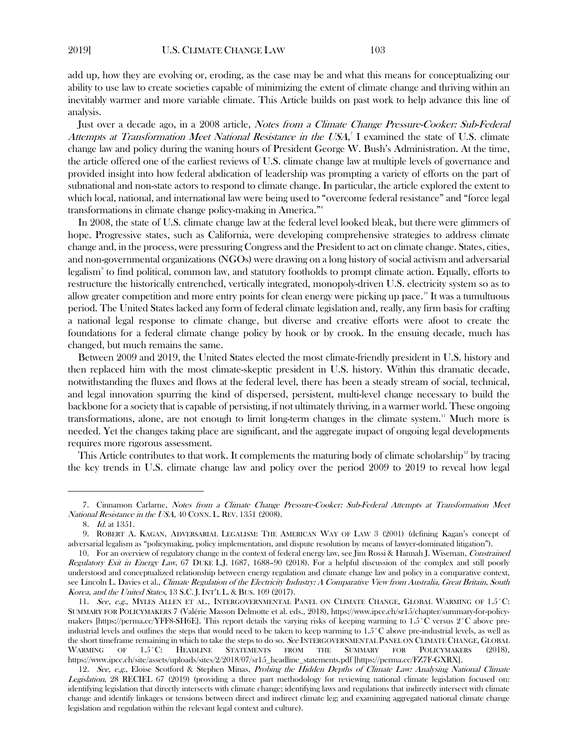add up, how they are evolving or, eroding, as the case may be and what this means for conceptualizing our ability to use law to create societies capable of minimizing the extent of climate change and thriving within an inevitably warmer and more variable climate. This Article builds on past work to help advance this line of analysis.

Just over a decade ago, in a 2008 article, *Notes from a Climate Change Pressure-Cooker: Sub-Federal Attempts at Transformation Meet National Resistance in the USA*,[7] I examined the state of U.S. climate change law and policy during the waning hours of President George W. Bush's Administration. At the time, the article offered one of the earliest reviews of U.S. climate change law at multiple levels of governance and provided insight into how federal abdication of leadership was prompting a variety of efforts on the part of subnational and non-state actors to respond to climate change. In particular, the article explored the extent to which local, national, and international law were being used to "overcome federal resistance" and "force legal transformations in climate change policy-making in America."[8]

In 2008, the state of U.S. climate change law at the federal level looked bleak, but there were glimmers of hope. Progressive states, such as California, were developing comprehensive strategies to address climate change and, in the process, were pressuring Congress and the President to act on climate change. States, cities, and non-governmental organizations (NGOs) were drawing on a long history of social activism and adversarial legalism[9] to find political, common law, and statutory footholds to prompt climate action. Equally, efforts to restructure the historically entrenched, vertically integrated, monopoly-driven U.S. electricity system so as to allow greater competition and more entry points for clean energy were picking up pace.[10] It was a tumultuous period. The United States lacked any form of federal climate legislation and, really, any firm basis for crafting a national legal response to climate change, but diverse and creative efforts were afoot to create the foundations for a federal climate change policy by hook or by crook. In the ensuing decade, much has changed, but much remains the same.

Between 2009 and 2019, the United States elected the most climate-friendly president in U.S. history and then replaced him with the most climate-skeptic president in U.S. history. Within this dramatic decade, notwithstanding the fluxes and flows at the federal level, there has been a steady stream of social, technical, and legal innovation spurring the kind of dispersed, persistent, multi-level change necessary to build the backbone for a society that is capable of persisting, if not ultimately thriving, in a warmer world. These ongoing transformations, alone, are not enough to limit long-term changes in the climate system.[11] Much more is needed. Yet the changes taking place are significant, and the aggregate impact of ongoing legal developments requires more rigorous assessment.

This Article contributes to that work. It complements the maturing body of climate scholarship[12] by tracing the key trends in U.S. climate change law and policy over the period 2009 to 2019 to reveal how legal

---

7. Cinnamon Carlarne, *Notes from a Climate Change Pressure-Cooker: Sub-Federal Attempts at Transformation Meet National Resistance in the USA*, 40 CONN. L. REV. 1351 (2008).

8. *Id.* at 1351.

9. ROBERT A. KAGAN, ADVERSARIAL LEGALISM: THE AMERICAN WAY OF LAW 3 (2001) (defining Kagan's concept of adversarial legalism as "policymaking, policy implementation, and dispute resolution by means of lawyer-dominated litigation").

10. For an overview of regulatory change in the context of federal energy law, see Jim Rossi & Hannah J. Wiseman, *Constrained Regulatory Exit in Energy Law*, 67 DUKE L.J. 1687, 1688–90 (2018). For a helpful discussion of the complex and still poorly understood and conceptualized relationship between energy regulation and climate change law and policy in a comparative context, see Lincoln L. Davies et al., *Climate Regulation of the Electricity Industry: A Comparative View from Australia, Great Britain, South Korea, and the United States*, 13 S.C. J. INT'L L. & BUS. 109 (2017).

11. *See, e.g.*, MYLES ALLEN ET AL., INTERGOVERNMENTAL PANEL ON CLIMATE CHANGE, GLOBAL WARMING OF 1.5˚C: SUMMARY FOR POLICYMAKERS 7 (Valérie Masson Delmotte et al. eds., 2018), https://www.ipcc.ch/sr15/chapter/summary-for-policy-makers [https://perma.cc/YFF8-SH6E]. This report details the varying risks of keeping warming to 1.5˚C versus 2˚C above pre-industrial levels and outlines the steps that would need to be taken to keep warming to 1.5˚C above pre-industrial levels, as well as the short timeframe remaining in which to take the steps to do so. *See* INTERGOVERNMENTAL PANEL ON CLIMATE CHANGE, GLOBAL WARMING OF 1.5˚C: HEADLINE STATEMENTS FROM THE SUMMARY FOR POLICYMAKERS (2018), https://www.ipcc.ch/site/assets/uploads/sites/2/2018/07/sr15_headline_statements.pdf [https://perma.cc/FZ7F-GXRX].

12. *See, e.g.*, Eloise Scotford & Stephen Minas, *Probing the Hidden Depths of Climate Law: Analysing National Climate Legislation*, 28 RECIEL 67 (2019) (providing a three part methodology for reviewing national climate legislation focused on: identifying legislation that directly intersects with climate change; identifying laws and regulations that indirectly intersect with climate change and identify linkages or tensions between direct and indirect climate leg; and examining aggregated national climate change legislation and regulation within the relevant legal context and culture).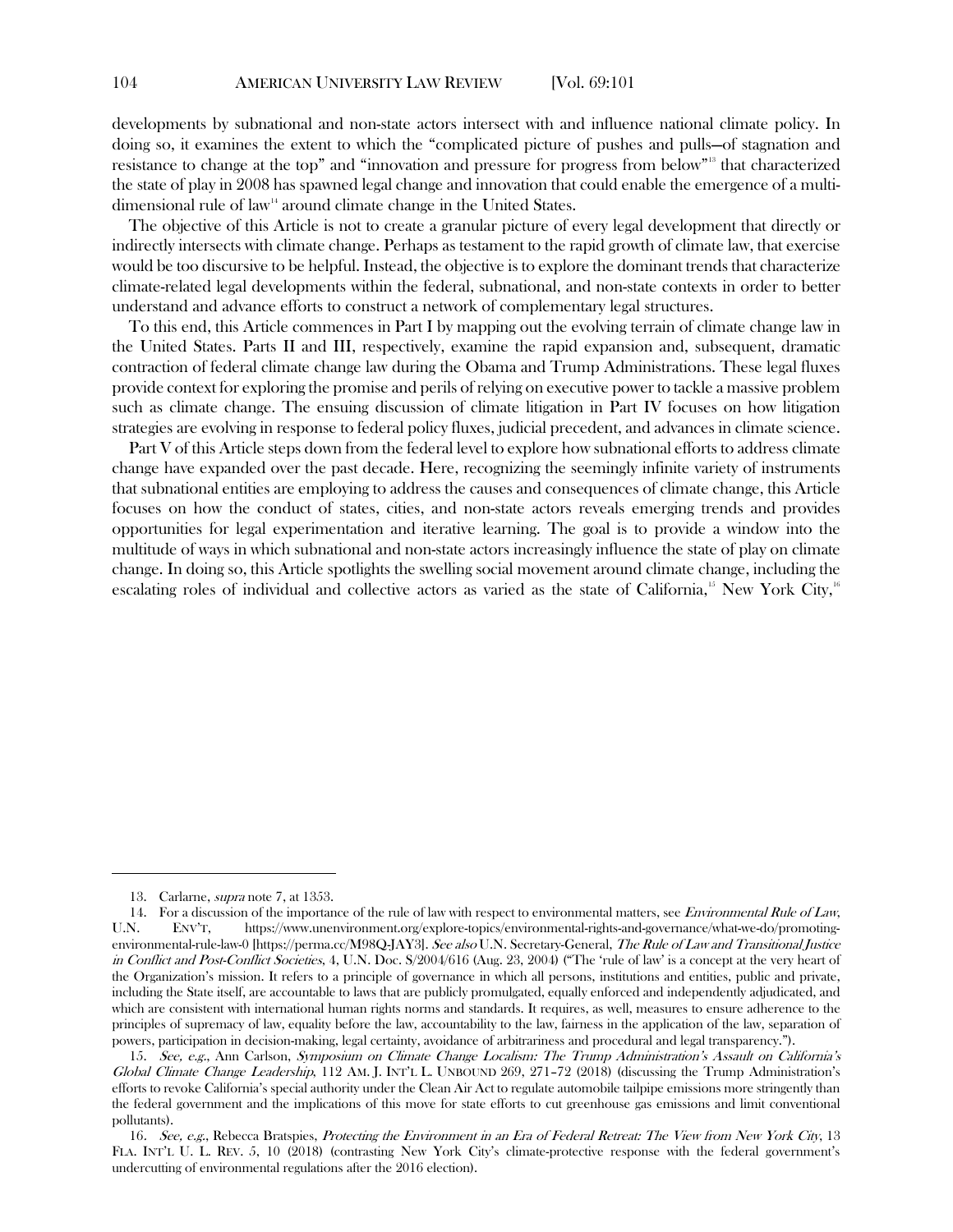developments by subnational and non-state actors intersect with and influence national climate policy. In doing so, it examines the extent to which the "complicated picture of pushes and pulls—of stagnation and resistance to change at the top" and "innovation and pressure for progress from below"[13] that characterized the state of play in 2008 has spawned legal change and innovation that could enable the emergence of a multi-dimensional rule of law[14] around climate change in the United States.

The objective of this Article is not to create a granular picture of every legal development that directly or indirectly intersects with climate change. Perhaps as testament to the rapid growth of climate law, that exercise would be too discursive to be helpful. Instead, the objective is to explore the dominant trends that characterize climate-related legal developments within the federal, subnational, and non-state contexts in order to better understand and advance efforts to construct a network of complementary legal structures.

To this end, this Article commences in Part I by mapping out the evolving terrain of climate change law in the United States. Parts II and III, respectively, examine the rapid expansion and, subsequent, dramatic contraction of federal climate change law during the Obama and Trump Administrations. These legal fluxes provide context for exploring the promise and perils of relying on executive power to tackle a massive problem such as climate change. The ensuing discussion of climate litigation in Part IV focuses on how litigation strategies are evolving in response to federal policy fluxes, judicial precedent, and advances in climate science.

Part V of this Article steps down from the federal level to explore how subnational efforts to address climate change have expanded over the past decade. Here, recognizing the seemingly infinite variety of instruments that subnational entities are employing to address the causes and consequences of climate change, this Article focuses on how the conduct of states, cities, and non-state actors reveals emerging trends and provides opportunities for legal experimentation and iterative learning. The goal is to provide a window into the multitude of ways in which subnational and non-state actors increasingly influence the state of play on climate change. In doing so, this Article spotlights the swelling social movement around climate change, including the escalating roles of individual and collective actors as varied as the state of California,[15] New York City,[16]

---

13. Carlarne, *supra* note 7, at 1353.

14. For a discussion of the importance of the rule of law with respect to environmental matters, see *Environmental Rule of Law*, U.N. ENV'T, https://www.unenvironment.org/explore-topics/environmental-rights-and-governance/what-we-do/promoting-environmental-rule-law-0 [https://perma.cc/M98Q-JAY3]. *See also* U.N. Secretary-General, *The Rule of Law and Transitional Justice in Conflict and Post-Conflict Societies*, 4, U.N. Doc. S/2004/616 (Aug. 23, 2004) ("The 'rule of law' is a concept at the very heart of the Organization's mission. It refers to a principle of governance in which all persons, institutions and entities, public and private, including the State itself, are accountable to laws that are publicly promulgated, equally enforced and independently adjudicated, and which are consistent with international human rights norms and standards. It requires, as well, measures to ensure adherence to the principles of supremacy of law, equality before the law, accountability to the law, fairness in the application of the law, separation of powers, participation in decision-making, legal certainty, avoidance of arbitrariness and procedural and legal transparency.").

15. *See, e.g.*, Ann Carlson, *Symposium on Climate Change Localism: The Trump Administration's Assault on California's Global Climate Change Leadership*, 112 AM. J. INT'L L. UNBOUND 269, 271–72 (2018) (discussing the Trump Administration's efforts to revoke California's special authority under the Clean Air Act to regulate automobile tailpipe emissions more stringently than the federal government and the implications of this move for state efforts to cut greenhouse gas emissions and limit conventional pollutants).

16. *See, e.g.*, Rebecca Bratspies, *Protecting the Environment in an Era of Federal Retreat: The View from New York City*, 13 FLA. INT'L U. L. REV. 5, 10 (2018) (contrasting New York City's climate-protective response with the federal government's undercutting of environmental regulations after the 2016 election).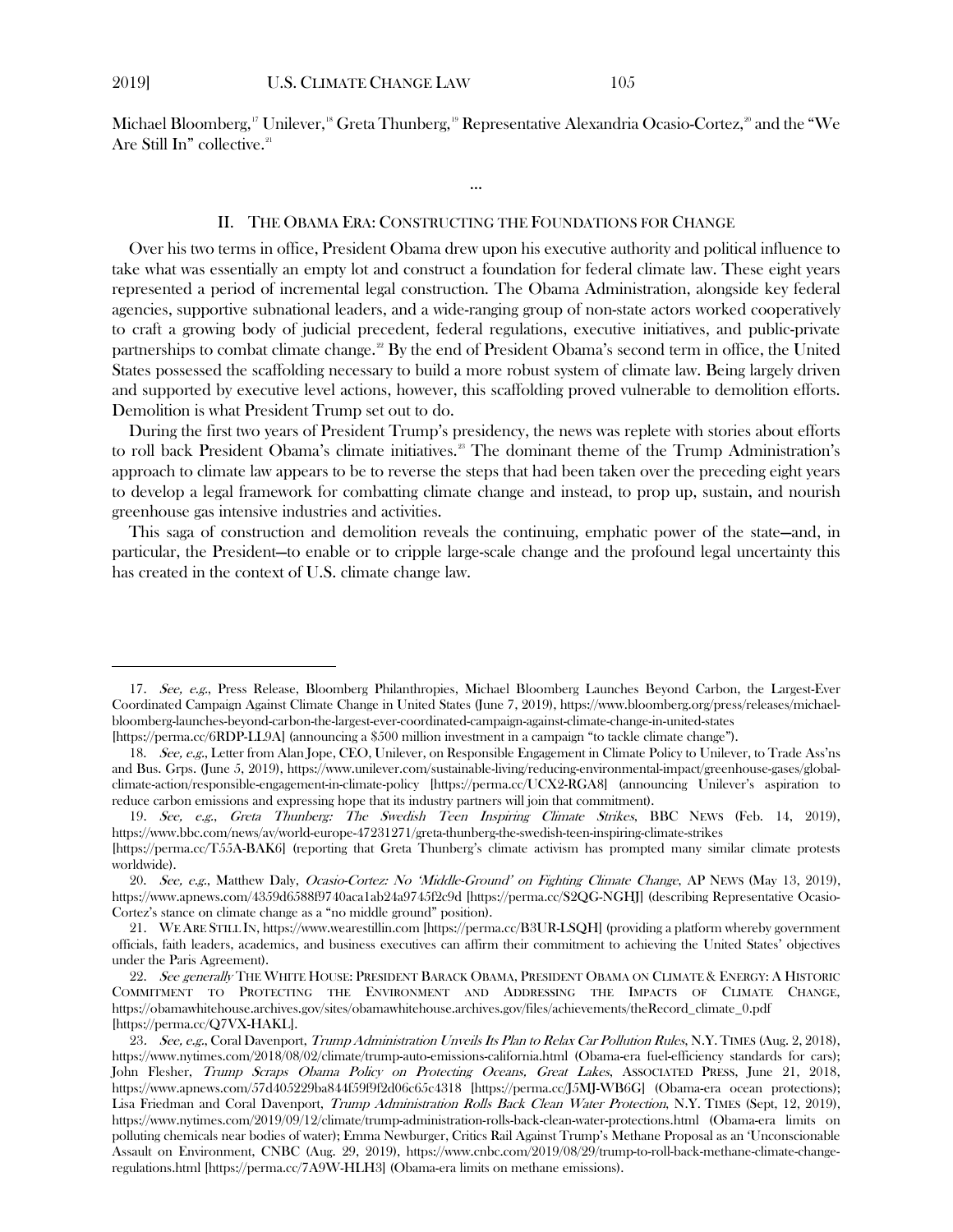Michael Bloomberg,[17] Unilever,[18] Greta Thunberg,[19] Representative Alexandria Ocasio-Cortez,[20] and the "We Are Still In" collective.[21]

…

## II. THE OBAMA ERA: CONSTRUCTING THE FOUNDATIONS FOR CHANGE

Over his two terms in office, President Obama drew upon his executive authority and political influence to take what was essentially an empty lot and construct a foundation for federal climate law. These eight years represented a period of incremental legal construction. The Obama Administration, alongside key federal agencies, supportive subnational leaders, and a wide-ranging group of non-state actors worked cooperatively to craft a growing body of judicial precedent, federal regulations, executive initiatives, and public-private partnerships to combat climate change.[22] By the end of President Obama's second term in office, the United States possessed the scaffolding necessary to build a more robust system of climate law. Being largely driven and supported by executive level actions, however, this scaffolding proved vulnerable to demolition efforts. Demolition is what President Trump set out to do.

During the first two years of President Trump's presidency, the news was replete with stories about efforts to roll back President Obama's climate initiatives.[23] The dominant theme of the Trump Administration's approach to climate law appears to be to reverse the steps that had been taken over the preceding eight years to develop a legal framework for combatting climate change and instead, to prop up, sustain, and nourish greenhouse gas intensive industries and activities.

This saga of construction and demolition reveals the continuing, emphatic power of the state—and, in particular, the President—to enable or to cripple large-scale change and the profound legal uncertainty this has created in the context of U.S. climate change law.

---

17. *See, e.g.*, Press Release, Bloomberg Philanthropies, Michael Bloomberg Launches Beyond Carbon, the Largest-Ever Coordinated Campaign Against Climate Change in United States (June 7, 2019), https://www.bloomberg.org/press/releases/michael-bloomberg-launches-beyond-carbon-the-largest-ever-coordinated-campaign-against-climate-change-in-united-states [https://perma.cc/6RDP-LL9A] (announcing a $500 million investment in a campaign "to tackle climate change").

18. *See, e.g.*, Letter from Alan Jope, CEO, Unilever, on Responsible Engagement in Climate Policy to Unilever, to Trade Ass'ns and Bus. Grps. (June 5, 2019), https://www.unilever.com/sustainable-living/reducing-environmental-impact/greenhouse-gases/global-climate-action/responsible-engagement-in-climate-policy [https://perma.cc/UCX2-RGA8] (announcing Unilever's aspiration to reduce carbon emissions and expressing hope that its industry partners will join that commitment).

19. *See, e.g.*, *Greta Thunberg: The Swedish Teen Inspiring Climate Strikes*, BBC NEWS (Feb. 14, 2019), https://www.bbc.com/news/av/world-europe-47231271/greta-thunberg-the-swedish-teen-inspiring-climate-strikes [https://perma.cc/T55A-BAK6] (reporting that Greta Thunberg's climate activism has prompted many similar climate protests worldwide).

20. *See, e.g.*, Matthew Daly, *Ocasio-Cortez: No 'Middle-Ground' on Fighting Climate Change*, AP NEWS (May 13, 2019), https://www.apnews.com/4359d6588f9740aca1ab24a9745f2c9d [https://perma.cc/S2QG-NGHJ] (describing Representative Ocasio-Cortez's stance on climate change as a "no middle ground" position).

21. WE ARE STILL IN, https://www.wearestillin.com [https://perma.cc/B3UR-LSQH] (providing a platform whereby government officials, faith leaders, academics, and business executives can affirm their commitment to achieving the United States' objectives under the Paris Agreement).

22. *See generally* THE WHITE HOUSE: PRESIDENT BARACK OBAMA, PRESIDENT OBAMA ON CLIMATE & ENERGY: A HISTORIC COMMITMENT TO PROTECTING THE ENVIRONMENT AND ADDRESSING THE IMPACTS OF CLIMATE CHANGE, https://obamawhitehouse.archives.gov/sites/obamawhitehouse.archives.gov/files/achievements/theRecord_climate_0.pdf [https://perma.cc/Q7VX-HAKL].

23. *See, e.g.*, Coral Davenport, *Trump Administration Unveils Its Plan to Relax Car Pollution Rules*, N.Y. TIMES (Aug. 2, 2018), https://www.nytimes.com/2018/08/02/climate/trump-auto-emissions-california.html (Obama-era fuel-efficiency standards for cars); John Flesher, *Trump Scraps Obama Policy on Protecting Oceans, Great Lakes*, ASSOCIATED PRESS, June 21, 2018, https://www.apnews.com/57d405229ba844f59f9f2d06c65c4318 [https://perma.cc/J5MJ-WB6G] (Obama-era ocean protections); Lisa Friedman and Coral Davenport, *Trump Administration Rolls Back Clean Water Protection*, N.Y. TIMES (Sept, 12, 2019), https://www.nytimes.com/2019/09/12/climate/trump-administration-rolls-back-clean-water-protections.html (Obama-era limits on polluting chemicals near bodies of water); Emma Newburger, Critics Rail Against Trump's Methane Proposal as an 'Unconscionable Assault on Environment, CNBC (Aug. 29, 2019), https://www.cnbc.com/2019/08/29/trump-to-roll-back-methane-climate-change-regulations.html [https://perma.cc/7A9W-HLH3] (Obama-era limits on methane emissions).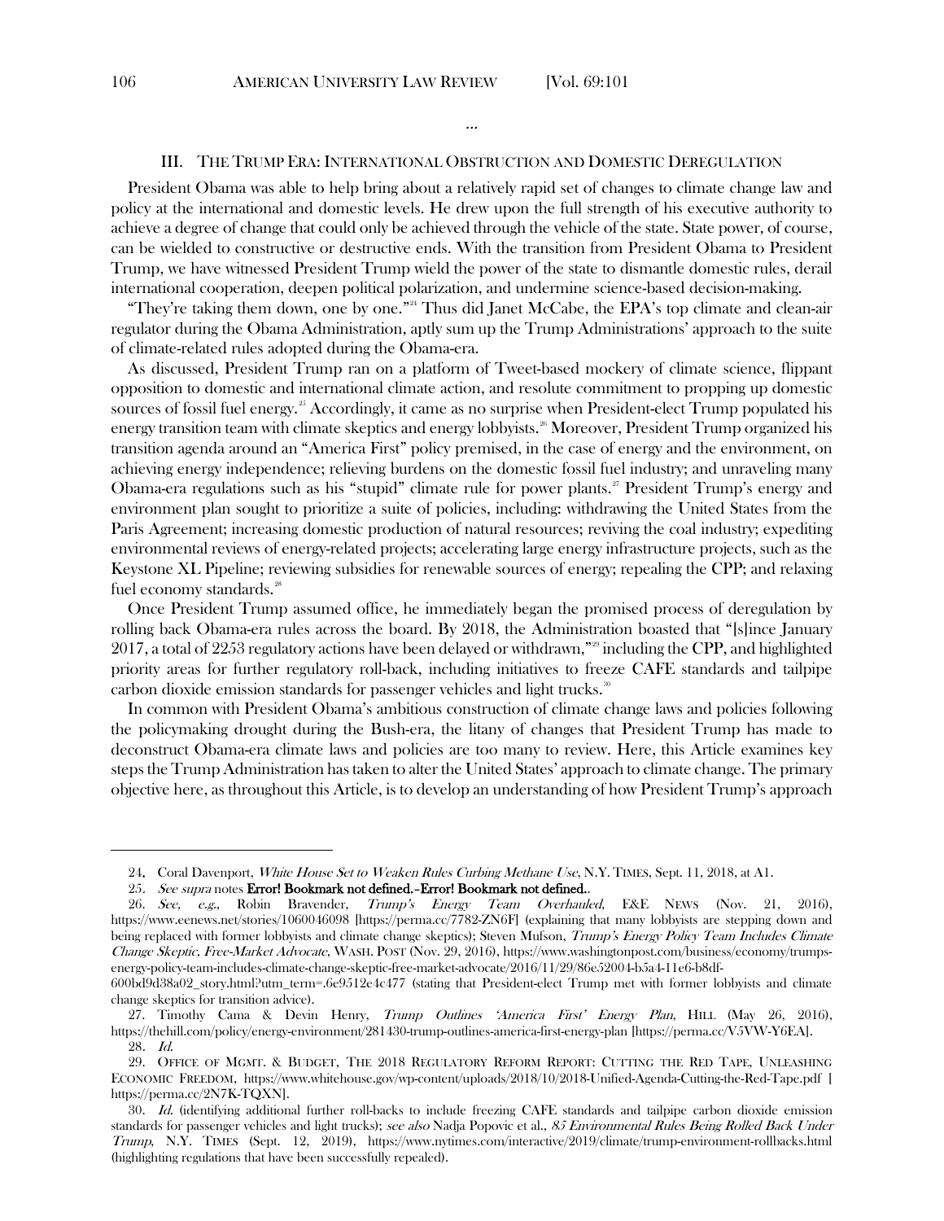…

## III. THE TRUMP ERA: INTERNATIONAL OBSTRUCTION AND DOMESTIC DEREGULATION

President Obama was able to help bring about a relatively rapid set of changes to climate change law and policy at the international and domestic levels. He drew upon the full strength of his executive authority to achieve a degree of change that could only be achieved through the vehicle of the state. State power, of course, can be wielded to constructive or destructive ends. With the transition from President Obama to President Trump, we have witnessed President Trump wield the power of the state to dismantle domestic rules, derail international cooperation, deepen political polarization, and undermine science-based decision-making.

"They're taking them down, one by one."[24] Thus did Janet McCabe, the EPA's top climate and clean-air regulator during the Obama Administration, aptly sum up the Trump Administrations' approach to the suite of climate-related rules adopted during the Obama-era.

As discussed, President Trump ran on a platform of Tweet-based mockery of climate science, flippant opposition to domestic and international climate action, and resolute commitment to propping up domestic sources of fossil fuel energy.[25] Accordingly, it came as no surprise when President-elect Trump populated his energy transition team with climate skeptics and energy lobbyists.[26] Moreover, President Trump organized his transition agenda around an "America First" policy premised, in the case of energy and the environment, on achieving energy independence; relieving burdens on the domestic fossil fuel industry; and unraveling many Obama-era regulations such as his "stupid" climate rule for power plants.[27] President Trump's energy and environment plan sought to prioritize a suite of policies, including: withdrawing the United States from the Paris Agreement; increasing domestic production of natural resources; reviving the coal industry; expediting environmental reviews of energy-related projects; accelerating large energy infrastructure projects, such as the Keystone XL Pipeline; reviewing subsidies for renewable sources of energy; repealing the CPP; and relaxing fuel economy standards.[28]

Once President Trump assumed office, he immediately began the promised process of deregulation by rolling back Obama-era rules across the board. By 2018, the Administration boasted that "[s]ince January 2017, a total of 2253 regulatory actions have been delayed or withdrawn,"[29] including the CPP, and highlighted priority areas for further regulatory roll-back, including initiatives to freeze CAFE standards and tailpipe carbon dioxide emission standards for passenger vehicles and light trucks.[30]

In common with President Obama's ambitious construction of climate change laws and policies following the policymaking drought during the Bush-era, the litany of changes that President Trump has made to deconstruct Obama-era climate laws and policies are too many to review. Here, this Article examines key steps the Trump Administration has taken to alter the United States' approach to climate change. The primary objective here, as throughout this Article, is to develop an understanding of how President Trump's approach

---

24. Coral Davenport, *White House Set to Weaken Rules Curbing Methane Use*, N.Y. TIMES, Sept. 11, 2018, at A1.

25. *See supra* notes **Error! Bookmark not defined.–Error! Bookmark not defined.**.

26. *See, e.g.*, Robin Bravender, *Trump's Energy Team Overhauled*, E&E NEWS (Nov. 21, 2016), https://www.eenews.net/stories/1060046098 [https://perma.cc/7782-ZN6F] (explaining that many lobbyists are stepping down and being replaced with former lobbyists and climate change skeptics); Steven Mufson, *Trump's Energy Policy Team Includes Climate Change Skeptic, Free-Market Advocate*, WASH. POST (Nov. 29, 2016), https://www.washingtonpost.com/business/economy/trumps-energy-policy-team-includes-climate-change-skeptic-free-market-advocate/2016/11/29/86e52004-b5a4-11e6-b8df-600bd9d38a02_story.html?utm_term=.6e9512e4c477 (stating that President-elect Trump met with former lobbyists and climate change skeptics for transition advice).

27. Timothy Cama & Devin Henry, *Trump Outlines 'America First' Energy Plan*, HILL (May 26, 2016), https://thehill.com/policy/energy-environment/281430-trump-outlines-america-first-energy-plan [https://perma.cc/V5VW-Y6EA].

28. *Id.*

29. OFFICE OF MGMT. & BUDGET, THE 2018 REGULATORY REFORM REPORT: CUTTING THE RED TAPE, UNLEASHING ECONOMIC FREEDOM, https://www.whitehouse.gov/wp-content/uploads/2018/10/2018-Unified-Agenda-Cutting-the-Red-Tape.pdf [https://perma.cc/2N7K-TQXN].

30. *Id.* (identifying additional further roll-backs to include freezing CAFE standards and tailpipe carbon dioxide emission standards for passenger vehicles and light trucks); *see also* Nadja Popovic et al., *85 Environmental Rules Being Rolled Back Under Trump*, N.Y. TIMES (Sept. 12, 2019), https://www.nytimes.com/interactive/2019/climate/trump-environment-rollbacks.html (highlighting regulations that have been successfully repealed).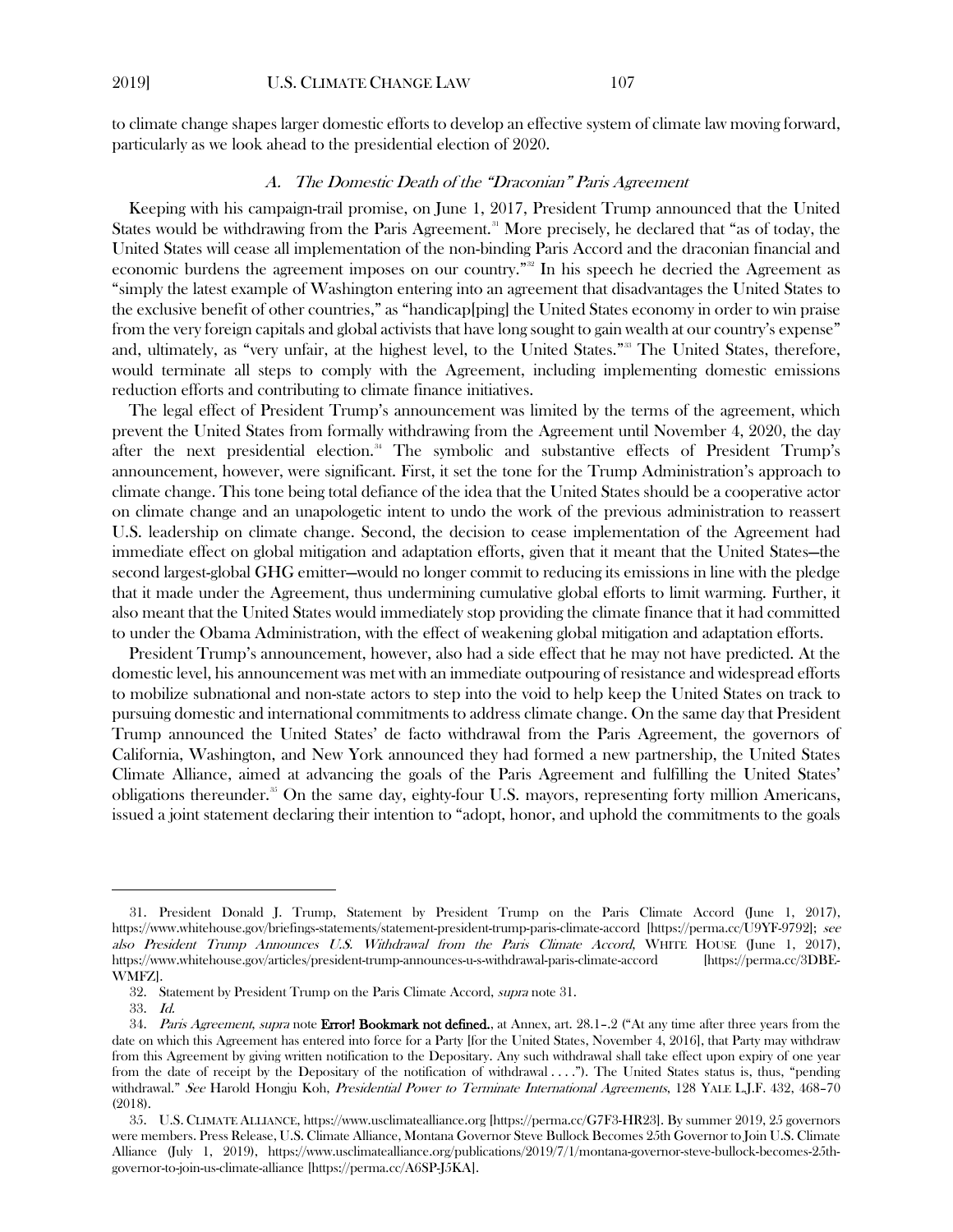to climate change shapes larger domestic efforts to develop an effective system of climate law moving forward, particularly as we look ahead to the presidential election of 2020.

### *A. The Domestic Death of the "Draconian" Paris Agreement*

Keeping with his campaign-trail promise, on June 1, 2017, President Trump announced that the United States would be withdrawing from the Paris Agreement.[31] More precisely, he declared that "as of today, the United States will cease all implementation of the non-binding Paris Accord and the draconian financial and economic burdens the agreement imposes on our country."[32] In his speech he decried the Agreement as "simply the latest example of Washington entering into an agreement that disadvantages the United States to the exclusive benefit of other countries," as "handicap[ping] the United States economy in order to win praise from the very foreign capitals and global activists that have long sought to gain wealth at our country's expense" and, ultimately, as "very unfair, at the highest level, to the United States."[33] The United States, therefore, would terminate all steps to comply with the Agreement, including implementing domestic emissions reduction efforts and contributing to climate finance initiatives.

The legal effect of President Trump's announcement was limited by the terms of the agreement, which prevent the United States from formally withdrawing from the Agreement until November 4, 2020, the day after the next presidential election.[34] The symbolic and substantive effects of President Trump's announcement, however, were significant. First, it set the tone for the Trump Administration's approach to climate change. This tone being total defiance of the idea that the United States should be a cooperative actor on climate change and an unapologetic intent to undo the work of the previous administration to reassert U.S. leadership on climate change. Second, the decision to cease implementation of the Agreement had immediate effect on global mitigation and adaptation efforts, given that it meant that the United States—the second largest-global GHG emitter—would no longer commit to reducing its emissions in line with the pledge that it made under the Agreement, thus undermining cumulative global efforts to limit warming. Further, it also meant that the United States would immediately stop providing the climate finance that it had committed to under the Obama Administration, with the effect of weakening global mitigation and adaptation efforts.

President Trump's announcement, however, also had a side effect that he may not have predicted. At the domestic level, his announcement was met with an immediate outpouring of resistance and widespread efforts to mobilize subnational and non-state actors to step into the void to help keep the United States on track to pursuing domestic and international commitments to address climate change. On the same day that President Trump announced the United States' de facto withdrawal from the Paris Agreement, the governors of California, Washington, and New York announced they had formed a new partnership, the United States Climate Alliance, aimed at advancing the goals of the Paris Agreement and fulfilling the United States' obligations thereunder.[35] On the same day, eighty-four U.S. mayors, representing forty million Americans, issued a joint statement declaring their intention to "adopt, honor, and uphold the commitments to the goals

---

31. President Donald J. Trump, Statement by President Trump on the Paris Climate Accord (June 1, 2017), https://www.whitehouse.gov/briefings-statements/statement-president-trump-paris-climate-accord [https://perma.cc/U9YF-9792]; *see also President Trump Announces U.S. Withdrawal from the Paris Climate Accord*, WHITE HOUSE (June 1, 2017), https://www.whitehouse.gov/articles/president-trump-announces-u-s-withdrawal-paris-climate-accord [https://perma.cc/3DBE-WMFZ].

32. Statement by President Trump on the Paris Climate Accord, *supra* note 31.

33. *Id.*

34. *Paris Agreement*, *supra* note **Error! Bookmark not defined.**, at Annex, art. 28.1–.2 ("At any time after three years from the date on which this Agreement has entered into force for a Party [for the United States, November 4, 2016], that Party may withdraw from this Agreement by giving written notification to the Depositary. Any such withdrawal shall take effect upon expiry of one year from the date of receipt by the Depositary of the notification of withdrawal . . . ."). The United States status is, thus, "pending withdrawal." *See* Harold Hongju Koh, *Presidential Power to Terminate International Agreements*, 128 YALE L.J.F. 432, 468–70 (2018).

35. U.S. CLIMATE ALLIANCE, https://www.usclimatealliance.org [https://perma.cc/G7F3-HR23]. By summer 2019, 25 governors were members. Press Release, U.S. Climate Alliance, Montana Governor Steve Bullock Becomes 25th Governor to Join U.S. Climate Alliance (July 1, 2019), https://www.usclimatealliance.org/publications/2019/7/1/montana-governor-steve-bullock-becomes-25th-governor-to-join-us-climate-alliance [https://perma.cc/A6SP-J5KA].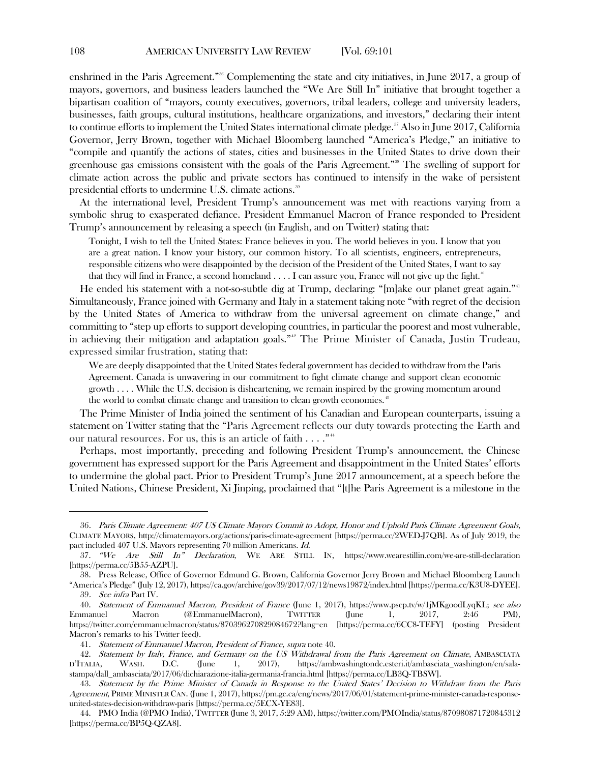enshrined in the Paris Agreement."[36] Complementing the state and city initiatives, in June 2017, a group of mayors, governors, and business leaders launched the "We Are Still In" initiative that brought together a bipartisan coalition of "mayors, county executives, governors, tribal leaders, college and university leaders, businesses, faith groups, cultural institutions, healthcare organizations, and investors," declaring their intent to continue efforts to implement the United States international climate pledge.[37] Also in June 2017, California Governor, Jerry Brown, together with Michael Bloomberg launched "America's Pledge," an initiative to "compile and quantify the actions of states, cities and businesses in the United States to drive down their greenhouse gas emissions consistent with the goals of the Paris Agreement."[38] The swelling of support for climate action across the public and private sectors has continued to intensify in the wake of persistent presidential efforts to undermine U.S. climate actions.[39]

At the international level, President Trump's announcement was met with reactions varying from a symbolic shrug to exasperated defiance. President Emmanuel Macron of France responded to President Trump's announcement by releasing a speech (in English, and on Twitter) stating that:

> Tonight, I wish to tell the United States: France believes in you. The world believes in you. I know that you are a great nation. I know your history, our common history. To all scientists, engineers, entrepreneurs, responsible citizens who were disappointed by the decision of the President of the United States, I want to say that they will find in France, a second homeland . . . . I can assure you, France will not give up the fight.[40]

He ended his statement with a not-so-subtle dig at Trump, declaring: "[m]ake our planet great again."[41] Simultaneously, France joined with Germany and Italy in a statement taking note "with regret of the decision by the United States of America to withdraw from the universal agreement on climate change," and committing to "step up efforts to support developing countries, in particular the poorest and most vulnerable, in achieving their mitigation and adaptation goals."[42] The Prime Minister of Canada, Justin Trudeau, expressed similar frustration, stating that:

> We are deeply disappointed that the United States federal government has decided to withdraw from the Paris Agreement. Canada is unwavering in our commitment to fight climate change and support clean economic growth . . . . While the U.S. decision is disheartening, we remain inspired by the growing momentum around the world to combat climate change and transition to clean growth economies.[43]

The Prime Minister of India joined the sentiment of his Canadian and European counterparts, issuing a statement on Twitter stating that the "Paris Agreement reflects our duty towards protecting the Earth and our natural resources. For us, this is an article of faith . . . ."[44]

Perhaps, most importantly, preceding and following President Trump's announcement, the Chinese government has expressed support for the Paris Agreement and disappointment in the United States' efforts to undermine the global pact. Prior to President Trump's June 2017 announcement, at a speech before the United Nations, Chinese President, Xi Jinping, proclaimed that "[t]he Paris Agreement is a milestone in the

---

36. *Paris Climate Agreement: 407 US Climate Mayors Commit to Adopt, Honor and Uphold Paris Climate Agreement Goals*, CLIMATE MAYORS, http://climatemayors.org/actions/paris-climate-agreement [https://perma.cc/2WED-J7QB]. As of July 2019, the pact included 407 U.S. Mayors representing 70 million Americans. *Id.*

37. *"We Are Still In" Declaration*, WE ARE STILL IN, https://www.wearestillin.com/we-are-still-declaration [https://perma.cc/5B55-AZPU].

38. Press Release, Office of Governor Edmund G. Brown, California Governor Jerry Brown and Michael Bloomberg Launch "America's Pledge" (July 12, 2017), https://ca.gov/archive/gov39/2017/07/12/news19872/index.html [https://perma.cc/K3U8-DYEE].

39. *See infra* Part IV.

40. *Statement of Emmanuel Macron, President of France* (June 1, 2017), https://www.pscp.tv/w/1jMKgoodLyqKL; *see also* Emmanuel Macron (@EmmanuelMacron), TWITTER (June 1, 2017, 2:46 PM), https://twitter.com/emmanuelmacron/status/870396270829084672?lang=en [https://perma.cc/6CC8-TEFY] (posting President Macron's remarks to his Twitter feed).

41. *Statement of Emmanuel Macron, President of France*, *supra* note 40.

42. *Statement by Italy, France, and Germany on the US Withdrawal from the Paris Agreement on Climate*, AMBASCIATA D'ITALIA, WASH. D.C. (June 1, 2017), https://ambwashingtondc.esteri.it/ambasciata_washington/en/sala-stampa/dall_ambasciata/2017/06/dichiarazione-italia-germania-francia.html [https://perma.cc/LB3Q-TBSW].

43. *Statement by the Prime Minister of Canada in Response to the United States' Decision to Withdraw from the Paris Agreement*, PRIME MINISTER CAN. (June 1, 2017), https://pm.gc.ca/eng/news/2017/06/01/statement-prime-minister-canada-response-united-states-decision-withdraw-paris [https://perma.cc/5ECX-YE83].

44. PMO India (@PMO India), TWITTER (June 3, 2017, 5:29 AM), https://twitter.com/PMOIndia/status/870980871720845312 [https://perma.cc/BP5Q-QZA8].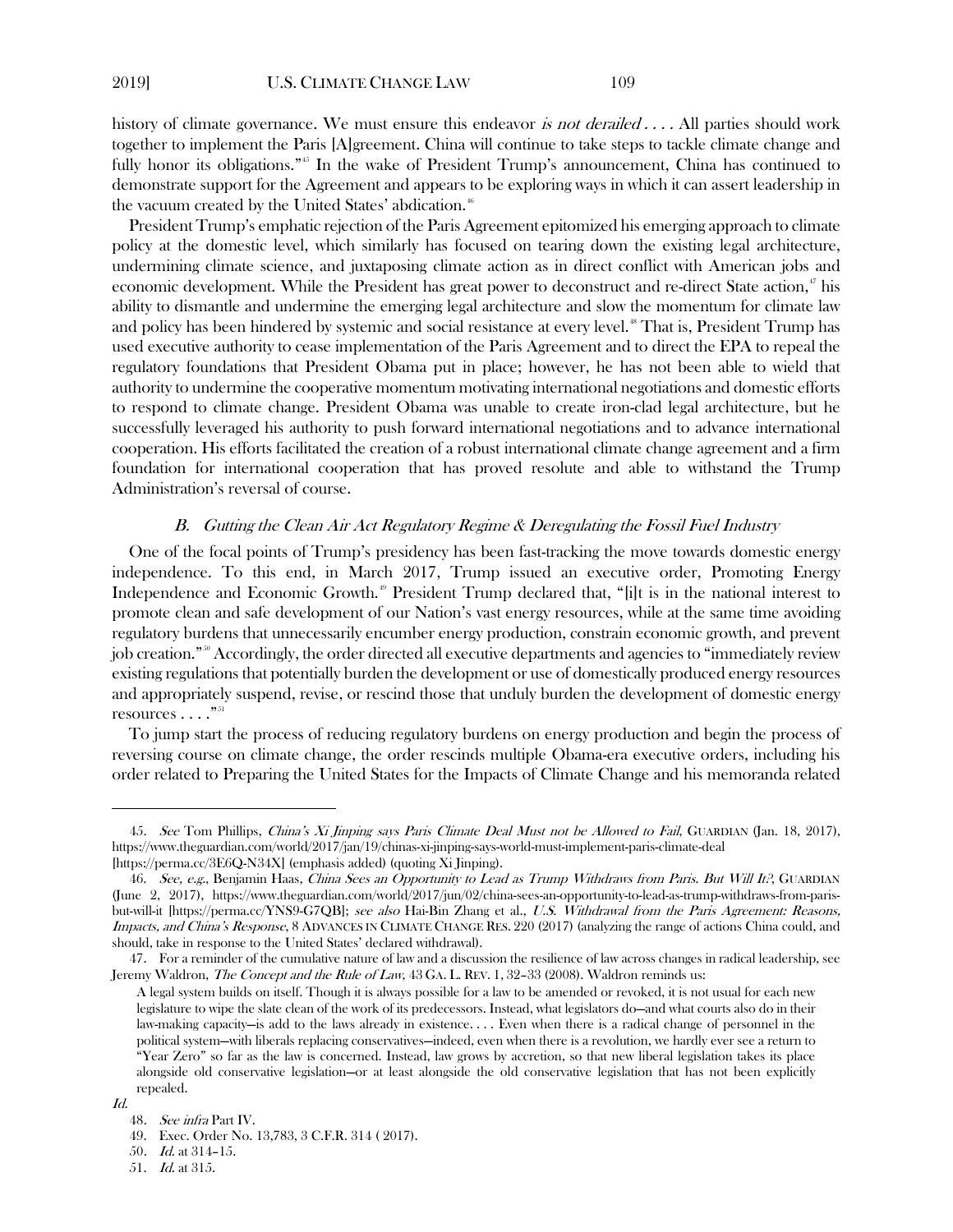history of climate governance. We must ensure this endeavor *is not derailed . . . .* All parties should work together to implement the Paris [A]greement. China will continue to take steps to tackle climate change and fully honor its obligations."[45] In the wake of President Trump's announcement, China has continued to demonstrate support for the Agreement and appears to be exploring ways in which it can assert leadership in the vacuum created by the United States' abdication.[46]

President Trump's emphatic rejection of the Paris Agreement epitomized his emerging approach to climate policy at the domestic level, which similarly has focused on tearing down the existing legal architecture, undermining climate science, and juxtaposing climate action as in direct conflict with American jobs and economic development. While the President has great power to deconstruct and re-direct State action,[47] his ability to dismantle and undermine the emerging legal architecture and slow the momentum for climate law and policy has been hindered by systemic and social resistance at every level.[48] That is, President Trump has used executive authority to cease implementation of the Paris Agreement and to direct the EPA to repeal the regulatory foundations that President Obama put in place; however, he has not been able to wield that authority to undermine the cooperative momentum motivating international negotiations and domestic efforts to respond to climate change. President Obama was unable to create iron-clad legal architecture, but he successfully leveraged his authority to push forward international negotiations and to advance international cooperation. His efforts facilitated the creation of a robust international climate change agreement and a firm foundation for international cooperation that has proved resolute and able to withstand the Trump Administration's reversal of course.

### *B. Gutting the Clean Air Act Regulatory Regime & Deregulating the Fossil Fuel Industry*

One of the focal points of Trump's presidency has been fast-tracking the move towards domestic energy independence. To this end, in March 2017, Trump issued an executive order, Promoting Energy Independence and Economic Growth.[49] President Trump declared that, "[i]t is in the national interest to promote clean and safe development of our Nation's vast energy resources, while at the same time avoiding regulatory burdens that unnecessarily encumber energy production, constrain economic growth, and prevent job creation."[50] Accordingly, the order directed all executive departments and agencies to "immediately review existing regulations that potentially burden the development or use of domestically produced energy resources and appropriately suspend, revise, or rescind those that unduly burden the development of domestic energy resources . . . ."[51]

To jump start the process of reducing regulatory burdens on energy production and begin the process of reversing course on climate change, the order rescinds multiple Obama-era executive orders, including his order related to Preparing the United States for the Impacts of Climate Change and his memoranda related

---

45. *See* Tom Phillips, *China's Xi Jinping says Paris Climate Deal Must not be Allowed to Fail*, GUARDIAN (Jan. 18, 2017), https://www.theguardian.com/world/2017/jan/19/chinas-xi-jinping-says-world-must-implement-paris-climate-deal [https://perma.cc/3E6Q-N34X] (emphasis added) (quoting Xi Jinping).

46. *See, e.g.*, Benjamin Haas, *China Sees an Opportunity to Lead as Trump Withdraws from Paris. But Will It?*, GUARDIAN (June 2, 2017), https://www.theguardian.com/world/2017/jun/02/china-sees-an-opportunity-to-lead-as-trump-withdraws-from-paris-but-will-it [https://perma.cc/YNS9-G7QB]; *see also* Hai-Bin Zhang et al., *U.S. Withdrawal from the Paris Agreement: Reasons, Impacts, and China's Response*, 8 ADVANCES IN CLIMATE CHANGE RES. 220 (2017) (analyzing the range of actions China could, and should, take in response to the United States' declared withdrawal).

47. For a reminder of the cumulative nature of law and a discussion the resilience of law across changes in radical leadership, see Jeremy Waldron, *The Concept and the Rule of Law*, 43 GA. L. REV. 1, 32–33 (2008). Waldron reminds us:

> A legal system builds on itself. Though it is always possible for a law to be amended or revoked, it is not usual for each new legislature to wipe the slate clean of the work of its predecessors. Instead, what legislators do—and what courts also do in their law-making capacity—is add to the laws already in existence. . . . Even when there is a radical change of personnel in the political system—with liberals replacing conservatives—indeed, even when there is a revolution, we hardly ever see a return to "Year Zero" so far as the law is concerned. Instead, law grows by accretion, so that new liberal legislation takes its place alongside old conservative legislation—or at least alongside the old conservative legislation that has not been explicitly repealed.

*Id.*

48. *See infra* Part IV.

49. Exec. Order No. 13,783, 3 C.F.R. 314 ( 2017).

50. *Id.* at 314–15.

51. *Id.* at 315.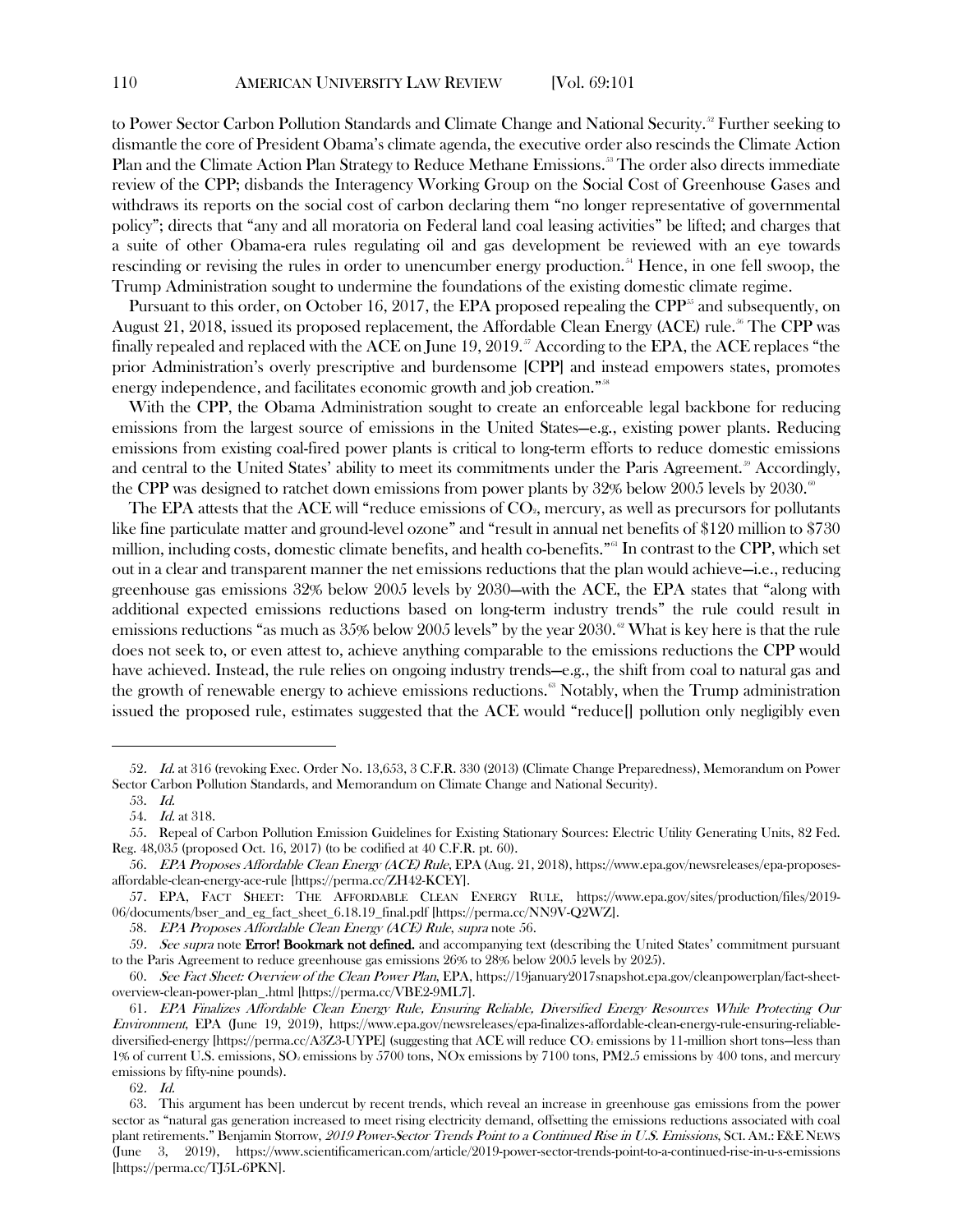to Power Sector Carbon Pollution Standards and Climate Change and National Security.[52] Further seeking to dismantle the core of President Obama's climate agenda, the executive order also rescinds the Climate Action Plan and the Climate Action Plan Strategy to Reduce Methane Emissions.[53] The order also directs immediate review of the CPP; disbands the Interagency Working Group on the Social Cost of Greenhouse Gases and withdraws its reports on the social cost of carbon declaring them "no longer representative of governmental policy"; directs that "any and all moratoria on Federal land coal leasing activities" be lifted; and charges that a suite of other Obama-era rules regulating oil and gas development be reviewed with an eye towards rescinding or revising the rules in order to unencumber energy production.[54] Hence, in one fell swoop, the Trump Administration sought to undermine the foundations of the existing domestic climate regime.

Pursuant to this order, on October 16, 2017, the EPA proposed repealing the CPP[55] and subsequently, on August 21, 2018, issued its proposed replacement, the Affordable Clean Energy (ACE) rule.[56] The CPP was finally repealed and replaced with the ACE on June 19, 2019.[57] According to the EPA, the ACE replaces "the prior Administration's overly prescriptive and burdensome [CPP] and instead empowers states, promotes energy independence, and facilitates economic growth and job creation."[58]

With the CPP, the Obama Administration sought to create an enforceable legal backbone for reducing emissions from the largest source of emissions in the United States—e.g., existing power plants. Reducing emissions from existing coal-fired power plants is critical to long-term efforts to reduce domestic emissions and central to the United States' ability to meet its commitments under the Paris Agreement.[59] Accordingly, the CPP was designed to ratchet down emissions from power plants by 32% below 2005 levels by 2030.[60]

The EPA attests that the ACE will "reduce emissions of $CO_2$, mercury, as well as precursors for pollutants like fine particulate matter and ground-level ozone" and "result in annual net benefits of \$120 million to \$730 million, including costs, domestic climate benefits, and health co-benefits."[61] In contrast to the CPP, which set out in a clear and transparent manner the net emissions reductions that the plan would achieve—i.e., reducing greenhouse gas emissions 32% below 2005 levels by 2030—with the ACE, the EPA states that "along with additional expected emissions reductions based on long-term industry trends" the rule could result in emissions reductions "as much as 35% below 2005 levels" by the year 2030.[62] What is key here is that the rule does not seek to, or even attest to, achieve anything comparable to the emissions reductions the CPP would have achieved. Instead, the rule relies on ongoing industry trends—e.g., the shift from coal to natural gas and the growth of renewable energy to achieve emissions reductions.[63] Notably, when the Trump administration issued the proposed rule, estimates suggested that the ACE would "reduce[] pollution only negligibly even

---

52. *Id.* at 316 (revoking Exec. Order No. 13,653, 3 C.F.R. 330 (2013) (Climate Change Preparedness), Memorandum on Power Sector Carbon Pollution Standards, and Memorandum on Climate Change and National Security).

53. *Id.*

54. *Id.* at 318.

55. Repeal of Carbon Pollution Emission Guidelines for Existing Stationary Sources: Electric Utility Generating Units, 82 Fed. Reg. 48,035 (proposed Oct. 16, 2017) (to be codified at 40 C.F.R. pt. 60).

56. *EPA Proposes Affordable Clean Energy (ACE) Rule*, EPA (Aug. 21, 2018), https://www.epa.gov/newsreleases/epa-proposes-affordable-clean-energy-ace-rule [https://perma.cc/ZH42-KCEY].

57. EPA, FACT SHEET: THE AFFORDABLE CLEAN ENERGY RULE, https://www.epa.gov/sites/production/files/2019-06/documents/bser_and_eg_fact_sheet_6.18.19_final.pdf [https://perma.cc/NN9V-Q2WZ].

58. *EPA Proposes Affordable Clean Energy (ACE) Rule*, *supra* note 56.

59. *See supra* note **Error! Bookmark not defined.** and accompanying text (describing the United States' commitment pursuant to the Paris Agreement to reduce greenhouse gas emissions 26% to 28% below 2005 levels by 2025).

60. *See Fact Sheet: Overview of the Clean Power Plan*, EPA, https://19january2017snapshot.epa.gov/cleanpowerplan/fact-sheet-overview-clean-power-plan_.html [https://perma.cc/VBE2-9ML7].

61. *EPA Finalizes Affordable Clean Energy Rule, Ensuring Reliable, Diversified Energy Resources While Protecting Our Environment*, EPA (June 19, 2019), https://www.epa.gov/newsreleases/epa-finalizes-affordable-clean-energy-rule-ensuring-reliable-diversified-energy [https://perma.cc/A3Z3-UYPE] (suggesting that ACE will reduce $CO_2$ emissions by 11-million short tons—less than 1% of current U.S. emissions, $SO_2$ emissions by 5700 tons, NOx emissions by 7100 tons, PM2.5 emissions by 400 tons, and mercury emissions by fifty-nine pounds).

62. *Id.*

63. This argument has been undercut by recent trends, which reveal an increase in greenhouse gas emissions from the power sector as "natural gas generation increased to meet rising electricity demand, offsetting the emissions reductions associated with coal plant retirements." Benjamin Storrow, *2019 Power-Sector Trends Point to a Continued Rise in U.S. Emissions*, SCI. AM.: E&E NEWS (June 3, 2019), https://www.scientificamerican.com/article/2019-power-sector-trends-point-to-a-continued-rise-in-u-s-emissions [https://perma.cc/TJ5L-6PKN].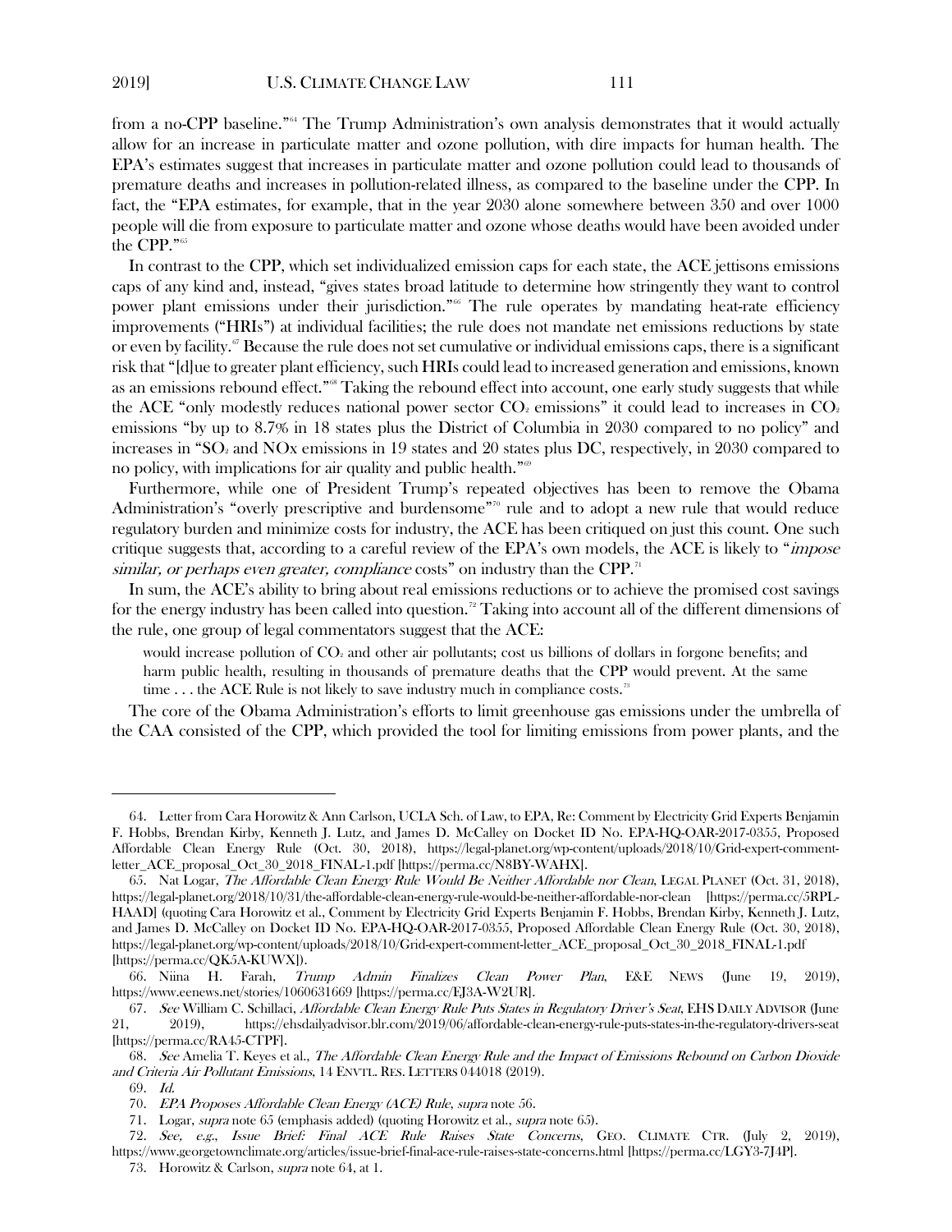from a no-CPP baseline."[64] The Trump Administration's own analysis demonstrates that it would actually allow for an increase in particulate matter and ozone pollution, with dire impacts for human health. The EPA's estimates suggest that increases in particulate matter and ozone pollution could lead to thousands of premature deaths and increases in pollution-related illness, as compared to the baseline under the CPP. In fact, the "EPA estimates, for example, that in the year 2030 alone somewhere between 350 and over 1000 people will die from exposure to particulate matter and ozone whose deaths would have been avoided under the CPP."[65]

In contrast to the CPP, which set individualized emission caps for each state, the ACE jettisons emissions caps of any kind and, instead, "gives states broad latitude to determine how stringently they want to control power plant emissions under their jurisdiction."[66] The rule operates by mandating heat-rate efficiency improvements ("HRIs") at individual facilities; the rule does not mandate net emissions reductions by state or even by facility.[67] Because the rule does not set cumulative or individual emissions caps, there is a significant risk that "[d]ue to greater plant efficiency, such HRIs could lead to increased generation and emissions, known as an emissions rebound effect."[68] Taking the rebound effect into account, one early study suggests that while the ACE "only modestly reduces national power sector $CO_2$ emissions" it could lead to increases in $CO_2$ emissions "by up to 8.7% in 18 states plus the District of Columbia in 2030 compared to no policy" and increases in "$SO_2$ and NOx emissions in 19 states and 20 states plus DC, respectively, in 2030 compared to no policy, with implications for air quality and public health."[69]

Furthermore, while one of President Trump's repeated objectives has been to remove the Obama Administration's "overly prescriptive and burdensome"[70] rule and to adopt a new rule that would reduce regulatory burden and minimize costs for industry, the ACE has been critiqued on just this count. One such critique suggests that, according to a careful review of the EPA's own models, the ACE is likely to "*impose similar, or perhaps even greater, compliance* costs" on industry than the CPP.[71]

In sum, the ACE's ability to bring about real emissions reductions or to achieve the promised cost savings for the energy industry has been called into question.[72] Taking into account all of the different dimensions of the rule, one group of legal commentators suggest that the ACE:

> would increase pollution of $CO_2$ and other air pollutants; cost us billions of dollars in forgone benefits; and harm public health, resulting in thousands of premature deaths that the CPP would prevent. At the same time . . . the ACE Rule is not likely to save industry much in compliance costs.[73]

The core of the Obama Administration's efforts to limit greenhouse gas emissions under the umbrella of the CAA consisted of the CPP, which provided the tool for limiting emissions from power plants, and the

---

64. Letter from Cara Horowitz & Ann Carlson, UCLA Sch. of Law, to EPA, Re: Comment by Electricity Grid Experts Benjamin F. Hobbs, Brendan Kirby, Kenneth J. Lutz, and James D. McCalley on Docket ID No. EPA-HQ-OAR-2017-0355, Proposed Affordable Clean Energy Rule (Oct. 30, 2018), https://legal-planet.org/wp-content/uploads/2018/10/Grid-expert-comment-letter_ACE_proposal_Oct_30_2018_FINAL-1.pdf [https://perma.cc/N8BY-WAHX].

65. Nat Logar, *The Affordable Clean Energy Rule Would Be Neither Affordable nor Clean*, LEGAL PLANET (Oct. 31, 2018), https://legal-planet.org/2018/10/31/the-affordable-clean-energy-rule-would-be-neither-affordable-nor-clean [https://perma.cc/5RPL-HAAD] (quoting Cara Horowitz et al., Comment by Electricity Grid Experts Benjamin F. Hobbs, Brendan Kirby, Kenneth J. Lutz, and James D. McCalley on Docket ID No. EPA-HQ-OAR-2017-0355, Proposed Affordable Clean Energy Rule (Oct. 30, 2018), https://legal-planet.org/wp-content/uploads/2018/10/Grid-expert-comment-letter_ACE_proposal_Oct_30_2018_FINAL-1.pdf [https://perma.cc/QK5A-KUWX]).

66. Niina H. Farah, *Trump Admin Finalizes Clean Power Plan*, E&E NEWS (June 19, 2019), https://www.eenews.net/stories/1060631669 [https://perma.cc/EJ3A-W2UR].

67. *See* William C. Schillaci, *Affordable Clean Energy Rule Puts States in Regulatory Driver's Seat*, EHS DAILY ADVISOR (June 21, 2019), https://ehsdailyadvisor.blr.com/2019/06/affordable-clean-energy-rule-puts-states-in-the-regulatory-drivers-seat [https://perma.cc/RA45-CTPF].

68. *See* Amelia T. Keyes et al., *The Affordable Clean Energy Rule and the Impact of Emissions Rebound on Carbon Dioxide and Criteria Air Pollutant Emissions*, 14 ENVTL. RES. LETTERS 044018 (2019).

69. *Id.*

70. *EPA Proposes Affordable Clean Energy (ACE) Rule*, *supra* note 56.

71. Logar, *supra* note 65 (emphasis added) (quoting Horowitz et al., *supra* note 65).

72. *See, e.g.*, *Issue Brief: Final ACE Rule Raises State Concerns*, GEO. CLIMATE CTR. (July 2, 2019), https://www.georgetownclimate.org/articles/issue-brief-final-ace-rule-raises-state-concerns.html [https://perma.cc/LGY3-7J4P].

73. Horowitz & Carlson, *supra* note 64, at 1.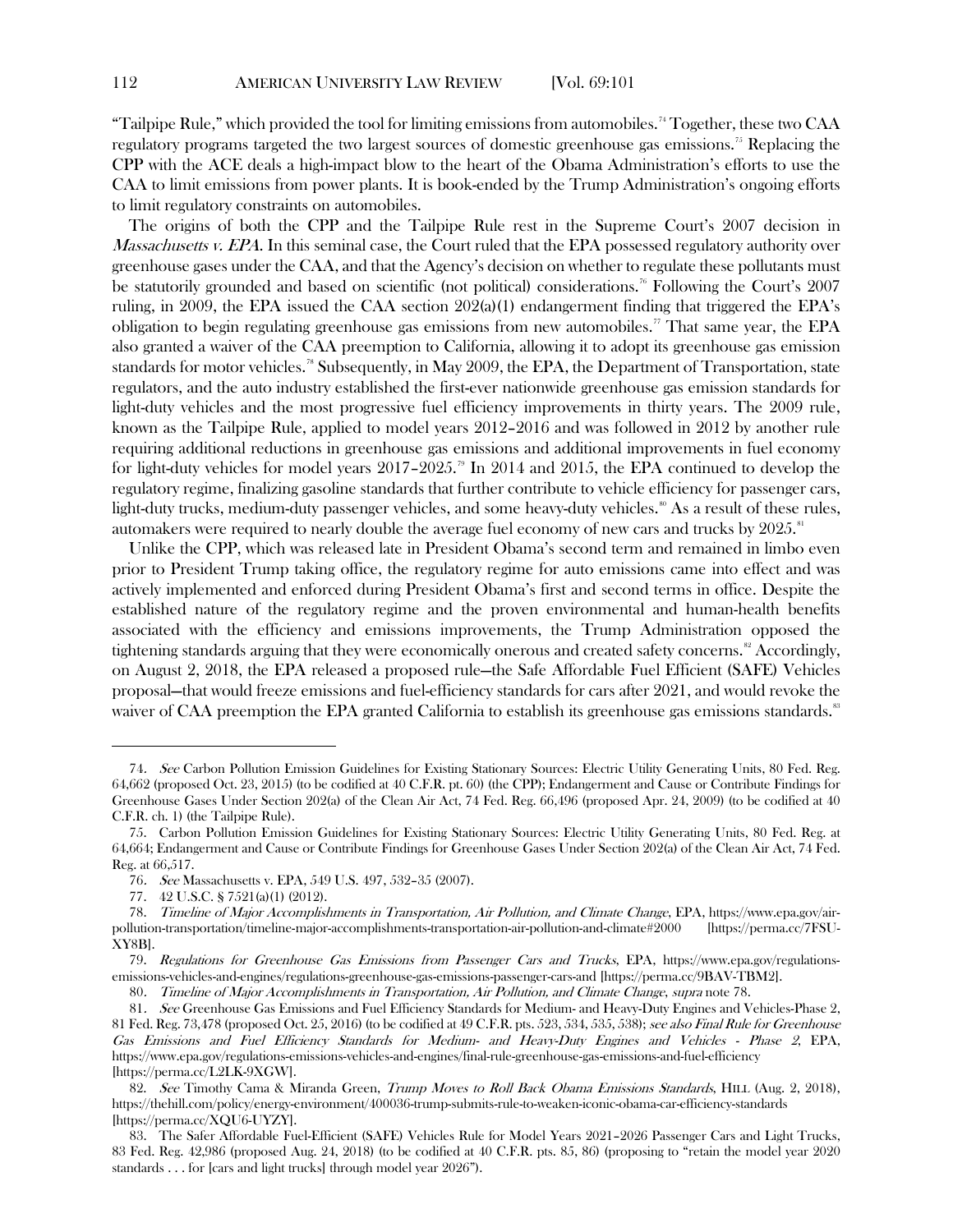"Tailpipe Rule," which provided the tool for limiting emissions from automobiles.[74] Together, these two CAA regulatory programs targeted the two largest sources of domestic greenhouse gas emissions.[75] Replacing the CPP with the ACE deals a high-impact blow to the heart of the Obama Administration's efforts to use the CAA to limit emissions from power plants. It is book-ended by the Trump Administration's ongoing efforts to limit regulatory constraints on automobiles.

The origins of both the CPP and the Tailpipe Rule rest in the Supreme Court's 2007 decision in *Massachusetts v. EPA*. In this seminal case, the Court ruled that the EPA possessed regulatory authority over greenhouse gases under the CAA, and that the Agency's decision on whether to regulate these pollutants must be statutorily grounded and based on scientific (not political) considerations.[76] Following the Court's 2007 ruling, in 2009, the EPA issued the CAA section 202(a)(1) endangerment finding that triggered the EPA's obligation to begin regulating greenhouse gas emissions from new automobiles.[77] That same year, the EPA also granted a waiver of the CAA preemption to California, allowing it to adopt its greenhouse gas emission standards for motor vehicles.[78] Subsequently, in May 2009, the EPA, the Department of Transportation, state regulators, and the auto industry established the first-ever nationwide greenhouse gas emission standards for light-duty vehicles and the most progressive fuel efficiency improvements in thirty years. The 2009 rule, known as the Tailpipe Rule, applied to model years 2012–2016 and was followed in 2012 by another rule requiring additional reductions in greenhouse gas emissions and additional improvements in fuel economy for light-duty vehicles for model years 2017–2025.[79] In 2014 and 2015, the EPA continued to develop the regulatory regime, finalizing gasoline standards that further contribute to vehicle efficiency for passenger cars, light-duty trucks, medium-duty passenger vehicles, and some heavy-duty vehicles.[80] As a result of these rules, automakers were required to nearly double the average fuel economy of new cars and trucks by 2025.[81]

Unlike the CPP, which was released late in President Obama's second term and remained in limbo even prior to President Trump taking office, the regulatory regime for auto emissions came into effect and was actively implemented and enforced during President Obama's first and second terms in office. Despite the established nature of the regulatory regime and the proven environmental and human-health benefits associated with the efficiency and emissions improvements, the Trump Administration opposed the tightening standards arguing that they were economically onerous and created safety concerns.[82] Accordingly, on August 2, 2018, the EPA released a proposed rule—the Safe Affordable Fuel Efficient (SAFE) Vehicles proposal—that would freeze emissions and fuel-efficiency standards for cars after 2021, and would revoke the waiver of CAA preemption the EPA granted California to establish its greenhouse gas emissions standards.[83]

---

74. *See* Carbon Pollution Emission Guidelines for Existing Stationary Sources: Electric Utility Generating Units, 80 Fed. Reg. 64,662 (proposed Oct. 23, 2015) (to be codified at 40 C.F.R. pt. 60) (the CPP); Endangerment and Cause or Contribute Findings for Greenhouse Gases Under Section 202(a) of the Clean Air Act, 74 Fed. Reg. 66,496 (proposed Apr. 24, 2009) (to be codified at 40 C.F.R. ch. 1) (the Tailpipe Rule).

75. Carbon Pollution Emission Guidelines for Existing Stationary Sources: Electric Utility Generating Units, 80 Fed. Reg. at 64,664; Endangerment and Cause or Contribute Findings for Greenhouse Gases Under Section 202(a) of the Clean Air Act, 74 Fed. Reg. at 66,517.

76. *See* Massachusetts v. EPA, 549 U.S. 497, 532–35 (2007).

77. 42 U.S.C. § 7521(a)(1) (2012).

78. *Timeline of Major Accomplishments in Transportation, Air Pollution, and Climate Change*, EPA, https://www.epa.gov/air-pollution-transportation/timeline-major-accomplishments-transportation-air-pollution-and-climate#2000 [https://perma.cc/7FSU-XY8B].

79. *Regulations for Greenhouse Gas Emissions from Passenger Cars and Trucks*, EPA, https://www.epa.gov/regulations-emissions-vehicles-and-engines/regulations-greenhouse-gas-emissions-passenger-cars-and [https://perma.cc/9BAV-TBM2].

80. *Timeline of Major Accomplishments in Transportation, Air Pollution, and Climate Change*, *supra* note 78.

81. *See* Greenhouse Gas Emissions and Fuel Efficiency Standards for Medium- and Heavy-Duty Engines and Vehicles-Phase 2, 81 Fed. Reg. 73,478 (proposed Oct. 25, 2016) (to be codified at 49 C.F.R. pts. 523, 534, 535, 538); *see also Final Rule for Greenhouse Gas Emissions and Fuel Efficiency Standards for Medium- and Heavy-Duty Engines and Vehicles - Phase 2*, EPA, https://www.epa.gov/regulations-emissions-vehicles-and-engines/final-rule-greenhouse-gas-emissions-and-fuel-efficiency [https://perma.cc/L2LK-9XGW].

82. *See* Timothy Cama & Miranda Green, *Trump Moves to Roll Back Obama Emissions Standards*, HILL (Aug. 2, 2018), https://thehill.com/policy/energy-environment/400036-trump-submits-rule-to-weaken-iconic-obama-car-efficiency-standards [https://perma.cc/XQU6-UYZY].

83. The Safer Affordable Fuel-Efficient (SAFE) Vehicles Rule for Model Years 2021–2026 Passenger Cars and Light Trucks, 83 Fed. Reg. 42,986 (proposed Aug. 24, 2018) (to be codified at 40 C.F.R. pts. 85, 86) (proposing to "retain the model year 2020 standards . . . for [cars and light trucks] through model year 2026").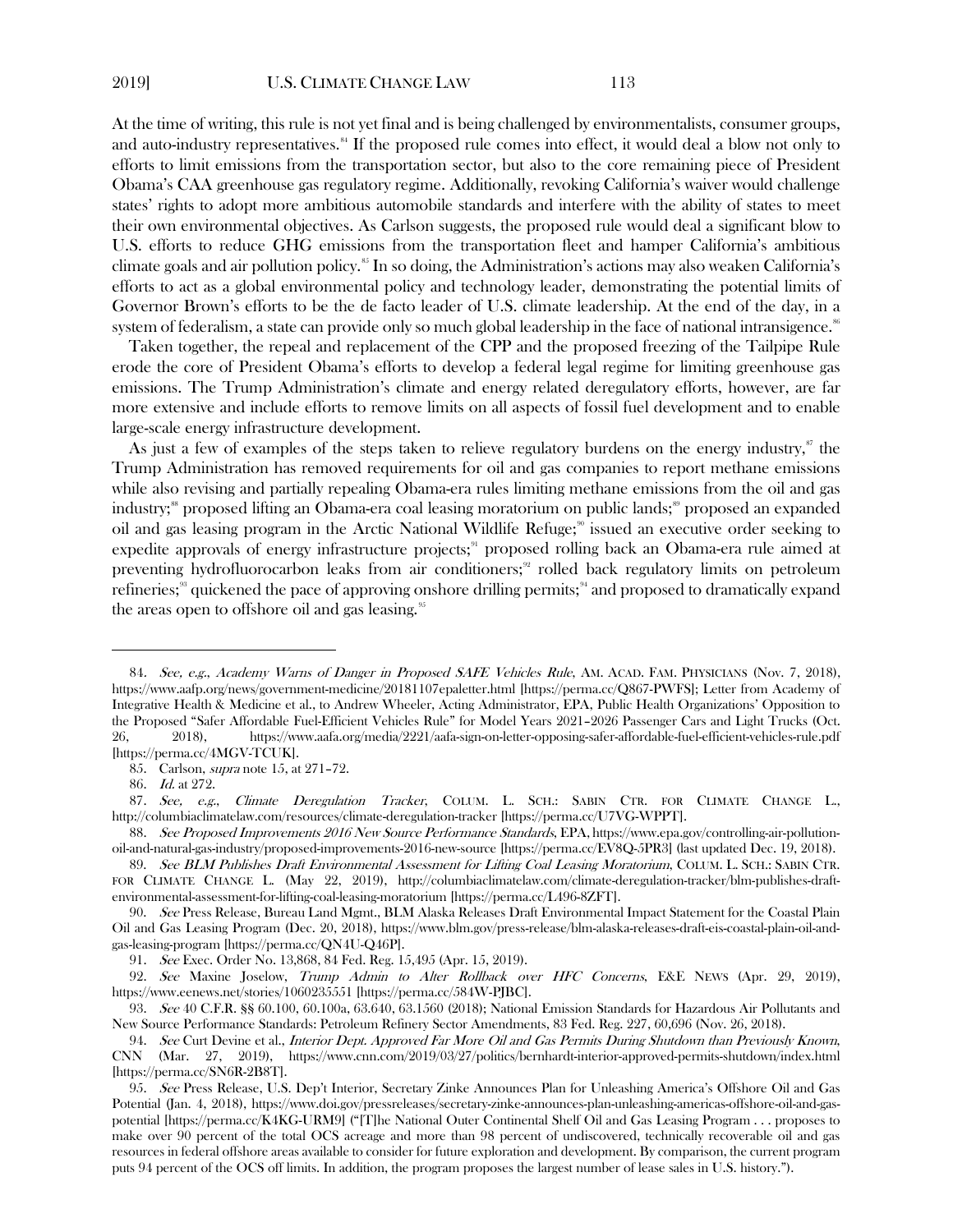At the time of writing, this rule is not yet final and is being challenged by environmentalists, consumer groups, and auto-industry representatives.[84] If the proposed rule comes into effect, it would deal a blow not only to efforts to limit emissions from the transportation sector, but also to the core remaining piece of President Obama's CAA greenhouse gas regulatory regime. Additionally, revoking California's waiver would challenge states' rights to adopt more ambitious automobile standards and interfere with the ability of states to meet their own environmental objectives. As Carlson suggests, the proposed rule would deal a significant blow to U.S. efforts to reduce GHG emissions from the transportation fleet and hamper California's ambitious climate goals and air pollution policy.[85] In so doing, the Administration's actions may also weaken California's efforts to act as a global environmental policy and technology leader, demonstrating the potential limits of Governor Brown's efforts to be the de facto leader of U.S. climate leadership. At the end of the day, in a system of federalism, a state can provide only so much global leadership in the face of national intransigence.[86]

Taken together, the repeal and replacement of the CPP and the proposed freezing of the Tailpipe Rule erode the core of President Obama's efforts to develop a federal legal regime for limiting greenhouse gas emissions. The Trump Administration's climate and energy related deregulatory efforts, however, are far more extensive and include efforts to remove limits on all aspects of fossil fuel development and to enable large-scale energy infrastructure development.

As just a few of examples of the steps taken to relieve regulatory burdens on the energy industry,[87] the Trump Administration has removed requirements for oil and gas companies to report methane emissions while also revising and partially repealing Obama-era rules limiting methane emissions from the oil and gas industry;[88] proposed lifting an Obama-era coal leasing moratorium on public lands;[89] proposed an expanded oil and gas leasing program in the Arctic National Wildlife Refuge;[90] issued an executive order seeking to expedite approvals of energy infrastructure projects;[91] proposed rolling back an Obama-era rule aimed at preventing hydrofluorocarbon leaks from air conditioners;[92] rolled back regulatory limits on petroleum refineries;[93] quickened the pace of approving onshore drilling permits;[94] and proposed to dramatically expand the areas open to offshore oil and gas leasing.[95]

---

84. *See, e.g.*, *Academy Warns of Danger in Proposed SAFE Vehicles Rule*, AM. ACAD. FAM. PHYSICIANS (Nov. 7, 2018), https://www.aafp.org/news/government-medicine/20181107epaletter.html [https://perma.cc/Q867-PWFS]; Letter from Academy of Integrative Health & Medicine et al., to Andrew Wheeler, Acting Administrator, EPA, Public Health Organizations' Opposition to the Proposed "Safer Affordable Fuel-Efficient Vehicles Rule" for Model Years 2021–2026 Passenger Cars and Light Trucks (Oct. 26, 2018), https://www.aafa.org/media/2221/aafa-sign-on-letter-opposing-safer-affordable-fuel-efficient-vehicles-rule.pdf [https://perma.cc/4MGV-TCUK].

85. Carlson, *supra* note 15, at 271–72.

86. *Id.* at 272.

87. *See, e.g.*, *Climate Deregulation Tracker*, COLUM. L. SCH.: SABIN CTR. FOR CLIMATE CHANGE L., http://columbiaclimatelaw.com/resources/climate-deregulation-tracker [https://perma.cc/U7VG-WPPT].

88. *See Proposed Improvements 2016 New Source Performance Standards*, EPA, https://www.epa.gov/controlling-air-pollution-oil-and-natural-gas-industry/proposed-improvements-2016-new-source [https://perma.cc/EV8Q-5PR3] (last updated Dec. 19, 2018).

89. *See BLM Publishes Draft Environmental Assessment for Lifting Coal Leasing Moratorium*, COLUM. L. SCH.: SABIN CTR. FOR CLIMATE CHANGE L. (May 22, 2019), http://columbiaclimatelaw.com/climate-deregulation-tracker/blm-publishes-draft-environmental-assessment-for-lifting-coal-leasing-moratorium [https://perma.cc/L496-8ZFT].

90. *See* Press Release, Bureau Land Mgmt., BLM Alaska Releases Draft Environmental Impact Statement for the Coastal Plain Oil and Gas Leasing Program (Dec. 20, 2018), https://www.blm.gov/press-release/blm-alaska-releases-draft-eis-coastal-plain-oil-and-gas-leasing-program [https://perma.cc/QN4U-Q46P].

91. *See* Exec. Order No. 13,868, 84 Fed. Reg. 15,495 (Apr. 15, 2019).

92. *See* Maxine Joselow, *Trump Admin to Alter Rollback over HFC Concerns*, E&E NEWS (Apr. 29, 2019), https://www.eenews.net/stories/1060235551 [https://perma.cc/584W-PJBC].

93. *See* 40 C.F.R. §§ 60.100, 60.100a, 63.640, 63.1560 (2018); National Emission Standards for Hazardous Air Pollutants and New Source Performance Standards: Petroleum Refinery Sector Amendments, 83 Fed. Reg. 227, 60,696 (Nov. 26, 2018).

94. *See* Curt Devine et al., *Interior Dept. Approved Far More Oil and Gas Permits During Shutdown than Previously Known*, CNN (Mar. 27, 2019), https://www.cnn.com/2019/03/27/politics/bernhardt-interior-approved-permits-shutdown/index.html [https://perma.cc/SN6R-2B8T].

95. *See* Press Release, U.S. Dep't Interior, Secretary Zinke Announces Plan for Unleashing America's Offshore Oil and Gas Potential (Jan. 4, 2018), https://www.doi.gov/pressreleases/secretary-zinke-announces-plan-unleashing-americas-offshore-oil-and-gas-potential [https://perma.cc/K4KG-URM9] ("[T]he National Outer Continental Shelf Oil and Gas Leasing Program . . . proposes to make over 90 percent of the total OCS acreage and more than 98 percent of undiscovered, technically recoverable oil and gas resources in federal offshore areas available to consider for future exploration and development. By comparison, the current program puts 94 percent of the OCS off limits. In addition, the program proposes the largest number of lease sales in U.S. history.").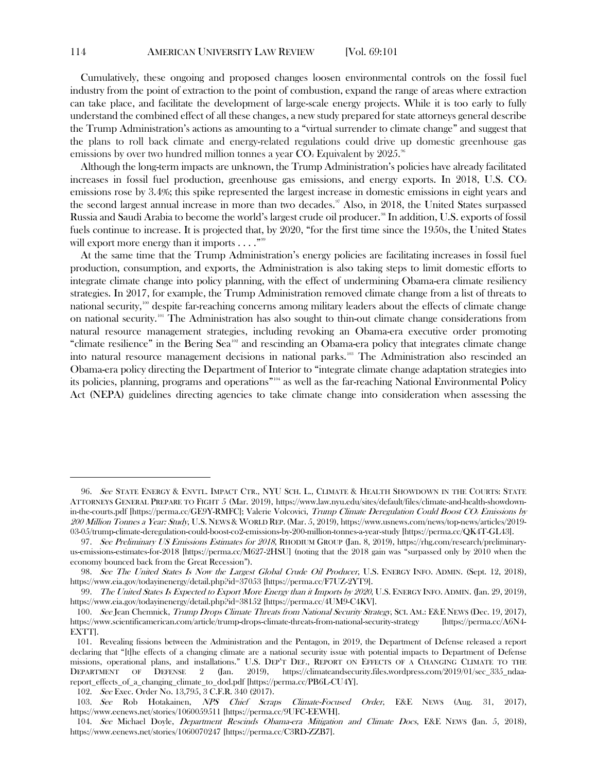Cumulatively, these ongoing and proposed changes loosen environmental controls on the fossil fuel industry from the point of extraction to the point of combustion, expand the range of areas where extraction can take place, and facilitate the development of large-scale energy projects. While it is too early to fully understand the combined effect of all these changes, a new study prepared for state attorneys general describe the Trump Administration's actions as amounting to a "virtual surrender to climate change" and suggest that the plans to roll back climate and energy-related regulations could drive up domestic greenhouse gas emissions by over two hundred million tonnes a year $CO_2$ Equivalent by 2025.[96]

Although the long-term impacts are unknown, the Trump Administration's policies have already facilitated increases in fossil fuel production, greenhouse gas emissions, and energy exports. In 2018, U.S. $CO_2$ emissions rose by 3.4%; this spike represented the largest increase in domestic emissions in eight years and the second largest annual increase in more than two decades.[97] Also, in 2018, the United States surpassed Russia and Saudi Arabia to become the world's largest crude oil producer.[98] In addition, U.S. exports of fossil fuels continue to increase. It is projected that, by 2020, "for the first time since the 1950s, the United States will export more energy than it imports . . . ."[99]

At the same time that the Trump Administration's energy policies are facilitating increases in fossil fuel production, consumption, and exports, the Administration is also taking steps to limit domestic efforts to integrate climate change into policy planning, with the effect of undermining Obama-era climate resiliency strategies. In 2017, for example, the Trump Administration removed climate change from a list of threats to national security,[100] despite far-reaching concerns among military leaders about the effects of climate change on national security.[101] The Administration has also sought to thin-out climate change considerations from natural resource management strategies, including revoking an Obama-era executive order promoting "climate resilience" in the Bering Sea[102] and rescinding an Obama-era policy that integrates climate change into natural resource management decisions in national parks.[103] The Administration also rescinded an Obama-era policy directing the Department of Interior to "integrate climate change adaptation strategies into its policies, planning, programs and operations"[104] as well as the far-reaching National Environmental Policy Act (NEPA) guidelines directing agencies to take climate change into consideration when assessing the

---

96. *See* STATE ENERGY & ENVTL. IMPACT CTR., NYU SCH. L., CLIMATE & HEALTH SHOWDOWN IN THE COURTS: STATE ATTORNEYS GENERAL PREPARE TO FIGHT 5 (Mar. 2019), https://www.law.nyu.edu/sites/default/files/climate-and-health-showdown-in-the-courts.pdf [https://perma.cc/GE9Y-RMFC]; Valerie Volcovici, *Trump Climate Deregulation Could Boost $CO_2$ Emissions by 200 Million Tonnes a Year: Study*, U.S. NEWS & WORLD REP. (Mar. 5, 2019), https://www.usnews.com/news/top-news/articles/2019-03-05/trump-climate-deregulation-could-boost-co2-emissions-by-200-million-tonnes-a-year-study [https://perma.cc/QK4T-GL43].

97. *See Preliminary US Emissions Estimates for 2018*, RHODIUM GROUP (Jan. 8, 2019), https://rhg.com/research/preliminary-us-emissions-estimates-for-2018 [https://perma.cc/M627-2HSU] (noting that the 2018 gain was "surpassed only by 2010 when the economy bounced back from the Great Recession").

98. *See The United States Is Now the Largest Global Crude Oil Producer*, U.S. ENERGY INFO. ADMIN. (Sept. 12, 2018), https://www.eia.gov/todayinenergy/detail.php?id=37053 [https://perma.cc/F7UZ-2YT9].

99. *The United States Is Expected to Export More Energy than it Imports by 2020*, U.S. ENERGY INFO. ADMIN. (Jan. 29, 2019), https://www.eia.gov/todayinenergy/detail.php?id=38152 [https://perma.cc/4UM9-C4KV].

100. *See* Jean Chemnick, *Trump Drops Climate Threats from National Security Strategy*, SCI. AM.: E&E NEWS (Dec. 19, 2017), https://www.scientificamerican.com/article/trump-drops-climate-threats-from-national-security-strategy [https://perma.cc/A6N4-EXTT].

101. Revealing fissions between the Administration and the Pentagon, in 2019, the Department of Defense released a report declaring that "[t]he effects of a changing climate are a national security issue with potential impacts to Department of Defense missions, operational plans, and installations." U.S. DEP'T DEF., REPORT ON EFFECTS OF A CHANGING CLIMATE TO THE DEPARTMENT OF DEFENSE 2 (Jan. 2019), https://climateandsecurity.files.wordpress.com/2019/01/sec_335_ndaa-report_effects_of_a_changing_climate_to_dod.pdf [https://perma.cc/PB6L-CU4Y].

102. *See* Exec. Order No. 13,795, 3 C.F.R. 340 (2017).

103. *See* Rob Hotakainen, *NPS Chief Scraps Climate-Focused Order*, E&E NEWS (Aug. 31, 2017), https://www.eenews.net/stories/1060059511 [https://perma.cc/9UFC-EEWH].

104. *See* Michael Doyle, *Department Rescinds Obama-era Mitigation and Climate Docs*, E&E NEWS (Jan. 5, 2018), https://www.eenews.net/stories/1060070247 [https://perma.cc/C3RD-ZZB7].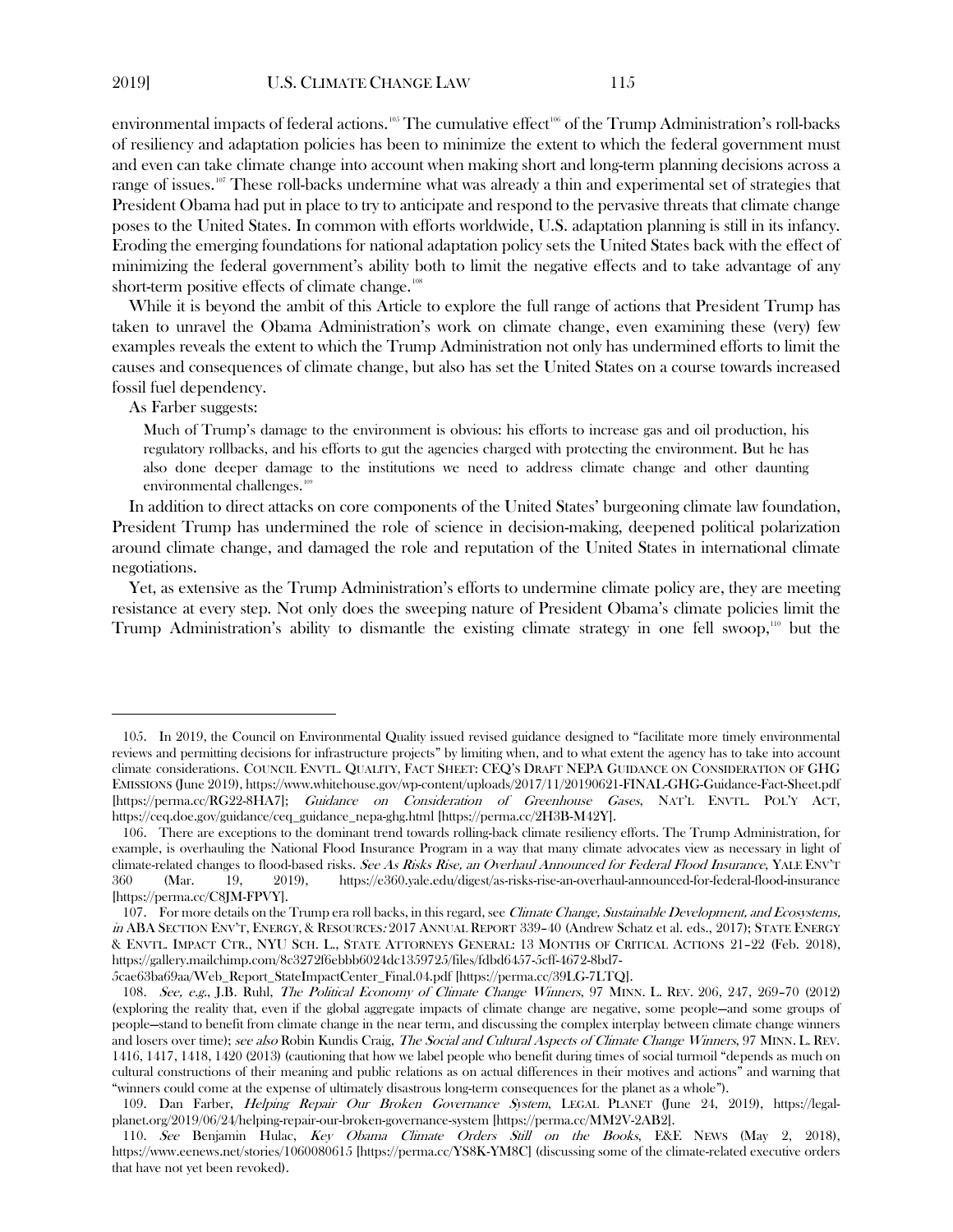environmental impacts of federal actions.[105] The cumulative effect[106] of the Trump Administration's roll-backs of resiliency and adaptation policies has been to minimize the extent to which the federal government must and even can take climate change into account when making short and long-term planning decisions across a range of issues.[107] These roll-backs undermine what was already a thin and experimental set of strategies that President Obama had put in place to try to anticipate and respond to the pervasive threats that climate change poses to the United States. In common with efforts worldwide, U.S. adaptation planning is still in its infancy. Eroding the emerging foundations for national adaptation policy sets the United States back with the effect of minimizing the federal government's ability both to limit the negative effects and to take advantage of any short-term positive effects of climate change.[108]

While it is beyond the ambit of this Article to explore the full range of actions that President Trump has taken to unravel the Obama Administration's work on climate change, even examining these (very) few examples reveals the extent to which the Trump Administration not only has undermined efforts to limit the causes and consequences of climate change, but also has set the United States on a course towards increased fossil fuel dependency.

As Farber suggests:

> Much of Trump's damage to the environment is obvious: his efforts to increase gas and oil production, his regulatory rollbacks, and his efforts to gut the agencies charged with protecting the environment. But he has also done deeper damage to the institutions we need to address climate change and other daunting environmental challenges.[109]

In addition to direct attacks on core components of the United States' burgeoning climate law foundation, President Trump has undermined the role of science in decision-making, deepened political polarization around climate change, and damaged the role and reputation of the United States in international climate negotiations.

Yet, as extensive as the Trump Administration's efforts to undermine climate policy are, they are meeting resistance at every step. Not only does the sweeping nature of President Obama's climate policies limit the Trump Administration's ability to dismantle the existing climate strategy in one fell swoop,[110] but the

---

105. In 2019, the Council on Environmental Quality issued revised guidance designed to "facilitate more timely environmental reviews and permitting decisions for infrastructure projects" by limiting when, and to what extent the agency has to take into account climate considerations. COUNCIL ENVTL. QUALITY, FACT SHEET: CEQ'S DRAFT NEPA GUIDANCE ON CONSIDERATION OF GHG EMISSIONS (June 2019), https://www.whitehouse.gov/wp-content/uploads/2017/11/20190621-FINAL-GHG-Guidance-Fact-Sheet.pdf [https://perma.cc/RG22-8HA7]; *Guidance on Consideration of Greenhouse Gases*, NAT'L ENVTL. POL'Y ACT, https://ceq.doe.gov/guidance/ceq_guidance_nepa-ghg.html [https://perma.cc/2H3B-M42Y].

106. There are exceptions to the dominant trend towards rolling-back climate resiliency efforts. The Trump Administration, for example, is overhauling the National Flood Insurance Program in a way that many climate advocates view as necessary in light of climate-related changes to flood-based risks. *See As Risks Rise, an Overhaul Announced for Federal Flood Insurance*, YALE ENV'T 360 (Mar. 19, 2019), https://e360.yale.edu/digest/as-risks-rise-an-overhaul-announced-for-federal-flood-insurance [https://perma.cc/C8JM-FPVY].

107. For more details on the Trump era roll backs, in this regard, see *Climate Change, Sustainable Development, and Ecosystems, in* ABA SECTION ENV'T, ENERGY, & RESOURCES: 2017 ANNUAL REPORT 339–40 (Andrew Schatz et al. eds., 2017); STATE ENERGY & ENVTL. IMPACT CTR., NYU SCH. L., STATE ATTORNEYS GENERAL: 13 MONTHS OF CRITICAL ACTIONS 21–22 (Feb. 2018), https://gallery.mailchimp.com/8c3272f6ebbb6024dc1359725/files/fdbd6457-5cff-4672-8bd7-5cae63ba69aa/Web_Report_StateImpactCenter_Final.04.pdf [https://perma.cc/39LG-7LTQ].

108. *See, e.g.*, J.B. Ruhl, *The Political Economy of Climate Change Winners*, 97 MINN. L. REV. 206, 247, 269–70 (2012) (exploring the reality that, even if the global aggregate impacts of climate change are negative, some people—and some groups of people—stand to benefit from climate change in the near term, and discussing the complex interplay between climate change winners and losers over time); *see also* Robin Kundis Craig, *The Social and Cultural Aspects of Climate Change Winners*, 97 MINN. L. REV. 1416, 1417, 1418, 1420 (2013) (cautioning that how we label people who benefit during times of social turmoil "depends as much on cultural constructions of their meaning and public relations as on actual differences in their motives and actions" and warning that "winners could come at the expense of ultimately disastrous long-term consequences for the planet as a whole").

109. Dan Farber, *Helping Repair Our Broken Governance System*, LEGAL PLANET (June 24, 2019), https://legal-planet.org/2019/06/24/helping-repair-our-broken-governance-system [https://perma.cc/MM2V-2AB2].

110. *See* Benjamin Hulac, *Key Obama Climate Orders Still on the Books*, E&E NEWS (May 2, 2018), https://www.eenews.net/stories/1060080615 [https://perma.cc/YS8K-YM8C] (discussing some of the climate-related executive orders that have not yet been revoked).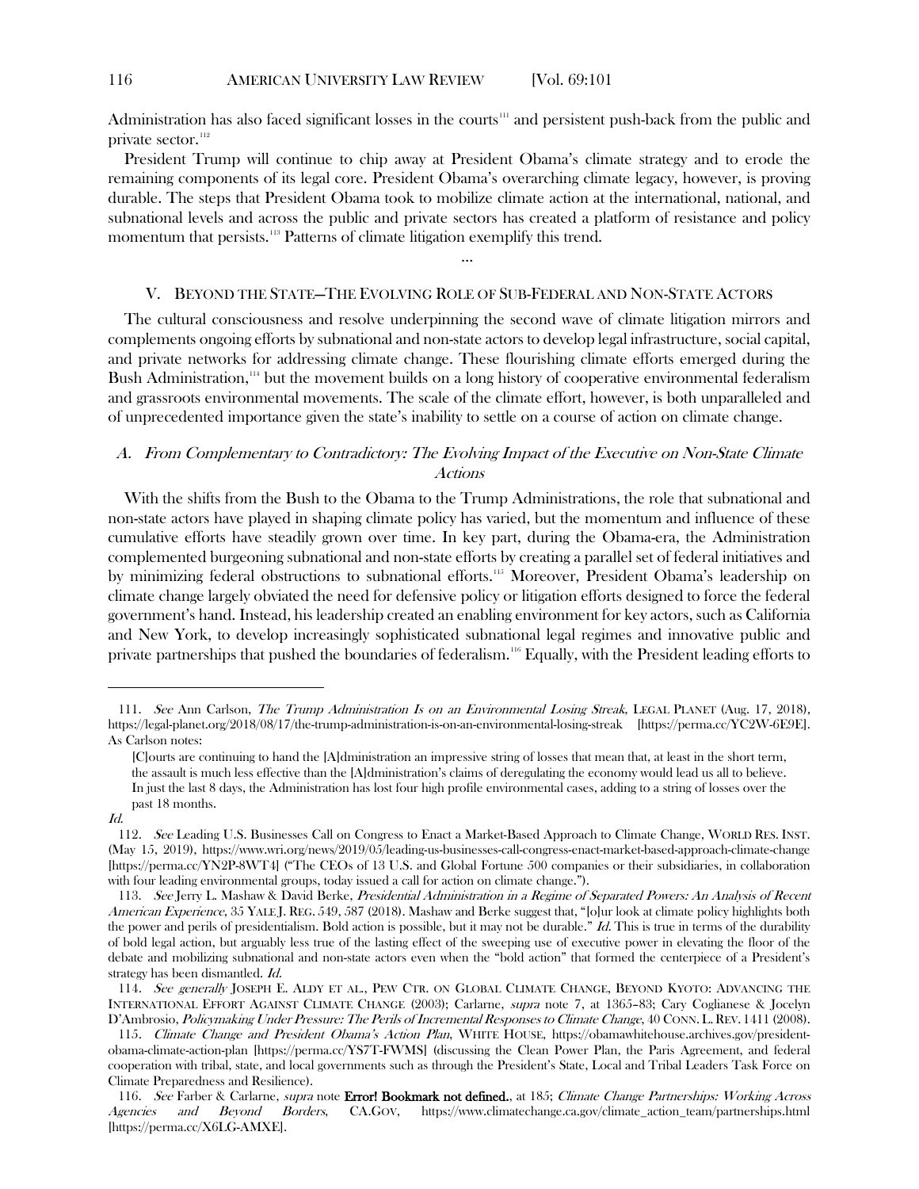Administration has also faced significant losses in the courts[111] and persistent push-back from the public and private sector.[112]

President Trump will continue to chip away at President Obama's climate strategy and to erode the remaining components of its legal core. President Obama's overarching climate legacy, however, is proving durable. The steps that President Obama took to mobilize climate action at the international, national, and subnational levels and across the public and private sectors has created a platform of resistance and policy momentum that persists.[113] Patterns of climate litigation exemplify this trend.

…

## V. BEYOND THE STATE—THE EVOLVING ROLE OF SUB-FEDERAL AND NON-STATE ACTORS

The cultural consciousness and resolve underpinning the second wave of climate litigation mirrors and complements ongoing efforts by subnational and non-state actors to develop legal infrastructure, social capital, and private networks for addressing climate change. These flourishing climate efforts emerged during the Bush Administration,[114] but the movement builds on a long history of cooperative environmental federalism and grassroots environmental movements. The scale of the climate effort, however, is both unparalleled and of unprecedented importance given the state's inability to settle on a course of action on climate change.

### A. *From Complementary to Contradictory: The Evolving Impact of the Executive on Non-State Climate Actions*

With the shifts from the Bush to the Obama to the Trump Administrations, the role that subnational and non-state actors have played in shaping climate policy has varied, but the momentum and influence of these cumulative efforts have steadily grown over time. In key part, during the Obama-era, the Administration complemented burgeoning subnational and non-state efforts by creating a parallel set of federal initiatives and by minimizing federal obstructions to subnational efforts.[115] Moreover, President Obama's leadership on climate change largely obviated the need for defensive policy or litigation efforts designed to force the federal government's hand. Instead, his leadership created an enabling environment for key actors, such as California and New York, to develop increasingly sophisticated subnational legal regimes and innovative public and private partnerships that pushed the boundaries of federalism.[116] Equally, with the President leading efforts to

---

111. *See* Ann Carlson, *The Trump Administration Is on an Environmental Losing Streak*, LEGAL PLANET (Aug. 17, 2018), https://legal-planet.org/2018/08/17/the-trump-administration-is-on-an-environmental-losing-streak [https://perma.cc/YC2W-6E9E]. As Carlson notes:

> [C]ourts are continuing to hand the [A]dministration an impressive string of losses that mean that, at least in the short term, the assault is much less effective than the [A]dministration's claims of deregulating the economy would lead us all to believe. In just the last 8 days, the Administration has lost four high profile environmental cases, adding to a string of losses over the past 18 months.

*Id.*

112. *See* Leading U.S. Businesses Call on Congress to Enact a Market-Based Approach to Climate Change, WORLD RES. INST. (May 15, 2019), https://www.wri.org/news/2019/05/leading-us-businesses-call-congress-enact-market-based-approach-climate-change [https://perma.cc/YN2P-8WT4] ("The CEOs of 13 U.S. and Global Fortune 500 companies or their subsidiaries, in collaboration with four leading environmental groups, today issued a call for action on climate change.").

113. *See* Jerry L. Mashaw & David Berke, *Presidential Administration in a Regime of Separated Powers: An Analysis of Recent American Experience*, 35 YALE J. REG. 549, 587 (2018). Mashaw and Berke suggest that, "[o]ur look at climate policy highlights both the power and perils of presidentialism. Bold action is possible, but it may not be durable." *Id.* This is true in terms of the durability of bold legal action, but arguably less true of the lasting effect of the sweeping use of executive power in elevating the floor of the debate and mobilizing subnational and non-state actors even when the "bold action" that formed the centerpiece of a President's strategy has been dismantled. *Id.*

114. *See generally* JOSEPH E. ALDY ET AL., PEW CTR. ON GLOBAL CLIMATE CHANGE, BEYOND KYOTO: ADVANCING THE INTERNATIONAL EFFORT AGAINST CLIMATE CHANGE (2003); Carlarne, *supra* note 7, at 1365–83; Cary Coglianese & Jocelyn D'Ambrosio, *Policymaking Under Pressure: The Perils of Incremental Responses to Climate Change*, 40 CONN. L. REV. 1411 (2008).

115. *Climate Change and President Obama's Action Plan*, WHITE HOUSE, https://obamawhitehouse.archives.gov/president-obama-climate-action-plan [https://perma.cc/YS7T-FWMS] (discussing the Clean Power Plan, the Paris Agreement, and federal cooperation with tribal, state, and local governments such as through the President's State, Local and Tribal Leaders Task Force on Climate Preparedness and Resilience).

116. *See* Farber & Carlarne, *supra* note **Error! Bookmark not defined.**, at 185; *Climate Change Partnerships: Working Across Agencies and Beyond Borders*, CA.GOV, https://www.climatechange.ca.gov/climate_action_team/partnerships.html [https://perma.cc/X6LG-AMXE].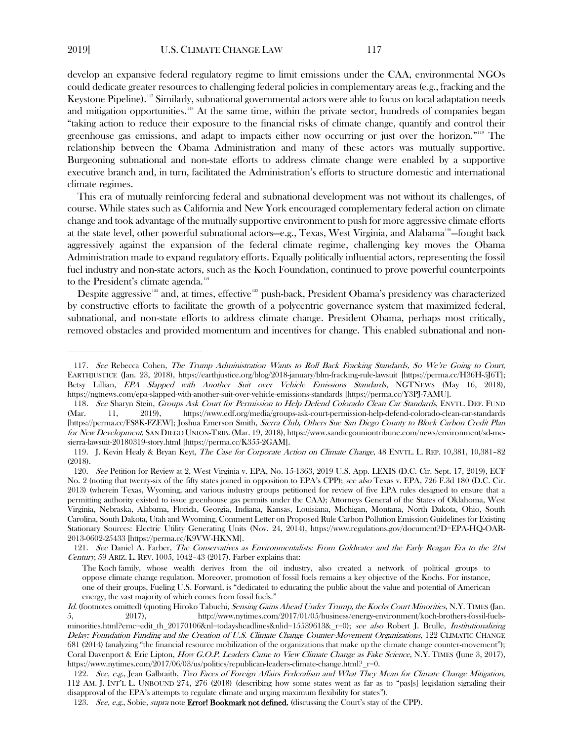develop an expansive federal regulatory regime to limit emissions under the CAA, environmental NGOs could dedicate greater resources to challenging federal policies in complementary areas (e.g., fracking and the Keystone Pipeline).[117] Similarly, subnational governmental actors were able to focus on local adaptation needs and mitigation opportunities.[118] At the same time, within the private sector, hundreds of companies began "taking action to reduce their exposure to the financial risks of climate change, quantify and control their greenhouse gas emissions, and adapt to impacts either now occurring or just over the horizon."[119] The relationship between the Obama Administration and many of these actors was mutually supportive. Burgeoning subnational and non-state efforts to address climate change were enabled by a supportive executive branch and, in turn, facilitated the Administration's efforts to structure domestic and international climate regimes.

This era of mutually reinforcing federal and subnational development was not without its challenges, of course. While states such as California and New York encouraged complementary federal action on climate change and took advantage of the mutually supportive environment to push for more aggressive climate efforts at the state level, other powerful subnational actors—e.g., Texas, West Virginia, and Alabama[120]—fought back aggressively against the expansion of the federal climate regime, challenging key moves the Obama Administration made to expand regulatory efforts. Equally politically influential actors, representing the fossil fuel industry and non-state actors, such as the Koch Foundation, continued to prove powerful counterpoints to the President's climate agenda.[121]

Despite aggressive[122] and, at times, effective[123] push-back, President Obama's presidency was characterized by constructive efforts to facilitate the growth of a polycentric governance system that maximized federal, subnational, and non-state efforts to address climate change. President Obama, perhaps most critically, removed obstacles and provided momentum and incentives for change. This enabled subnational and non-

---

117. *See* Rebecca Cohen, *The Trump Administration Wants to Roll Back Fracking Standards, So We're Going to Court*, EARTHJUSTICE (Jan. 23, 2018), https://earthjustice.org/blog/2018-january/blm-fracking-rule-lawsuit [https://perma.cc/H36H-5J6T]; Betsy Lillian, *EPA Slapped with Another Suit over Vehicle Emissions Standards*, NGTNEWS (May 16, 2018), https://ngtnews.com/epa-slapped-with-another-suit-over-vehicle-emissions-standards [https://perma.cc/Y3PJ-7AMU].

118. *See* Sharyn Stein, *Groups Ask Court for Permission to Help Defend Colorado Clean Car Standards*, ENVTL. DEF. FUND (Mar. 11, 2019), https://www.edf.org/media/groups-ask-court-permission-help-defend-colorado-clean-car-standards [https://perma.cc/FS8K-FZEW]; Joshua Emerson Smith, *Sierra Club, Others Sue San Diego County to Block Carbon Credit Plan for New Development*, SAN DIEGO UNION-TRIB. (Mar. 19, 2018), https://www.sandiegouniontribune.com/news/environment/sd-me-sierra-lawsuit-20180319-story.html [https://perma.cc/K355-2GAM].

119. J. Kevin Healy & Bryan Keyt, *The Case for Corporate Action on Climate Change*, 48 ENVTL. L. REP. 10,381, 10,381–82 (2018).

120. *See* Petition for Review at 2, West Virginia v. EPA, No. 15-1363, 2019 U.S. App. LEXIS (D.C. Cir. Sept. 17, 2019), ECF No. 2 (noting that twenty-six of the fifty states joined in opposition to EPA's CPP); *see also* Texas v. EPA, 726 F.3d 180 (D.C. Cir. 2013) (wherein Texas, Wyoming, and various industry groups petitioned for review of five EPA rules designed to ensure that a permitting authority existed to issue greenhouse gas permits under the CAA); Attorneys General of the States of Oklahoma, West Virginia, Nebraska, Alabama, Florida, Georgia, Indiana, Kansas, Louisiana, Michigan, Montana, North Dakota, Ohio, South Carolina, South Dakota, Utah and Wyoming, Comment Letter on Proposed Rule Carbon Pollution Emission Guidelines for Existing Stationary Sources: Electric Utility Generating Units (Nov. 24, 2014), https://www.regulations.gov/document?D=EPA-HQ-OAR-2013-0602-25433 [https://perma.cc/K9VW-HKNM].

121. *See* Daniel A. Farber, *The Conservatives as Environmentalists: From Goldwater and the Early Reagan Era to the 21st Century*, 59 ARIZ. L. REV. 1005, 1042–43 (2017). Farber explains that:

> The Koch family, whose wealth derives from the oil industry, also created a network of political groups to oppose climate change regulation. Moreover, promotion of fossil fuels remains a key objective of the Kochs. For instance, one of their groups, Fueling U.S. Forward, is "dedicated to educating the public about the value and potential of American energy, the vast majority of which comes from fossil fuels."

*Id.* (footnotes omitted) (quoting Hiroko Tabuchi, *Sensing Gains Ahead Under Trump, the Kochs Court Minorities*, N.Y. TIMES (Jan. 5, 2017), http://www.nytimes.com/2017/01/05/business/energy-environment/koch-brothers-fossil-fuels-minorities.html?emc=edit_th_20170106&nl=todaysheadlines&nlid=15539613&_r=0); *see also* Robert J. Brulle, *Institutionalizing Delay: Foundation Funding and the Creation of U.S. Climate Change Counter-Movement Organizations*, 122 CLIMATIC CHANGE 681 (2014) (analyzing "the financial resource mobilization of the organizations that make up the climate change counter-movement"); Coral Davenport & Eric Lipton, *How G.O.P. Leaders Came to View Climate Change as Fake Science*, N.Y. TIMES (June 3, 2017), https://www.nytimes.com/2017/06/03/us/politics/republican-leaders-climate-change.html?_r=0.

122. *See, e.g.*, Jean Galbraith, *Two Faces of Foreign Affairs Federalism and What They Mean for Climate Change Mitigation*, 112 AM. J. INT'L L. UNBOUND 274, 276 (2018) (describing how some states went as far as to "pas[s] legislation signaling their disapproval of the EPA's attempts to regulate climate and urging maximum flexibility for states").

123. *See, e.g.*, Sobie, *supra* note **Error! Bookmark not defined.** (discussing the Court's stay of the CPP).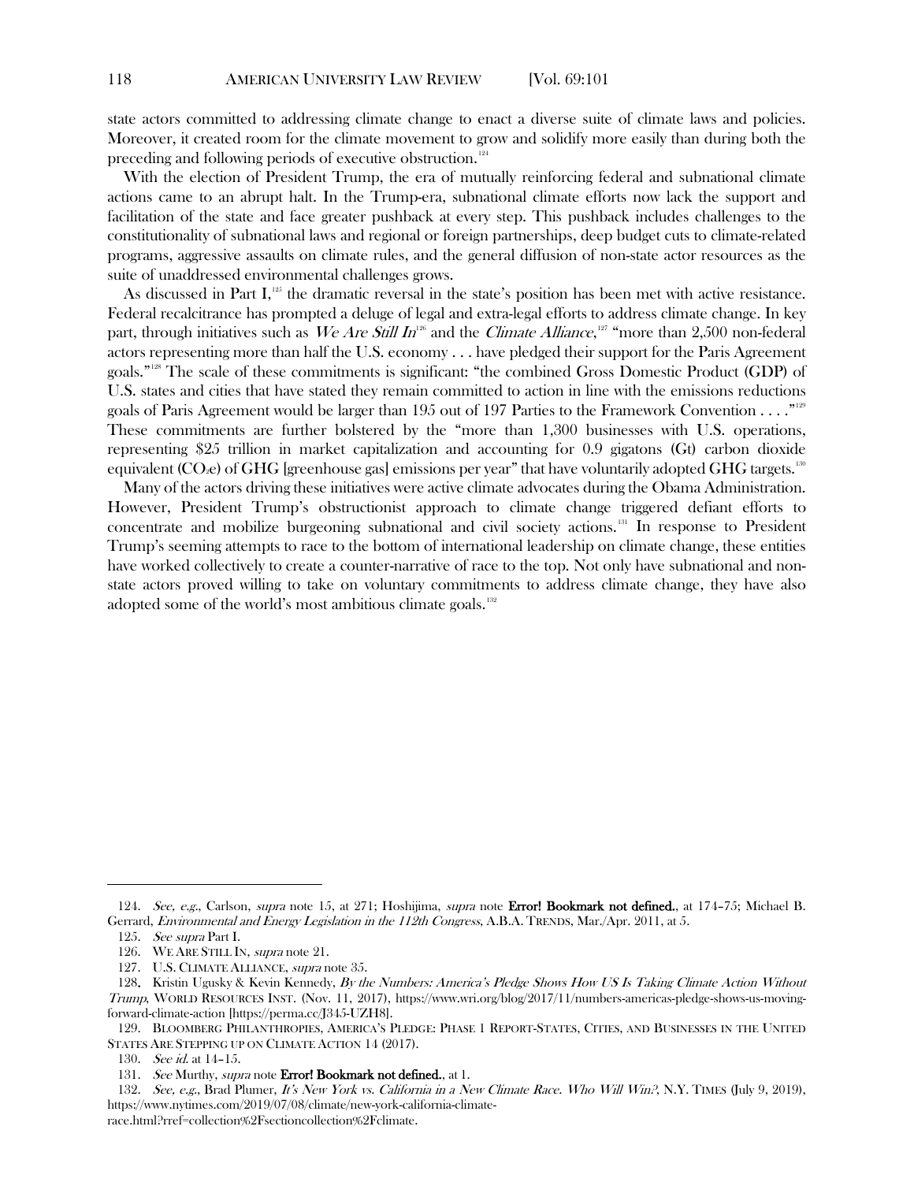state actors committed to addressing climate change to enact a diverse suite of climate laws and policies. Moreover, it created room for the climate movement to grow and solidify more easily than during both the preceding and following periods of executive obstruction.[124]

With the election of President Trump, the era of mutually reinforcing federal and subnational climate actions came to an abrupt halt. In the Trump-era, subnational climate efforts now lack the support and facilitation of the state and face greater pushback at every step. This pushback includes challenges to the constitutionality of subnational laws and regional or foreign partnerships, deep budget cuts to climate-related programs, aggressive assaults on climate rules, and the general diffusion of non-state actor resources as the suite of unaddressed environmental challenges grows.

As discussed in Part I,[125] the dramatic reversal in the state's position has been met with active resistance. Federal recalcitrance has prompted a deluge of legal and extra-legal efforts to address climate change. In key part, through initiatives such as *We Are Still In*[126] and the *Climate Alliance*,[127] "more than 2,500 non-federal actors representing more than half the U.S. economy . . . have pledged their support for the Paris Agreement goals."[128] The scale of these commitments is significant: "the combined Gross Domestic Product (GDP) of U.S. states and cities that have stated they remain committed to action in line with the emissions reductions goals of Paris Agreement would be larger than 195 out of 197 Parties to the Framework Convention . . . ."[129] These commitments are further bolstered by the "more than 1,300 businesses with U.S. operations, representing $25 trillion in market capitalization and accounting for 0.9 gigatons (Gt) carbon dioxide equivalent ($CO_2e$) of GHG [greenhouse gas] emissions per year" that have voluntarily adopted GHG targets.[130]

Many of the actors driving these initiatives were active climate advocates during the Obama Administration. However, President Trump's obstructionist approach to climate change triggered defiant efforts to concentrate and mobilize burgeoning subnational and civil society actions.[131] In response to President Trump's seeming attempts to race to the bottom of international leadership on climate change, these entities have worked collectively to create a counter-narrative of race to the top. Not only have subnational and non-state actors proved willing to take on voluntary commitments to address climate change, they have also adopted some of the world's most ambitious climate goals.[132]

---

124. *See, e.g.*, Carlson, *supra* note 15, at 271; Hoshijima, *supra* note **Error! Bookmark not defined.**, at 174–75; Michael B. Gerrard, *Environmental and Energy Legislation in the 112th Congress*, A.B.A. TRENDS, Mar./Apr. 2011, at 5.

125. *See supra* Part I.

126. WE ARE STILL IN, *supra* note 21.

127. U.S. CLIMATE ALLIANCE, *supra* note 35.

128. Kristin Ugusky & Kevin Kennedy, *By the Numbers: America's Pledge Shows How US Is Taking Climate Action Without Trump*, WORLD RESOURCES INST. (Nov. 11, 2017), https://www.wri.org/blog/2017/11/numbers-americas-pledge-shows-us-moving-forward-climate-action [https://perma.cc/J345-UZH8].

129. BLOOMBERG PHILANTHROPIES, AMERICA'S PLEDGE: PHASE 1 REPORT-STATES, CITIES, AND BUSINESSES IN THE UNITED STATES ARE STEPPING UP ON CLIMATE ACTION 14 (2017).

130. *See id.* at 14–15.

131. *See* Murthy, *supra* note **Error! Bookmark not defined.**, at 1.

132. *See, e.g.*, Brad Plumer, *It's New York vs. California in a New Climate Race. Who Will Win?*, N.Y. TIMES (July 9, 2019), https://www.nytimes.com/2019/07/08/climate/new-york-california-climate-race.html?rref=collection%2Fsectioncollection%2Fclimate.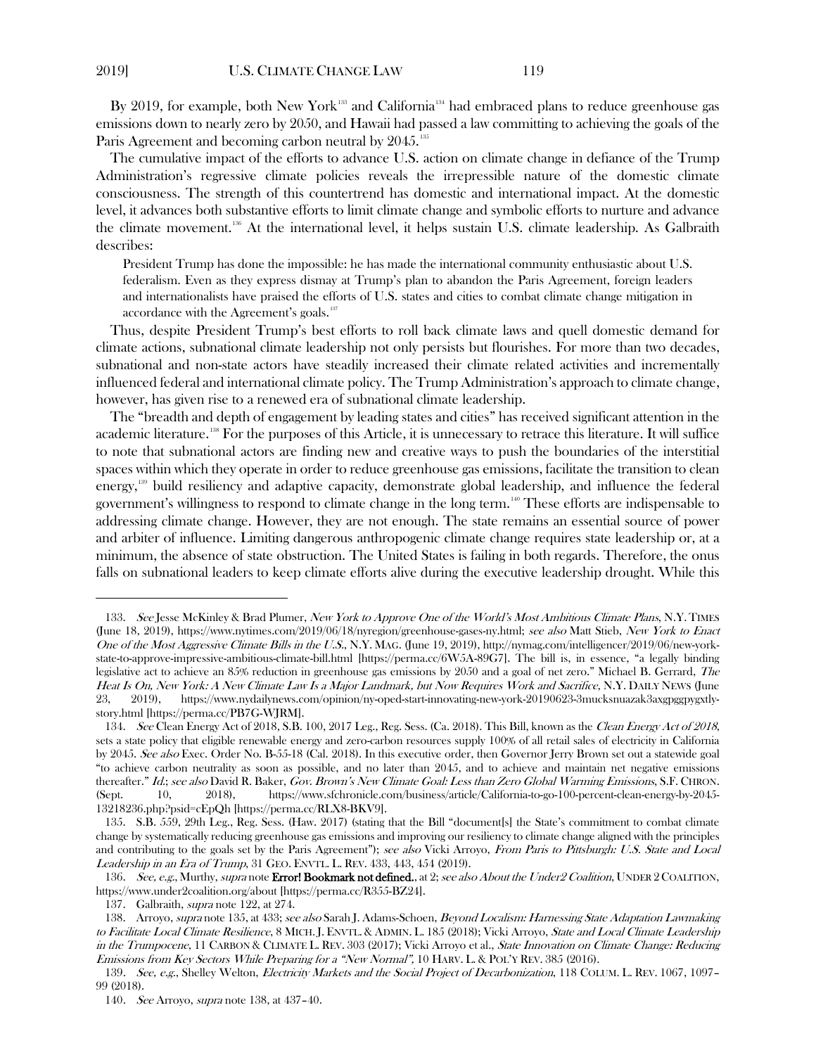By 2019, for example, both New York[133] and California[134] had embraced plans to reduce greenhouse gas emissions down to nearly zero by 2050, and Hawaii had passed a law committing to achieving the goals of the Paris Agreement and becoming carbon neutral by 2045.[135]

The cumulative impact of the efforts to advance U.S. action on climate change in defiance of the Trump Administration's regressive climate policies reveals the irrepressible nature of the domestic climate consciousness. The strength of this countertrend has domestic and international impact. At the domestic level, it advances both substantive efforts to limit climate change and symbolic efforts to nurture and advance the climate movement.[136] At the international level, it helps sustain U.S. climate leadership. As Galbraith describes:

> President Trump has done the impossible: he has made the international community enthusiastic about U.S. federalism. Even as they express dismay at Trump's plan to abandon the Paris Agreement, foreign leaders and internationalists have praised the efforts of U.S. states and cities to combat climate change mitigation in accordance with the Agreement's goals.[137]

Thus, despite President Trump's best efforts to roll back climate laws and quell domestic demand for climate actions, subnational climate leadership not only persists but flourishes. For more than two decades, subnational and non-state actors have steadily increased their climate related activities and incrementally influenced federal and international climate policy. The Trump Administration's approach to climate change, however, has given rise to a renewed era of subnational climate leadership.

The "breadth and depth of engagement by leading states and cities" has received significant attention in the academic literature.[138] For the purposes of this Article, it is unnecessary to retrace this literature. It will suffice to note that subnational actors are finding new and creative ways to push the boundaries of the interstitial spaces within which they operate in order to reduce greenhouse gas emissions, facilitate the transition to clean energy,[139] build resiliency and adaptive capacity, demonstrate global leadership, and influence the federal government's willingness to respond to climate change in the long term.[140] These efforts are indispensable to addressing climate change. However, they are not enough. The state remains an essential source of power and arbiter of influence. Limiting dangerous anthropogenic climate change requires state leadership or, at a minimum, the absence of state obstruction. The United States is failing in both regards. Therefore, the onus falls on subnational leaders to keep climate efforts alive during the executive leadership drought. While this

---

133. *See* Jesse McKinley & Brad Plumer, *New York to Approve One of the World's Most Ambitious Climate Plans*, N.Y. TIMES (June 18, 2019), https://www.nytimes.com/2019/06/18/nyregion/greenhouse-gases-ny.html; *see also* Matt Stieb, *New York to Enact One of the Most Aggressive Climate Bills in the U.S.*, N.Y. MAG. (June 19, 2019), http://nymag.com/intelligencer/2019/06/new-york-state-to-approve-impressive-ambitious-climate-bill.html [https://perma.cc/6W5A-89G7]. The bill is, in essence, "a legally binding legislative act to achieve an 85% reduction in greenhouse gas emissions by 2050 and a goal of net zero." Michael B. Gerrard, *The Heat Is On, New York: A New Climate Law Is a Major Landmark, but Now Requires Work and Sacrifice*, N.Y. DAILY NEWS (June 23, 2019), https://www.nydailynews.com/opinion/ny-oped-start-innovating-new-york-20190623-3mucksnuazak3axgpggpygxtly-story.html [https://perma.cc/PB7G-WJRM].

134. *See* Clean Energy Act of 2018, S.B. 100, 2017 Leg., Reg. Sess. (Ca. 2018). This Bill, known as the *Clean Energy Act of 2018*, sets a state policy that eligible renewable energy and zero-carbon resources supply 100% of all retail sales of electricity in California by 2045. *See also* Exec. Order No. B-55-18 (Cal. 2018). In this executive order, then Governor Jerry Brown set out a statewide goal "to achieve carbon neutrality as soon as possible, and no later than 2045, and to achieve and maintain net negative emissions thereafter." *Id.*; *see also* David R. Baker, *Gov. Brown's New Climate Goal: Less than Zero Global Warming Emissions*, S.F. CHRON. (Sept. 10, 2018), https://www.sfchronicle.com/business/article/California-to-go-100-percent-clean-energy-by-2045-13218236.php?psid=cEpQh [https://perma.cc/RLX8-BKV9].

135. S.B. 559, 29th Leg., Reg. Sess. (Haw. 2017) (stating that the Bill "document[s] the State's commitment to combat climate change by systematically reducing greenhouse gas emissions and improving our resiliency to climate change aligned with the principles and contributing to the goals set by the Paris Agreement"); *see also* Vicki Arroyo, *From Paris to Pittsburgh: U.S. State and Local Leadership in an Era of Trump*, 31 GEO. ENVTL. L. REV. 433, 443, 454 (2019).

136. *See, e.g.*, Murthy, *supra* note **Error! Bookmark not defined.**, at 2; *see also About the Under2 Coalition*, UNDER 2 COALITION, https://www.under2coalition.org/about [https://perma.cc/R355-BZ24].

137. Galbraith, *supra* note 122, at 274.

138. Arroyo, *supra* note 135, at 433; *see also* Sarah J. Adams-Schoen, *Beyond Localism: Harnessing State Adaptation Lawmaking to Facilitate Local Climate Resilience*, 8 MICH. J. ENVTL. & ADMIN. L. 185 (2018); Vicki Arroyo, *State and Local Climate Leadership in the Trumpocene*, 11 CARBON & CLIMATE L. REV. 303 (2017); Vicki Arroyo et al., *State Innovation on Climate Change: Reducing Emissions from Key Sectors While Preparing for a "New Normal"*, 10 HARV. L. & POL'Y REV. 385 (2016).

139. *See, e.g.*, Shelley Welton, *Electricity Markets and the Social Project of Decarbonization*, 118 COLUM. L. REV. 1067, 1097–99 (2018).

140. *See* Arroyo, *supra* note 138, at 437–40.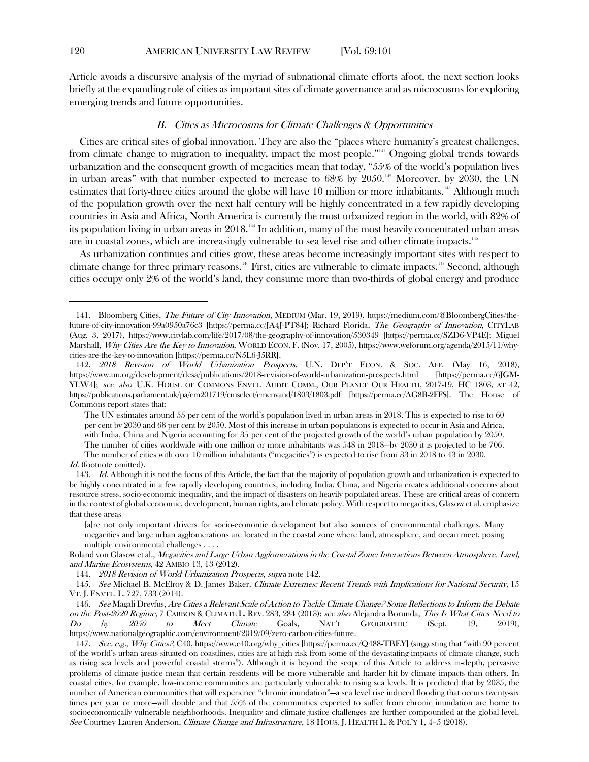Article avoids a discursive analysis of the myriad of subnational climate efforts afoot, the next section looks briefly at the expanding role of cities as important sites of climate governance and as microcosms for exploring emerging trends and future opportunities.

### *B. Cities as Microcosms for Climate Challenges & Opportunities*

Cities are critical sites of global innovation. They are also the "places where humanity's greatest challenges, from climate change to migration to inequality, impact the most people."[141] Ongoing global trends towards urbanization and the consequent growth of megacities mean that today, "55% of the world's population lives in urban areas" with that number expected to increase to 68% by 2050.[142] Moreover, by 2030, the UN estimates that forty-three cities around the globe will have 10 million or more inhabitants.[143] Although much of the population growth over the next half century will be highly concentrated in a few rapidly developing countries in Asia and Africa, North America is currently the most urbanized region in the world, with 82% of its population living in urban areas in 2018.[144] In addition, many of the most heavily concentrated urban areas are in coastal zones, which are increasingly vulnerable to sea level rise and other climate impacts.[145]

As urbanization continues and cities grow, these areas become increasingly important sites with respect to climate change for three primary reasons.[146] First, cities are vulnerable to climate impacts.[147] Second, although cities occupy only 2% of the world's land, they consume more than two-thirds of global energy and produce

---

141. Bloomberg Cities, *The Future of City Innovation,* MEDIUM (Mar. 19, 2019), https://medium.com/@BloombergCities/the-future-of-city-innovation-99a0950a76c3 [https://perma.cc/JA4J-PT84]; Richard Florida, *The Geography of Innovation*, CITYLAB (Aug. 3, 2017), https://www.citylab.com/life/2017/08/the-geography-of-innovation/530349 [https://perma.cc/SZD6-VP4E]; Miguel Marshall, *Why Cities Are the Key to Innovation*, WORLD ECON. F. (Nov. 17, 2005), https://www.weforum.org/agenda/2015/11/why-cities-are-the-key-to-innovation [https://perma.cc/N5L6-J5RR].

142. *2018 Revision of World Urbanization Prospects*, U.N. DEP'T ECON. & SOC. AFF. (May 16, 2018), https://www.un.org/development/desa/publications/2018-revision-of-world-urbanization-prospects.html [https://perma.cc/6JGM-YLW4]; *see also* U.K. HOUSE OF COMMONS ENVTL. AUDIT COMM., OUR PLANET OUR HEALTH, 2017-19, HC 1803, AT 42, https://publications.parliament.uk/pa/cm201719/cmselect/cmenvaud/1803/1803.pdf [https://perma.cc/AG8B-2FFS]. The House of Commons report states that:

> The UN estimates around 55 per cent of the world's population lived in urban areas in 2018. This is expected to rise to 60 per cent by 2030 and 68 per cent by 2050. Most of this increase in urban populations is expected to occur in Asia and Africa, with India, China and Nigeria accounting for 35 per cent of the projected growth of the world's urban population by 2050. The number of cities worldwide with one million or more inhabitants was 548 in 2018—by 2030 it is projected to be 706. The number of cities with over 10 million inhabitants ("megacities") is expected to rise from 33 in 2018 to 43 in 2030.

*Id.* (footnote omitted).

143. *Id.* Although it is not the focus of this Article, the fact that the majority of population growth and urbanization is expected to be highly concentrated in a few rapidly developing countries, including India, China, and Nigeria creates additional concerns about resource stress, socio-economic inequality, and the impact of disasters on heavily populated areas. These are critical areas of concern in the context of global economic, development, human rights, and climate policy. With respect to megacities, Glasow et al. emphasize that these areas

> [a]re not only important drivers for socio-economic development but also sources of environmental challenges. Many megacities and large urban agglomerations are located in the coastal zone where land, atmosphere, and ocean meet, posing multiple environmental challenges . . . .

Roland von Glasow et al., *Megacities and Large Urban Agglomerations in the Coastal Zone: Interactions Between Atmosphere, Land, and Marine Ecosystems*, 42 AMBIO 13, 13 (2012).

144. *2018 Revision of World Urbanization Prospects*, *supra* note 142.

145. *See* Michael B. McElroy & D. James Baker, *Climate Extremes: Recent Trends with Implications for National Security*, 15 VT. J. ENVTL. L. 727, 733 (2014).

146. *See* Magali Dreyfus, *Are Cities a Relevant Scale of Action to Tackle Climate Change? Some Reflections to Inform the Debate on the Post-2020 Regime*, 7 CARBON & CLIMATE L. REV. 283, 284 (2013); *see also* Alejandra Borunda, *This Is What Cities Need to Do by 2050 to Meet Climate Goals*, NAT'L GEOGRAPHIC (Sept. 19, 2019), https://www.nationalgeographic.com/environment/2019/09/zero-carbon-cities-future.

147. *See, e.g.*, *Why Cities?*, C40, https://www.c40.org/why_cities [https://perma.cc/Q488-TBEY] (suggesting that "with 90 percent of the world's urban areas situated on coastlines, cities are at high risk from some of the devastating impacts of climate change, such as rising sea levels and powerful coastal storms"). Although it is beyond the scope of this Article to address in-depth, pervasive problems of climate justice mean that certain residents will be more vulnerable and harder hit by climate impacts than others. In coastal cities, for example, low-income communities are particularly vulnerable to rising sea levels. It is predicted that by 2035, the number of American communities that will experience "chronic inundation"—a sea level rise induced flooding that occurs twenty-six times per year or more—will double and that 55% of the communities expected to suffer from chronic inundation are home to socioeconomically vulnerable neighborhoods. Inequality and climate justice challenges are further compounded at the global level. *See* Courtney Lauren Anderson, *Climate Change and Infrastructure*, 18 HOUS. J. HEALTH L. & POL'Y 1, 4–5 (2018).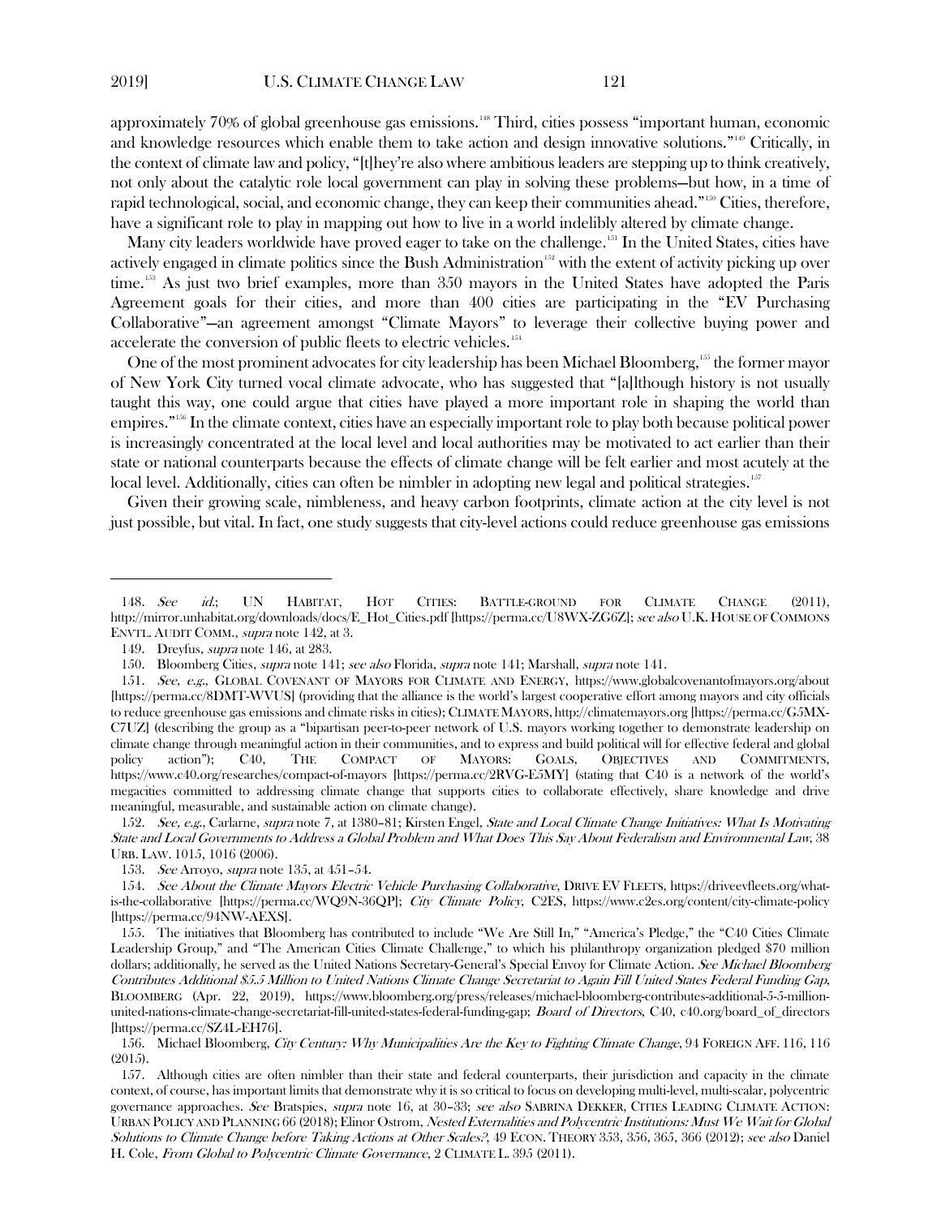approximately 70% of global greenhouse gas emissions.[148] Third, cities possess "important human, economic and knowledge resources which enable them to take action and design innovative solutions."[149] Critically, in the context of climate law and policy, "[t]hey're also where ambitious leaders are stepping up to think creatively, not only about the catalytic role local government can play in solving these problems—but how, in a time of rapid technological, social, and economic change, they can keep their communities ahead."[150] Cities, therefore, have a significant role to play in mapping out how to live in a world indelibly altered by climate change.

Many city leaders worldwide have proved eager to take on the challenge.[151] In the United States, cities have actively engaged in climate politics since the Bush Administration[152] with the extent of activity picking up over time.[153] As just two brief examples, more than 350 mayors in the United States have adopted the Paris Agreement goals for their cities, and more than 400 cities are participating in the "EV Purchasing Collaborative"—an agreement amongst "Climate Mayors" to leverage their collective buying power and accelerate the conversion of public fleets to electric vehicles.[154]

One of the most prominent advocates for city leadership has been Michael Bloomberg,[155] the former mayor of New York City turned vocal climate advocate, who has suggested that "[a]lthough history is not usually taught this way, one could argue that cities have played a more important role in shaping the world than empires."[156] In the climate context, cities have an especially important role to play both because political power is increasingly concentrated at the local level and local authorities may be motivated to act earlier than their state or national counterparts because the effects of climate change will be felt earlier and most acutely at the local level. Additionally, cities can often be nimbler in adopting new legal and political strategies.[157]

Given their growing scale, nimbleness, and heavy carbon footprints, climate action at the city level is not just possible, but vital. In fact, one study suggests that city-level actions could reduce greenhouse gas emissions

---

148. *See id.*; UN HABITAT, HOT CITIES: BATTLE-GROUND FOR CLIMATE CHANGE (2011), http://mirror.unhabitat.org/downloads/docs/E_Hot_Cities.pdf [https://perma.cc/U8WX-ZG6Z]; *see also* U.K. HOUSE OF COMMONS ENVTL. AUDIT COMM., *supra* note 142, at 3.

149. Dreyfus, *supra* note 146, at 283.

150. Bloomberg Cities, *supra* note 141; *see also* Florida, *supra* note 141; Marshall, *supra* note 141.

151. *See, e.g.*, GLOBAL COVENANT OF MAYORS FOR CLIMATE AND ENERGY, https://www.globalcovenantofmayors.org/about [https://perma.cc/8DMT-WVUS] (providing that the alliance is the world's largest cooperative effort among mayors and city officials to reduce greenhouse gas emissions and climate risks in cities); CLIMATE MAYORS, http://climatemayors.org [https://perma.cc/G5MX-C7UZ] (describing the group as a "bipartisan peer-to-peer network of U.S. mayors working together to demonstrate leadership on climate change through meaningful action in their communities, and to express and build political will for effective federal and global policy action"); C40, THE COMPACT OF MAYORS: GOALS, OBJECTIVES AND COMMITMENTS, https://www.c40.org/researches/compact-of-mayors [https://perma.cc/2RVG-E5MY] (stating that C40 is a network of the world's megacities committed to addressing climate change that supports cities to collaborate effectively, share knowledge and drive meaningful, measurable, and sustainable action on climate change).

152. *See, e.g.*, Carlarne, *supra* note 7, at 1380–81; Kirsten Engel, *State and Local Climate Change Initiatives: What Is Motivating State and Local Governments to Address a Global Problem and What Does This Say About Federalism and Environmental Law*, 38 URB. LAW. 1015, 1016 (2006).

153. *See* Arroyo, *supra* note 135, at 451–54.

154. *See About the Climate Mayors Electric Vehicle Purchasing Collaborative*, DRIVE EV FLEETS, https://driveevfleets.org/what-is-the-collaborative [https://perma.cc/WQ9N-36QP]; *City Climate Policy*, C2ES, https://www.c2es.org/content/city-climate-policy [https://perma.cc/94NW-AEXS].

155. The initiatives that Bloomberg has contributed to include "We Are Still In," "America's Pledge," the "C40 Cities Climate Leadership Group," and "The American Cities Climate Challenge," to which his philanthropy organization pledged $70 million dollars; additionally, he served as the United Nations Secretary-General's Special Envoy for Climate Action. *See Michael Bloomberg Contributes Additional $5.5 Million to United Nations Climate Change Secretariat to Again Fill United States Federal Funding Gap*, BLOOMBERG (Apr. 22, 2019), https://www.bloomberg.org/press/releases/michael-bloomberg-contributes-additional-5-5-million-united-nations-climate-change-secretariat-fill-united-states-federal-funding-gap; *Board of Directors*, C40, c40.org/board_of_directors [https://perma.cc/SZ4L-EH76].

156. Michael Bloomberg, *City Century: Why Municipalities Are the Key to Fighting Climate Change*, 94 FOREIGN AFF. 116, 116 (2015).

157. Although cities are often nimbler than their state and federal counterparts, their jurisdiction and capacity in the climate context, of course, has important limits that demonstrate why it is so critical to focus on developing multi-level, multi-scalar, polycentric governance approaches. *See* Bratspies, *supra* note 16, at 30–33; *see also* SABRINA DEKKER, CITIES LEADING CLIMATE ACTION: URBAN POLICY AND PLANNING 66 (2018); Elinor Ostrom, *Nested Externalities and Polycentric Institutions: Must We Wait for Global Solutions to Climate Change before Taking Actions at Other Scales?*, 49 ECON. THEORY 353, 356, 365, 366 (2012); *see also* Daniel H. Cole, *From Global to Polycentric Climate Governance*, 2 CLIMATE L. 395 (2011).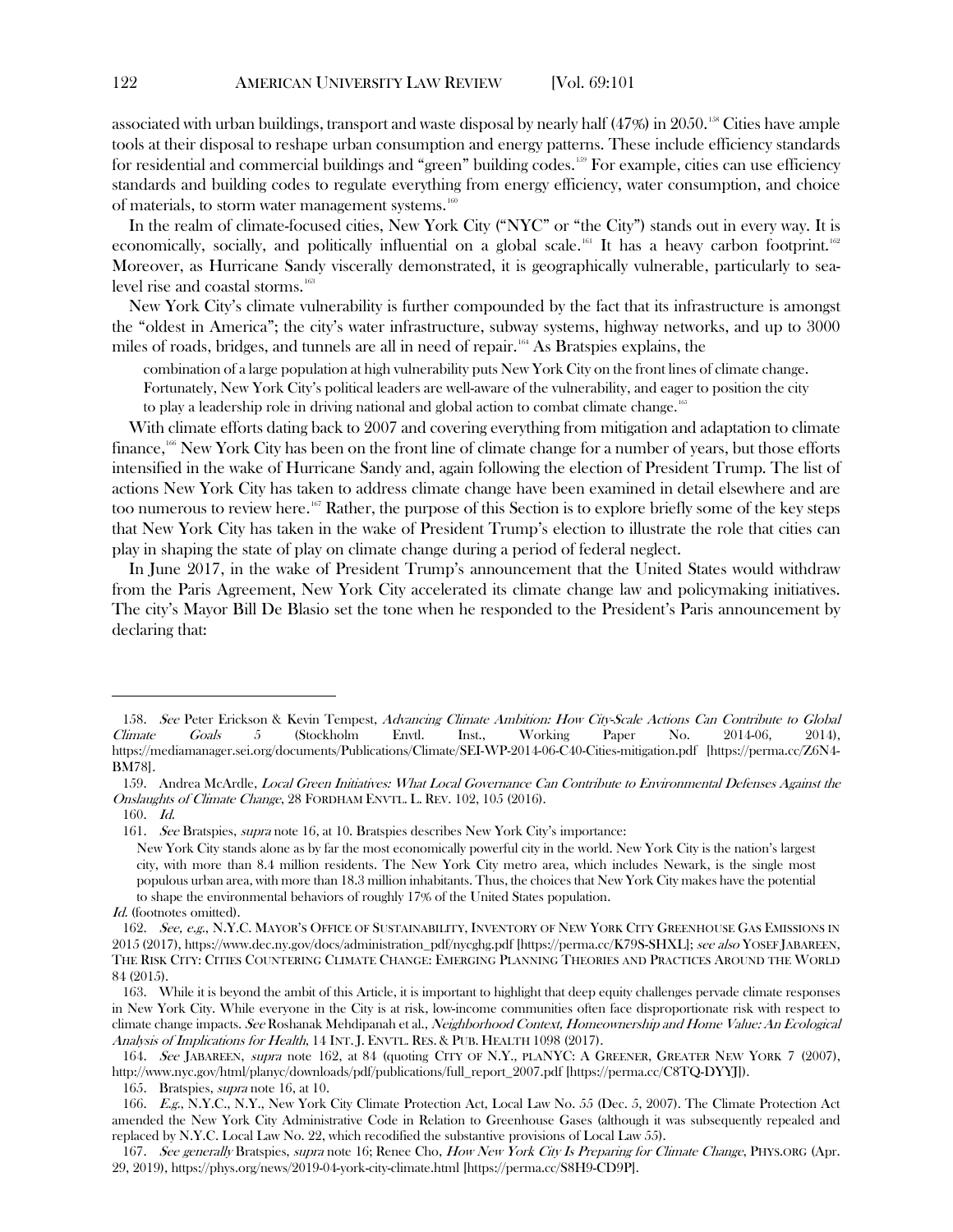associated with urban buildings, transport and waste disposal by nearly half (47%) in 2050.[158] Cities have ample tools at their disposal to reshape urban consumption and energy patterns. These include efficiency standards for residential and commercial buildings and "green" building codes.[159] For example, cities can use efficiency standards and building codes to regulate everything from energy efficiency, water consumption, and choice of materials, to storm water management systems.[160]

In the realm of climate-focused cities, New York City ("NYC" or "the City") stands out in every way. It is economically, socially, and politically influential on a global scale.[161] It has a heavy carbon footprint.[162] Moreover, as Hurricane Sandy viscerally demonstrated, it is geographically vulnerable, particularly to sea-level rise and coastal storms.[163]

New York City's climate vulnerability is further compounded by the fact that its infrastructure is amongst the "oldest in America"; the city's water infrastructure, subway systems, highway networks, and up to 3000 miles of roads, bridges, and tunnels are all in need of repair.[164] As Bratspies explains, the

> combination of a large population at high vulnerability puts New York City on the front lines of climate change. Fortunately, New York City's political leaders are well-aware of the vulnerability, and eager to position the city to play a leadership role in driving national and global action to combat climate change.[165]

With climate efforts dating back to 2007 and covering everything from mitigation and adaptation to climate finance,[166] New York City has been on the front line of climate change for a number of years, but those efforts intensified in the wake of Hurricane Sandy and, again following the election of President Trump. The list of actions New York City has taken to address climate change have been examined in detail elsewhere and are too numerous to review here.[167] Rather, the purpose of this Section is to explore briefly some of the key steps that New York City has taken in the wake of President Trump's election to illustrate the role that cities can play in shaping the state of play on climate change during a period of federal neglect.

In June 2017, in the wake of President Trump's announcement that the United States would withdraw from the Paris Agreement, New York City accelerated its climate change law and policymaking initiatives. The city's Mayor Bill De Blasio set the tone when he responded to the President's Paris announcement by declaring that:

---

158. *See* Peter Erickson & Kevin Tempest, *Advancing Climate Ambition: How City-Scale Actions Can Contribute to Global Climate Goals* 5 (Stockholm Envtl. Inst., Working Paper No. 2014-06, 2014), https://mediamanager.sei.org/documents/Publications/Climate/SEI-WP-2014-06-C40-Cities-mitigation.pdf [https://perma.cc/Z6N4-BM78].

159. Andrea McArdle, *Local Green Initiatives: What Local Governance Can Contribute to Environmental Defenses Against the Onslaughts of Climate Change*, 28 FORDHAM ENVTL. L. REV. 102, 105 (2016).

160. *Id.*

161. *See* Bratspies, *supra* note 16, at 10. Bratspies describes New York City's importance:

> New York City stands alone as by far the most economically powerful city in the world. New York City is the nation's largest city, with more than 8.4 million residents. The New York City metro area, which includes Newark, is the single most populous urban area, with more than 18.3 million inhabitants. Thus, the choices that New York City makes have the potential to shape the environmental behaviors of roughly 17% of the United States population.

*Id.* (footnotes omitted).

162. *See, e.g.*, N.Y.C. MAYOR'S OFFICE OF SUSTAINABILITY, INVENTORY OF NEW YORK CITY GREENHOUSE GAS EMISSIONS IN 2015 (2017), https://www.dec.ny.gov/docs/administration_pdf/nycghg.pdf [https://perma.cc/K79S-SHXL]; *see also* YOSEF JABAREEN, THE RISK CITY: CITIES COUNTERING CLIMATE CHANGE: EMERGING PLANNING THEORIES AND PRACTICES AROUND THE WORLD 84 (2015).

163. While it is beyond the ambit of this Article, it is important to highlight that deep equity challenges pervade climate responses in New York City. While everyone in the City is at risk, low-income communities often face disproportionate risk with respect to climate change impacts. *See* Roshanak Mehdipanah et al., *Neighborhood Context, Homeownership and Home Value: An Ecological Analysis of Implications for Health*, 14 INT. J. ENVTL. RES. & PUB. HEALTH 1098 (2017).

164. *See* JABAREEN, *supra* note 162, at 84 (quoting CITY OF N.Y., PLANYC: A GREENER, GREATER NEW YORK 7 (2007), http://www.nyc.gov/html/planyc/downloads/pdf/publications/full_report_2007.pdf [https://perma.cc/C8TQ-DYYJ]).

165. Bratspies, *supra* note 16, at 10.

166. *E.g.*, N.Y.C., N.Y., New York City Climate Protection Act, Local Law No. 55 (Dec. 5, 2007). The Climate Protection Act amended the New York City Administrative Code in Relation to Greenhouse Gases (although it was subsequently repealed and replaced by N.Y.C. Local Law No. 22, which recodified the substantive provisions of Local Law 55).

167. *See generally* Bratspies, *supra* note 16; Renee Cho, *How New York City Is Preparing for Climate Change*, PHYS.ORG (Apr. 29, 2019), https://phys.org/news/2019-04-york-city-climate.html [https://perma.cc/S8H9-CD9P].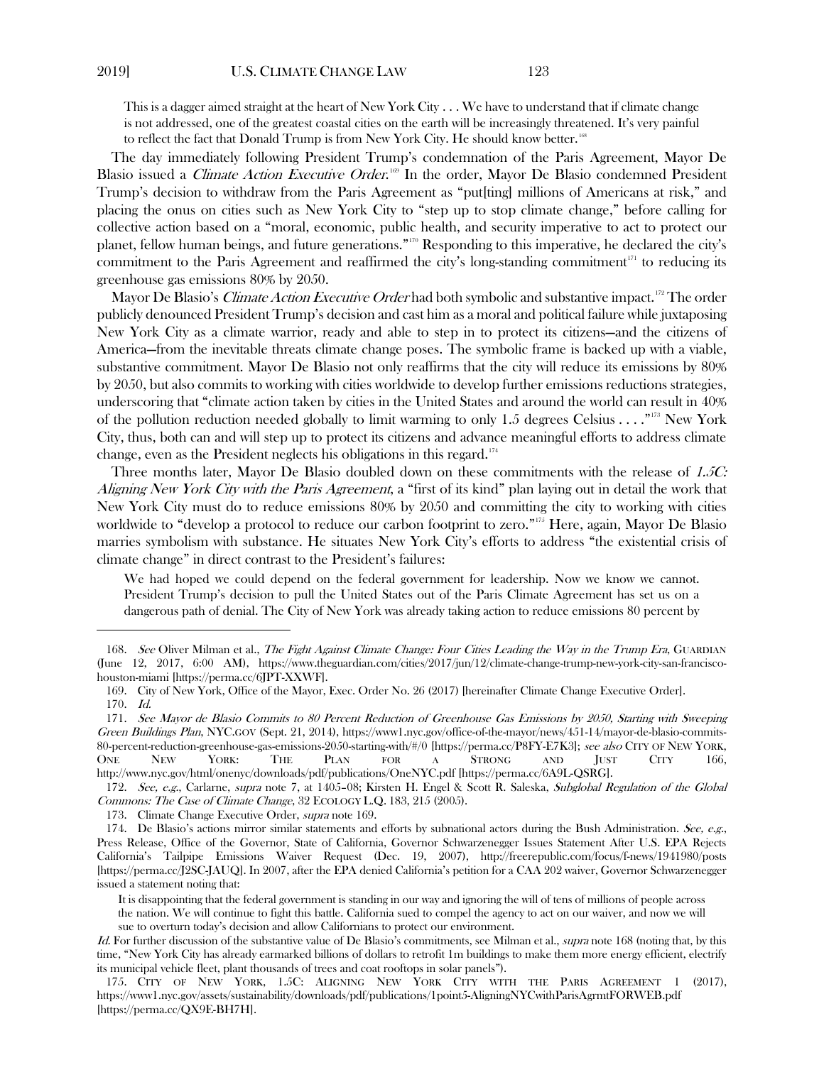> This is a dagger aimed straight at the heart of New York City . . . We have to understand that if climate change is not addressed, one of the greatest coastal cities on the earth will be increasingly threatened. It's very painful to reflect the fact that Donald Trump is from New York City. He should know better.[168]

The day immediately following President Trump's condemnation of the Paris Agreement, Mayor De Blasio issued a *Climate Action Executive Order*.[169] In the order, Mayor De Blasio condemned President Trump's decision to withdraw from the Paris Agreement as "put[ting] millions of Americans at risk," and placing the onus on cities such as New York City to "step up to stop climate change," before calling for collective action based on a "moral, economic, public health, and security imperative to act to protect our planet, fellow human beings, and future generations."[170] Responding to this imperative, he declared the city's commitment to the Paris Agreement and reaffirmed the city's long-standing commitment[171] to reducing its greenhouse gas emissions 80% by 2050.

Mayor De Blasio's *Climate Action Executive Order* had both symbolic and substantive impact.[172] The order publicly denounced President Trump's decision and cast him as a moral and political failure while juxtaposing New York City as a climate warrior, ready and able to step in to protect its citizens—and the citizens of America—from the inevitable threats climate change poses. The symbolic frame is backed up with a viable, substantive commitment. Mayor De Blasio not only reaffirms that the city will reduce its emissions by 80% by 2050, but also commits to working with cities worldwide to develop further emissions reductions strategies, underscoring that "climate action taken by cities in the United States and around the world can result in 40% of the pollution reduction needed globally to limit warming to only 1.5 degrees Celsius . . . ."[173] New York City, thus, both can and will step up to protect its citizens and advance meaningful efforts to address climate change, even as the President neglects his obligations in this regard.[174]

Three months later, Mayor De Blasio doubled down on these commitments with the release of *1.5C: Aligning New York City with the Paris Agreement*, a "first of its kind" plan laying out in detail the work that New York City must do to reduce emissions 80% by 2050 and committing the city to working with cities worldwide to "develop a protocol to reduce our carbon footprint to zero."[175] Here, again, Mayor De Blasio marries symbolism with substance. He situates New York City's efforts to address "the existential crisis of climate change" in direct contrast to the President's failures:

> We had hoped we could depend on the federal government for leadership. Now we know we cannot. President Trump's decision to pull the United States out of the Paris Climate Agreement has set us on a dangerous path of denial. The City of New York was already taking action to reduce emissions 80 percent by

---

168. *See* Oliver Milman et al., *The Fight Against Climate Change: Four Cities Leading the Way in the Trump Era*, GUARDIAN (June 12, 2017, 6:00 AM), https://www.theguardian.com/cities/2017/jun/12/climate-change-trump-new-york-city-san-francisco-houston-miami [https://perma.cc/6JPT-XXWF].

169. City of New York, Office of the Mayor, Exec. Order No. 26 (2017) [hereinafter Climate Change Executive Order].

170. *Id.*

171. *See Mayor de Blasio Commits to 80 Percent Reduction of Greenhouse Gas Emissions by 2050, Starting with Sweeping Green Buildings Plan*, NYC.GOV (Sept. 21, 2014), https://www1.nyc.gov/office-of-the-mayor/news/451-14/mayor-de-blasio-commits-80-percent-reduction-greenhouse-gas-emissions-2050-starting-with/#/0 [https://perma.cc/P8FY-E7K3]; *see also* CITY OF NEW YORK, ONE NEW YORK: THE PLAN FOR A STRONG AND JUST CITY 166, http://www.nyc.gov/html/onenyc/downloads/pdf/publications/OneNYC.pdf [https://perma.cc/6A9L-QSRG].

172. *See, e.g.*, Carlarne, *supra* note 7, at 1405–08; Kirsten H. Engel & Scott R. Saleska, *Subglobal Regulation of the Global Commons: The Case of Climate Change*, 32 ECOLOGY L.Q. 183, 215 (2005).

173. Climate Change Executive Order, *supra* note 169.

174. De Blasio's actions mirror similar statements and efforts by subnational actors during the Bush Administration. *See, e.g.*, Press Release, Office of the Governor, State of California, Governor Schwarzenegger Issues Statement After U.S. EPA Rejects California's Tailpipe Emissions Waiver Request (Dec. 19, 2007), http://freerepublic.com/focus/f-news/1941980/posts [https://perma.cc/J2SC-JAUQ]. In 2007, after the EPA denied California's petition for a CAA 202 waiver, Governor Schwarzenegger issued a statement noting that:

> It is disappointing that the federal government is standing in our way and ignoring the will of tens of millions of people across the nation. We will continue to fight this battle. California sued to compel the agency to act on our waiver, and now we will sue to overturn today's decision and allow Californians to protect our environment.

*Id.* For further discussion of the substantive value of De Blasio's commitments, see Milman et al., *supra* note 168 (noting that, by this time, "New York City has already earmarked billions of dollars to retrofit 1m buildings to make them more energy efficient, electrify its municipal vehicle fleet, plant thousands of trees and coat rooftops in solar panels").

175. CITY OF NEW YORK, 1.5C: ALIGNING NEW YORK CITY WITH THE PARIS AGREEMENT 1 (2017), https://www1.nyc.gov/assets/sustainability/downloads/pdf/publications/1point5-AligningNYCwithParisAgrmtFORWEB.pdf [https://perma.cc/QX9E-BH7H].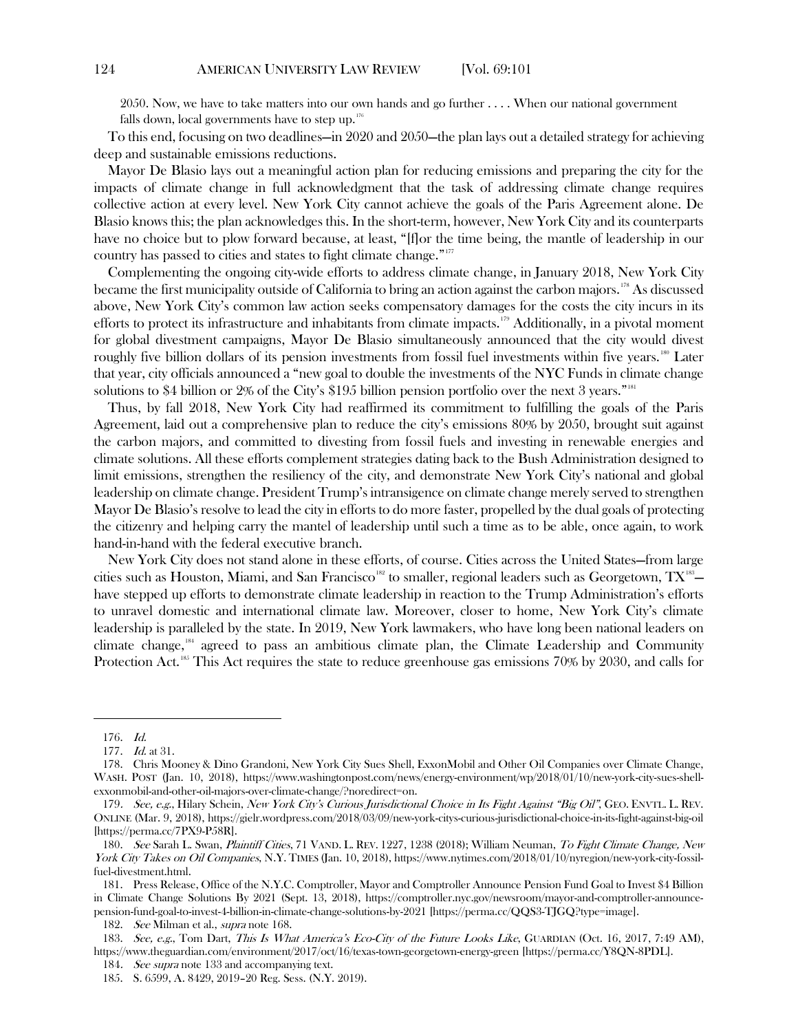2050. Now, we have to take matters into our own hands and go further . . . . When our national government falls down, local governments have to step up.[176]

To this end, focusing on two deadlines—in 2020 and 2050—the plan lays out a detailed strategy for achieving deep and sustainable emissions reductions.

Mayor De Blasio lays out a meaningful action plan for reducing emissions and preparing the city for the impacts of climate change in full acknowledgment that the task of addressing climate change requires collective action at every level. New York City cannot achieve the goals of the Paris Agreement alone. De Blasio knows this; the plan acknowledges this. In the short-term, however, New York City and its counterparts have no choice but to plow forward because, at least, "[f]or the time being, the mantle of leadership in our country has passed to cities and states to fight climate change."[177]

Complementing the ongoing city-wide efforts to address climate change, in January 2018, New York City became the first municipality outside of California to bring an action against the carbon majors.[178] As discussed above, New York City's common law action seeks compensatory damages for the costs the city incurs in its efforts to protect its infrastructure and inhabitants from climate impacts.[179] Additionally, in a pivotal moment for global divestment campaigns, Mayor De Blasio simultaneously announced that the city would divest roughly five billion dollars of its pension investments from fossil fuel investments within five years.[180] Later that year, city officials announced a "new goal to double the investments of the NYC Funds in climate change solutions to $4 billion or 2% of the City's $195 billion pension portfolio over the next 3 years."[181]

Thus, by fall 2018, New York City had reaffirmed its commitment to fulfilling the goals of the Paris Agreement, laid out a comprehensive plan to reduce the city's emissions 80% by 2050, brought suit against the carbon majors, and committed to divesting from fossil fuels and investing in renewable energies and climate solutions. All these efforts complement strategies dating back to the Bush Administration designed to limit emissions, strengthen the resiliency of the city, and demonstrate New York City's national and global leadership on climate change. President Trump's intransigence on climate change merely served to strengthen Mayor De Blasio's resolve to lead the city in efforts to do more faster, propelled by the dual goals of protecting the citizenry and helping carry the mantel of leadership until such a time as to be able, once again, to work hand-in-hand with the federal executive branch.

New York City does not stand alone in these efforts, of course. Cities across the United States—from large cities such as Houston, Miami, and San Francisco[182] to smaller, regional leaders such as Georgetown, TX[183]—have stepped up efforts to demonstrate climate leadership in reaction to the Trump Administration's efforts to unravel domestic and international climate law. Moreover, closer to home, New York City's climate leadership is paralleled by the state. In 2019, New York lawmakers, who have long been national leaders on climate change,[184] agreed to pass an ambitious climate plan, the Climate Leadership and Community Protection Act.[185] This Act requires the state to reduce greenhouse gas emissions 70% by 2030, and calls for

---

176. *Id.*

177. *Id.* at 31.

178. Chris Mooney & Dino Grandoni, New York City Sues Shell, ExxonMobil and Other Oil Companies over Climate Change, WASH. POST (Jan. 10, 2018), https://www.washingtonpost.com/news/energy-environment/wp/2018/01/10/new-york-city-sues-shell-exxonmobil-and-other-oil-majors-over-climate-change/?noredirect=on.

179. *See, e.g.*, Hilary Schein, *New York City's Curious Jurisdictional Choice in Its Fight Against "Big Oil"*, GEO. ENVTL. L. REV. ONLINE (Mar. 9, 2018), https://gielr.wordpress.com/2018/03/09/new-york-citys-curious-jurisdictional-choice-in-its-fight-against-big-oil [https://perma.cc/7PX9-P58R].

180. *See* Sarah L. Swan, *Plaintiff Cities*, 71 VAND. L. REV. 1227, 1238 (2018); William Neuman, *To Fight Climate Change, New York City Takes on Oil Companies*, N.Y. TIMES (Jan. 10, 2018), https://www.nytimes.com/2018/01/10/nyregion/new-york-city-fossil-fuel-divestment.html.

181. Press Release, Office of the N.Y.C. Comptroller, Mayor and Comptroller Announce Pension Fund Goal to Invest $4 Billion in Climate Change Solutions By 2021 (Sept. 13, 2018), https://comptroller.nyc.gov/newsroom/mayor-and-comptroller-announce-pension-fund-goal-to-invest-4-billion-in-climate-change-solutions-by-2021 [https://perma.cc/QQS3-TJGQ?type=image].

182. *See* Milman et al., *supra* note 168.

183. *See, e.g.*, Tom Dart, *This Is What America's Eco-City of the Future Looks Like*, GUARDIAN (Oct. 16, 2017, 7:49 AM), https://www.theguardian.com/environment/2017/oct/16/texas-town-georgetown-energy-green [https://perma.cc/Y8QN-8PDL].

184. *See supra* note 133 and accompanying text.

185. S. 6599, A. 8429, 2019–20 Reg. Sess. (N.Y. 2019).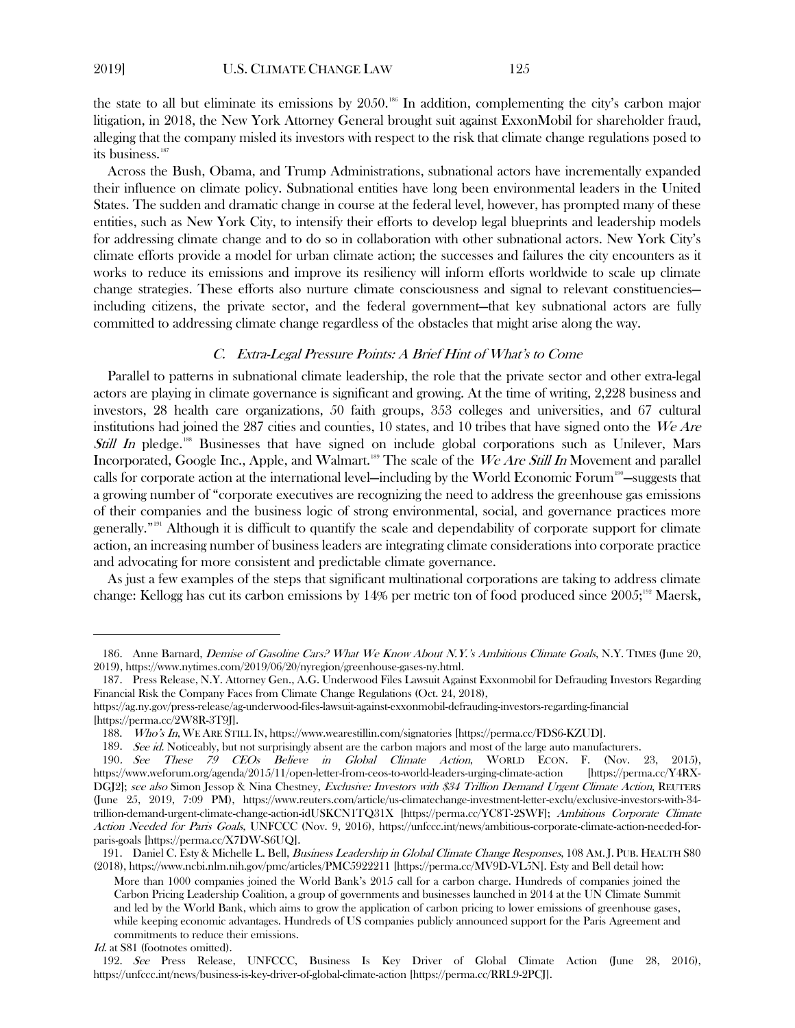the state to all but eliminate its emissions by 2050.[186] In addition, complementing the city's carbon major litigation, in 2018, the New York Attorney General brought suit against ExxonMobil for shareholder fraud, alleging that the company misled its investors with respect to the risk that climate change regulations posed to its business.[187]

Across the Bush, Obama, and Trump Administrations, subnational actors have incrementally expanded their influence on climate policy. Subnational entities have long been environmental leaders in the United States. The sudden and dramatic change in course at the federal level, however, has prompted many of these entities, such as New York City, to intensify their efforts to develop legal blueprints and leadership models for addressing climate change and to do so in collaboration with other subnational actors. New York City's climate efforts provide a model for urban climate action; the successes and failures the city encounters as it works to reduce its emissions and improve its resiliency will inform efforts worldwide to scale up climate change strategies. These efforts also nurture climate consciousness and signal to relevant constituencies—including citizens, the private sector, and the federal government—that key subnational actors are fully committed to addressing climate change regardless of the obstacles that might arise along the way.

### *C. Extra-Legal Pressure Points: A Brief Hint of What's to Come*

Parallel to patterns in subnational climate leadership, the role that the private sector and other extra-legal actors are playing in climate governance is significant and growing. At the time of writing, 2,228 business and investors, 28 health care organizations, 50 faith groups, 353 colleges and universities, and 67 cultural institutions had joined the 287 cities and counties, 10 states, and 10 tribes that have signed onto the *We Are Still In* pledge.[188] Businesses that have signed on include global corporations such as Unilever, Mars Incorporated, Google Inc., Apple, and Walmart.[189] The scale of the *We Are Still In* Movement and parallel calls for corporate action at the international level—including by the World Economic Forum[190]—suggests that a growing number of "corporate executives are recognizing the need to address the greenhouse gas emissions of their companies and the business logic of strong environmental, social, and governance practices more generally."[191] Although it is difficult to quantify the scale and dependability of corporate support for climate action, an increasing number of business leaders are integrating climate considerations into corporate practice and advocating for more consistent and predictable climate governance.

As just a few examples of the steps that significant multinational corporations are taking to address climate change: Kellogg has cut its carbon emissions by 14% per metric ton of food produced since 2005;[192] Maersk,

---

186. Anne Barnard, *Demise of Gasoline Cars? What We Know About N.Y.'s Ambitious Climate Goals*, N.Y. TIMES (June 20, 2019), https://www.nytimes.com/2019/06/20/nyregion/greenhouse-gases-ny.html.

187. Press Release, N.Y. Attorney Gen., A.G. Underwood Files Lawsuit Against Exxonmobil for Defrauding Investors Regarding Financial Risk the Company Faces from Climate Change Regulations (Oct. 24, 2018), https://ag.ny.gov/press-release/ag-underwood-files-lawsuit-against-exxonmobil-defrauding-investors-regarding-financial [https://perma.cc/2W8R-3T9J].

188. *Who's In*, WE ARE STILL IN, https://www.wearestillin.com/signatories [https://perma.cc/FDS6-KZUD].

189. *See id.* Noticeably, but not surprisingly absent are the carbon majors and most of the large auto manufacturers.

190. *See These 79 CEOs Believe in Global Climate Action*, WORLD ECON. F. (Nov. 23, 2015), https://www.weforum.org/agenda/2015/11/open-letter-from-ceos-to-world-leaders-urging-climate-action [https://perma.cc/Y4RX-DGJ2]; *see also* Simon Jessop & Nina Chestney, *Exclusive: Investors with $34 Trillion Demand Urgent Climate Action*, REUTERS (June 25, 2019, 7:09 PM), https://www.reuters.com/article/us-climatechange-investment-letter-exclu/exclusive-investors-with-34-trillion-demand-urgent-climate-change-action-idUSKCN1TQ31X [https://perma.cc/YC8T-2SWF]; *Ambitious Corporate Climate Action Needed for Paris Goals*, UNFCCC (Nov. 9, 2016), https://unfccc.int/news/ambitious-corporate-climate-action-needed-for-paris-goals [https://perma.cc/X7DW-S6UQ].

191. Daniel C. Esty & Michelle L. Bell, *Business Leadership in Global Climate Change Responses*, 108 AM. J. PUB. HEALTH S80 (2018), https://www.ncbi.nlm.nih.gov/pmc/articles/PMC5922211 [https://perma.cc/MV9D-VL5N]. Esty and Bell detail how:

> More than 1000 companies joined the World Bank's 2015 call for a carbon charge. Hundreds of companies joined the Carbon Pricing Leadership Coalition, a group of governments and businesses launched in 2014 at the UN Climate Summit and led by the World Bank, which aims to grow the application of carbon pricing to lower emissions of greenhouse gases, while keeping economic advantages. Hundreds of US companies publicly announced support for the Paris Agreement and commitments to reduce their emissions.

*Id.* at S81 (footnotes omitted).

192. *See* Press Release, UNFCCC, Business Is Key Driver of Global Climate Action (June 28, 2016), https://unfccc.int/news/business-is-key-driver-of-global-climate-action [https://perma.cc/RRL9-2PCJ].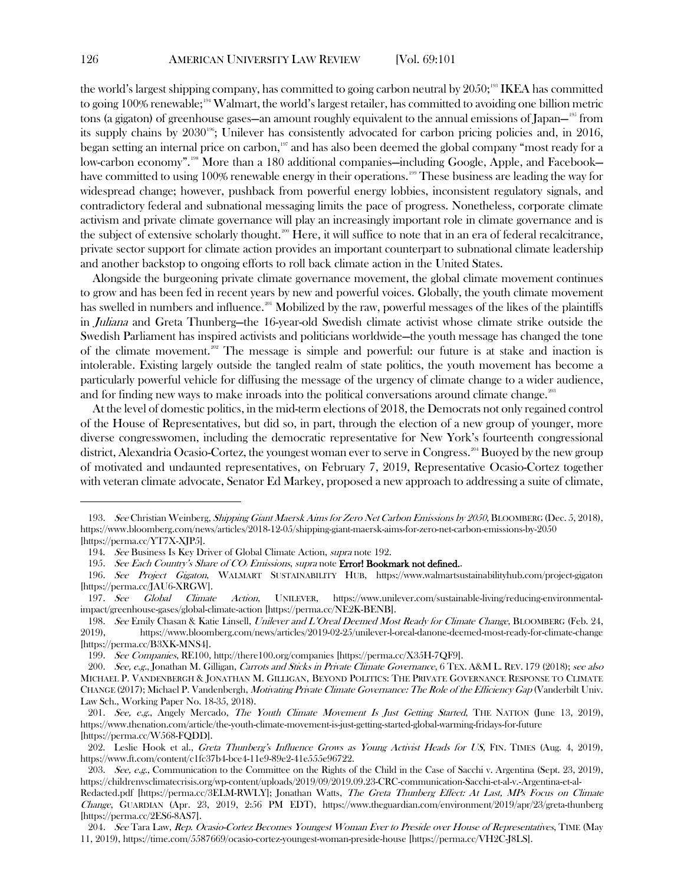the world's largest shipping company, has committed to going carbon neutral by 2050;[193] IKEA has committed to going 100% renewable;[194] Walmart, the world's largest retailer, has committed to avoiding one billion metric tons (a gigaton) of greenhouse gases—an amount roughly equivalent to the annual emissions of Japan—[195] from its supply chains by 2030[196]; Unilever has consistently advocated for carbon pricing policies and, in 2016, began setting an internal price on carbon,[197] and has also been deemed the global company "most ready for a low-carbon economy".[198] More than a 180 additional companies—including Google, Apple, and Facebook—have committed to using 100% renewable energy in their operations.[199] These business are leading the way for widespread change; however, pushback from powerful energy lobbies, inconsistent regulatory signals, and contradictory federal and subnational messaging limits the pace of progress. Nonetheless, corporate climate activism and private climate governance will play an increasingly important role in climate governance and is the subject of extensive scholarly thought.[200] Here, it will suffice to note that in an era of federal recalcitrance, private sector support for climate action provides an important counterpart to subnational climate leadership and another backstop to ongoing efforts to roll back climate action in the United States.

Alongside the burgeoning private climate governance movement, the global climate movement continues to grow and has been fed in recent years by new and powerful voices. Globally, the youth climate movement has swelled in numbers and influence.[201] Mobilized by the raw, powerful messages of the likes of the plaintiffs in *Juliana* and Greta Thunberg—the 16-year-old Swedish climate activist whose climate strike outside the Swedish Parliament has inspired activists and politicians worldwide—the youth message has changed the tone of the climate movement.[202] The message is simple and powerful: our future is at stake and inaction is intolerable. Existing largely outside the tangled realm of state politics, the youth movement has become a particularly powerful vehicle for diffusing the message of the urgency of climate change to a wider audience, and for finding new ways to make inroads into the political conversations around climate change.[203]

At the level of domestic politics, in the mid-term elections of 2018, the Democrats not only regained control of the House of Representatives, but did so, in part, through the election of a new group of younger, more diverse congresswomen, including the democratic representative for New York's fourteenth congressional district, Alexandria Ocasio-Cortez, the youngest woman ever to serve in Congress.[204] Buoyed by the new group of motivated and undaunted representatives, on February 7, 2019, Representative Ocasio-Cortez together with veteran climate advocate, Senator Ed Markey, proposed a new approach to addressing a suite of climate,

---

193. *See* Christian Weinberg, *Shipping Giant Maersk Aims for Zero Net Carbon Emissions by 2050*, BLOOMBERG (Dec. 5, 2018), https://www.bloomberg.com/news/articles/2018-12-05/shipping-giant-maersk-aims-for-zero-net-carbon-emissions-by-2050 [https://perma.cc/YT7X-XJP5].

194. *See* Business Is Key Driver of Global Climate Action, *supra* note 192.

195. *See Each Country's Share of $CO_2$ Emissions*, *supra* note **Error! Bookmark not defined.**.

196. *See Project Gigaton*, WALMART SUSTAINABILITY HUB, https://www.walmartsustainabilityhub.com/project-gigaton [https://perma.cc/JAU6-XRGW].

197. *See Global Climate Action*, UNILEVER, https://www.unilever.com/sustainable-living/reducing-environmental-impact/greenhouse-gases/global-climate-action [https://perma.cc/NE2K-BENB].

198. *See* Emily Chasan & Katie Linsell, *Unilever and L'Oreal Deemed Most Ready for Climate Change*, BLOOMBERG (Feb. 24, 2019), https://www.bloomberg.com/news/articles/2019-02-25/unilever-l-oreal-danone-deemed-most-ready-for-climate-change [https://perma.cc/B3XK-MNS4].

199. *See Companies*, RE100, http://there100.org/companies [https://perma.cc/X35H-7QF9].

200. *See, e.g.*, Jonathan M. Gilligan, *Carrots and Sticks in Private Climate Governance*, 6 TEX. A&M L. REV. 179 (2018); *see also* MICHAEL P. VANDENBERGH & JONATHAN M. GILLIGAN, BEYOND POLITICS: THE PRIVATE GOVERNANCE RESPONSE TO CLIMATE CHANGE (2017); Michael P. Vandenbergh, *Motivating Private Climate Governance: The Role of the Efficiency Gap* (Vanderbilt Univ. Law Sch., Working Paper No. 18-35, 2018).

201. *See, e.g.*, Angely Mercado, *The Youth Climate Movement Is Just Getting Started*, THE NATION (June 13, 2019), https://www.thenation.com/article/the-youth-climate-movement-is-just-getting-started-global-warming-fridays-for-future [https://perma.cc/W568-FQDD].

202. Leslie Hook et al., *Greta Thunberg's Influence Grows as Young Activist Heads for US*, FIN. TIMES (Aug. 4, 2019), https://www.ft.com/content/c1fc37b4-bce4-11e9-89e2-41e555e96722.

203. *See, e.g.*, Communication to the Committee on the Rights of the Child in the Case of Sacchi v. Argentina (Sept. 23, 2019), https://childrenvsclimatecrisis.org/wp-content/uploads/2019/09/2019.09.23-CRC-communication-Sacchi-et-al-v.-Argentina-et-al-Redacted.pdf [https://perma.cc/3ELM-RWLY]; Jonathan Watts, *The Greta Thunberg Effect: At Last, MPs Focus on Climate Change*, GUARDIAN (Apr. 23, 2019, 2:56 PM EDT), https://www.theguardian.com/environment/2019/apr/23/greta-thunberg [https://perma.cc/2ES6-8AS7].

204. *See* Tara Law, *Rep. Ocasio-Cortez Becomes Youngest Woman Ever to Preside over House of Representatives*, TIME (May 11, 2019), https://time.com/5587669/ocasio-cortez-youngest-woman-preside-house [https://perma.cc/VH2C-J8LS].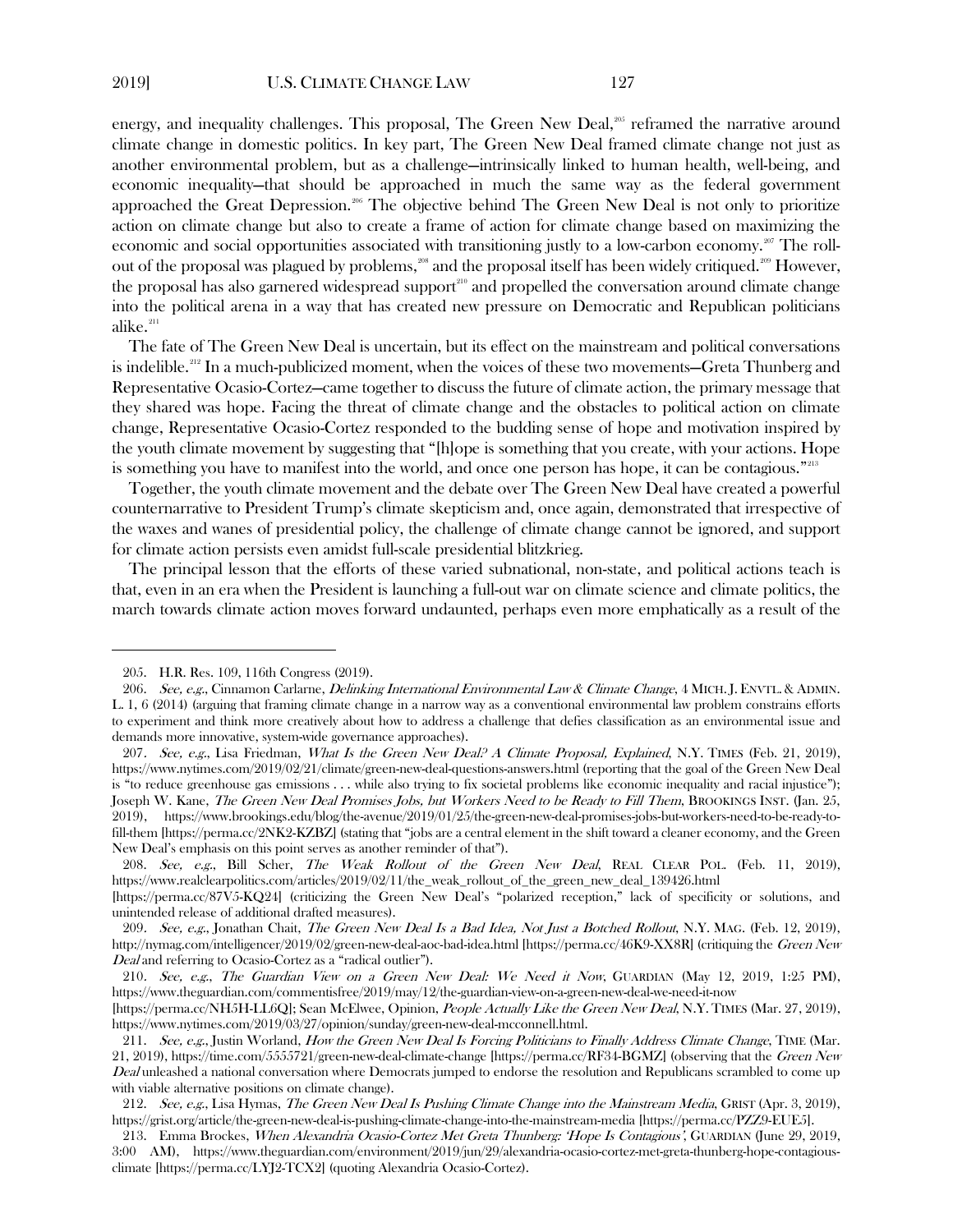energy, and inequality challenges. This proposal, The Green New Deal,[205] reframed the narrative around climate change in domestic politics. In key part, The Green New Deal framed climate change not just as another environmental problem, but as a challenge—intrinsically linked to human health, well-being, and economic inequality—that should be approached in much the same way as the federal government approached the Great Depression.[206] The objective behind The Green New Deal is not only to prioritize action on climate change but also to create a frame of action for climate change based on maximizing the economic and social opportunities associated with transitioning justly to a low-carbon economy.[207] The roll-out of the proposal was plagued by problems,[208] and the proposal itself has been widely critiqued.[209] However, the proposal has also garnered widespread support[210] and propelled the conversation around climate change into the political arena in a way that has created new pressure on Democratic and Republican politicians alike.[211]

The fate of The Green New Deal is uncertain, but its effect on the mainstream and political conversations is indelible.[212] In a much-publicized moment, when the voices of these two movements—Greta Thunberg and Representative Ocasio-Cortez—came together to discuss the future of climate action, the primary message that they shared was hope. Facing the threat of climate change and the obstacles to political action on climate change, Representative Ocasio-Cortez responded to the budding sense of hope and motivation inspired by the youth climate movement by suggesting that "[h]ope is something that you create, with your actions. Hope is something you have to manifest into the world, and once one person has hope, it can be contagious."[213]

Together, the youth climate movement and the debate over The Green New Deal have created a powerful counternarrative to President Trump's climate skepticism and, once again, demonstrated that irrespective of the waxes and wanes of presidential policy, the challenge of climate change cannot be ignored, and support for climate action persists even amidst full-scale presidential blitzkrieg.

The principal lesson that the efforts of these varied subnational, non-state, and political actions teach is that, even in an era when the President is launching a full-out war on climate science and climate politics, the march towards climate action moves forward undaunted, perhaps even more emphatically as a result of the

---

205. H.R. Res. 109, 116th Congress (2019).

206. *See, e.g.*, Cinnamon Carlarne, *Delinking International Environmental Law & Climate Change*, 4 MICH. J. ENVTL. & ADMIN. L. 1, 6 (2014) (arguing that framing climate change in a narrow way as a conventional environmental law problem constrains efforts to experiment and think more creatively about how to address a challenge that defies classification as an environmental issue and demands more innovative, system-wide governance approaches).

207. *See, e.g.*, Lisa Friedman, *What Is the Green New Deal? A Climate Proposal, Explained*, N.Y. TIMES (Feb. 21, 2019), https://www.nytimes.com/2019/02/21/climate/green-new-deal-questions-answers.html (reporting that the goal of the Green New Deal is "to reduce greenhouse gas emissions . . . while also trying to fix societal problems like economic inequality and racial injustice"); Joseph W. Kane, *The Green New Deal Promises Jobs, but Workers Need to be Ready to Fill Them*, BROOKINGS INST. (Jan. 25, 2019), https://www.brookings.edu/blog/the-avenue/2019/01/25/the-green-new-deal-promises-jobs-but-workers-need-to-be-ready-to-fill-them [https://perma.cc/2NK2-KZBZ] (stating that "jobs are a central element in the shift toward a cleaner economy, and the Green New Deal's emphasis on this point serves as another reminder of that").

208. *See, e.g.*, Bill Scher, *The Weak Rollout of the Green New Deal*, REAL CLEAR POL. (Feb. 11, 2019), https://www.realclearpolitics.com/articles/2019/02/11/the_weak_rollout_of_the_green_new_deal_139426.html [https://perma.cc/87V5-KQ24] (criticizing the Green New Deal's "polarized reception," lack of specificity or solutions, and unintended release of additional drafted measures).

209. *See, e.g.*, Jonathan Chait, *The Green New Deal Is a Bad Idea, Not Just a Botched Rollout*, N.Y. MAG. (Feb. 12, 2019), http://nymag.com/intelligencer/2019/02/green-new-deal-aoc-bad-idea.html [https://perma.cc/46K9-XX8R] (critiquing the *Green New Deal* and referring to Ocasio-Cortez as a "radical outlier").

210. *See, e.g.*, *The Guardian View on a Green New Deal: We Need it Now*, GUARDIAN (May 12, 2019, 1:25 PM), https://www.theguardian.com/commentisfree/2019/may/12/the-guardian-view-on-a-green-new-deal-we-need-it-now [https://perma.cc/NH5H-LL6Q]; Sean McElwee, Opinion, *People Actually Like the Green New Deal*, N.Y. TIMES (Mar. 27, 2019), https://www.nytimes.com/2019/03/27/opinion/sunday/green-new-deal-mcconnell.html.

211. *See, e.g.*, Justin Worland, *How the Green New Deal Is Forcing Politicians to Finally Address Climate Change*, TIME (Mar. 21, 2019), https://time.com/5555721/green-new-deal-climate-change [https://perma.cc/RF34-BGMZ] (observing that the *Green New Deal* unleashed a national conversation where Democrats jumped to endorse the resolution and Republicans scrambled to come up with viable alternative positions on climate change).

212. *See, e.g.*, Lisa Hymas, *The Green New Deal Is Pushing Climate Change into the Mainstream Media*, GRIST (Apr. 3, 2019), https://grist.org/article/the-green-new-deal-is-pushing-climate-change-into-the-mainstream-media [https://perma.cc/PZZ9-EUE5].

213. Emma Brockes, *When Alexandria Ocasio-Cortez Met Greta Thunberg: 'Hope Is Contagious'*, GUARDIAN (June 29, 2019, 3:00 AM), https://www.theguardian.com/environment/2019/jun/29/alexandria-ocasio-cortez-met-greta-thunberg-hope-contagious-climate [https://perma.cc/LYJ2-TCX2] (quoting Alexandria Ocasio-Cortez).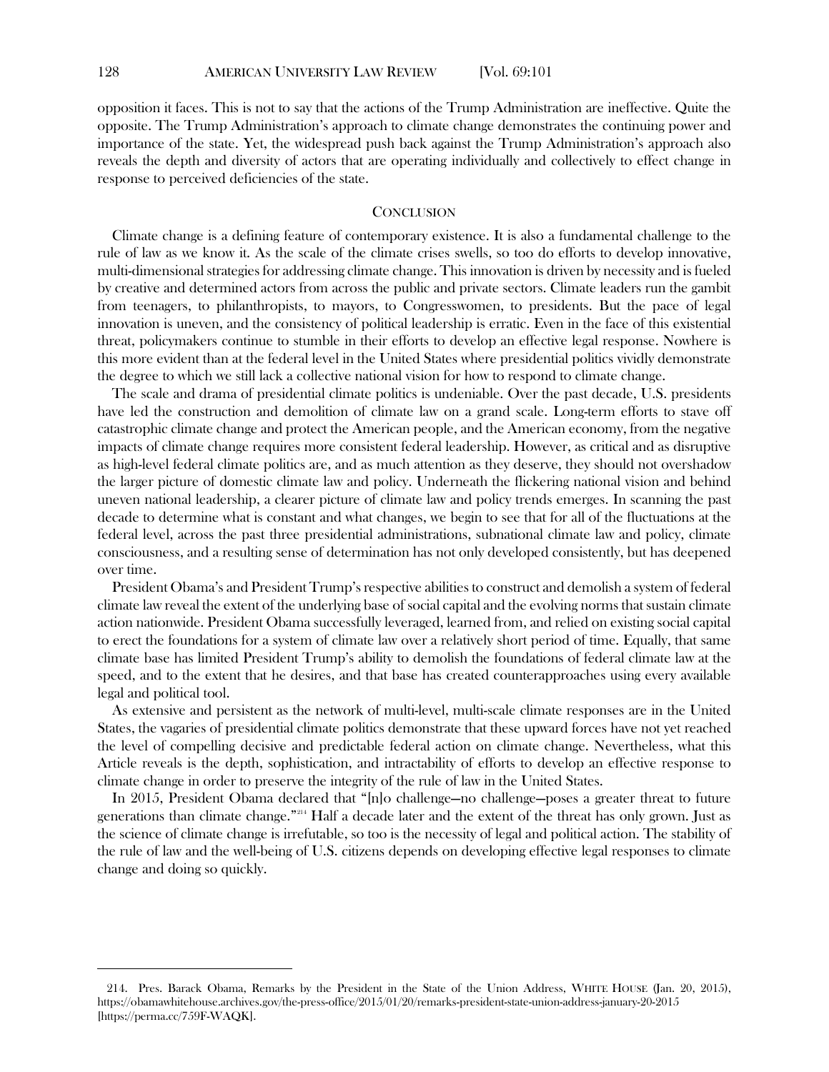opposition it faces. This is not to say that the actions of the Trump Administration are ineffective. Quite the opposite. The Trump Administration's approach to climate change demonstrates the continuing power and importance of the state. Yet, the widespread push back against the Trump Administration's approach also reveals the depth and diversity of actors that are operating individually and collectively to effect change in response to perceived deficiencies of the state.

## CONCLUSION

Climate change is a defining feature of contemporary existence. It is also a fundamental challenge to the rule of law as we know it. As the scale of the climate crises swells, so too do efforts to develop innovative, multi-dimensional strategies for addressing climate change. This innovation is driven by necessity and is fueled by creative and determined actors from across the public and private sectors. Climate leaders run the gambit from teenagers, to philanthropists, to mayors, to Congresswomen, to presidents. But the pace of legal innovation is uneven, and the consistency of political leadership is erratic. Even in the face of this existential threat, policymakers continue to stumble in their efforts to develop an effective legal response. Nowhere is this more evident than at the federal level in the United States where presidential politics vividly demonstrate the degree to which we still lack a collective national vision for how to respond to climate change.

The scale and drama of presidential climate politics is undeniable. Over the past decade, U.S. presidents have led the construction and demolition of climate law on a grand scale. Long-term efforts to stave off catastrophic climate change and protect the American people, and the American economy, from the negative impacts of climate change requires more consistent federal leadership. However, as critical and as disruptive as high-level federal climate politics are, and as much attention as they deserve, they should not overshadow the larger picture of domestic climate law and policy. Underneath the flickering national vision and behind uneven national leadership, a clearer picture of climate law and policy trends emerges. In scanning the past decade to determine what is constant and what changes, we begin to see that for all of the fluctuations at the federal level, across the past three presidential administrations, subnational climate law and policy, climate consciousness, and a resulting sense of determination has not only developed consistently, but has deepened over time.

President Obama's and President Trump's respective abilities to construct and demolish a system of federal climate law reveal the extent of the underlying base of social capital and the evolving norms that sustain climate action nationwide. President Obama successfully leveraged, learned from, and relied on existing social capital to erect the foundations for a system of climate law over a relatively short period of time. Equally, that same climate base has limited President Trump's ability to demolish the foundations of federal climate law at the speed, and to the extent that he desires, and that base has created counterapproaches using every available legal and political tool.

As extensive and persistent as the network of multi-level, multi-scale climate responses are in the United States, the vagaries of presidential climate politics demonstrate that these upward forces have not yet reached the level of compelling decisive and predictable federal action on climate change. Nevertheless, what this Article reveals is the depth, sophistication, and intractability of efforts to develop an effective response to climate change in order to preserve the integrity of the rule of law in the United States.

In 2015, President Obama declared that "[n]o challenge—no challenge—poses a greater threat to future generations than climate change."[214] Half a decade later and the extent of the threat has only grown. Just as the science of climate change is irrefutable, so too is the necessity of legal and political action. The stability of the rule of law and the well-being of U.S. citizens depends on developing effective legal responses to climate change and doing so quickly.

---

214. Pres. Barack Obama, Remarks by the President in the State of the Union Address, WHITE HOUSE (Jan. 20, 2015), https://obamawhitehouse.archives.gov/the-press-office/2015/01/20/remarks-president-state-union-address-january-20-2015 [https://perma.cc/759F-WAQK].